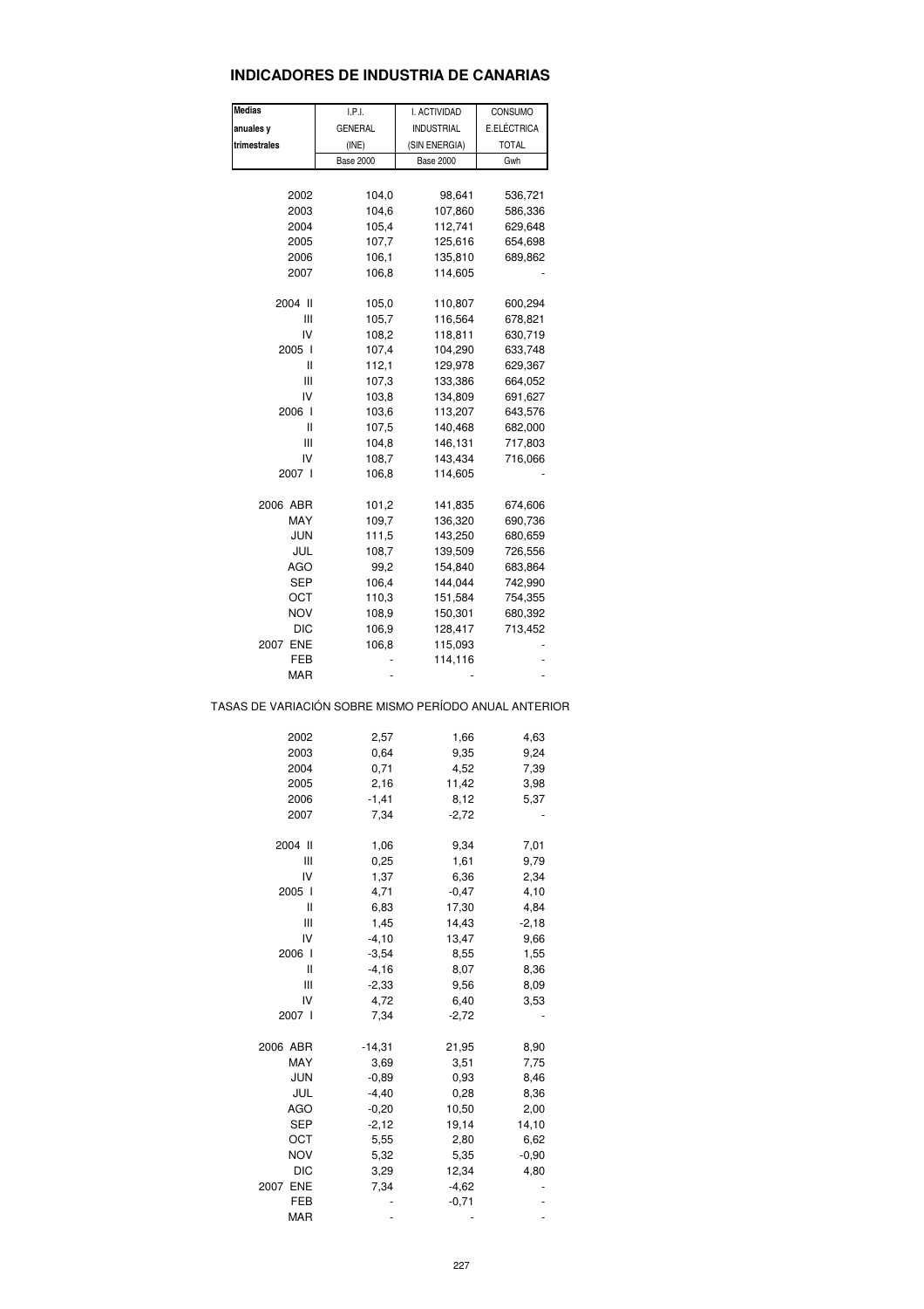# INDICADORES DE INDUSTRIA DE CANARIAS

| Medias anuales y trimestrales | I.P.I. GENERAL (INE) | I. ACTIVIDAD INDUSTRIAL (SIN ENERGIA) | CONSUMO E.ELÉCTRICA TOTAL |
|---|---|---|---|
| | Base 2000 | Base 2000 | Gwh |
| 2002 | 104,0 | 98,641 | 536,721 |
| 2003 | 104,6 | 107,860 | 586,336 |
| 2004 | 105,4 | 112,741 | 629,648 |
| 2005 | 107,7 | 125,616 | 654,698 |
| 2006 | 106,1 | 135,810 | 689,862 |
| 2007 | 106,8 | 114,605 | - |
| 2004 II | 105,0 | 110,807 | 600,294 |
| III | 105,7 | 116,564 | 678,821 |
| IV | 108,2 | 118,811 | 630,719 |
| 2005 I | 107,4 | 104,290 | 633,748 |
| II | 112,1 | 129,978 | 629,367 |
| III | 107,3 | 133,386 | 664,052 |
| IV | 103,8 | 134,809 | 691,627 |
| 2006 I | 103,6 | 113,207 | 643,576 |
| II | 107,5 | 140,468 | 682,000 |
| III | 104,8 | 146,131 | 717,803 |
| IV | 108,7 | 143,434 | 716,066 |
| 2007 I | 106,8 | 114,605 | - |
| 2006 ABR | 101,2 | 141,835 | 674,606 |
| MAY | 109,7 | 136,320 | 690,736 |
| JUN | 111,5 | 143,250 | 680,659 |
| JUL | 108,7 | 139,509 | 726,556 |
| AGO | 99,2 | 154,840 | 683,864 |
| SEP | 106,4 | 144,044 | 742,990 |
| OCT | 110,3 | 151,584 | 754,355 |
| NOV | 108,9 | 150,301 | 680,392 |
| DIC | 106,9 | 128,417 | 713,452 |
| 2007 ENE | 106,8 | 115,093 | - |
| FEB | - | 114,116 | - |
| MAR | - | - | - |

TASAS DE VARIACIÓN SOBRE MISMO PERÍODO ANUAL ANTERIOR

| | | | |
|---|---|---|---|
| 2002 | 2,57 | 1,66 | 4,63 |
| 2003 | 0,64 | 9,35 | 9,24 |
| 2004 | 0,71 | 4,52 | 7,39 |
| 2005 | 2,16 | 11,42 | 3,98 |
| 2006 | -1,41 | 8,12 | 5,37 |
| 2007 | 7,34 | -2,72 | - |
| 2004 II | 1,06 | 9,34 | 7,01 |
| III | 0,25 | 1,61 | 9,79 |
| IV | 1,37 | 6,36 | 2,34 |
| 2005 I | 4,71 | -0,47 | 4,10 |
| II | 6,83 | 17,30 | 4,84 |
| III | 1,45 | 14,43 | -2,18 |
| IV | -4,10 | 13,47 | 9,66 |
| 2006 I | -3,54 | 8,55 | 1,55 |
| II | -4,16 | 8,07 | 8,36 |
| III | -2,33 | 9,56 | 8,09 |
| IV | 4,72 | 6,40 | 3,53 |
| 2007 I | 7,34 | -2,72 | - |
| 2006 ABR | -14,31 | 21,95 | 8,90 |
| MAY | 3,69 | 3,51 | 7,75 |
| JUN | -0,89 | 0,93 | 8,46 |
| JUL | -4,40 | 0,28 | 8,36 |
| AGO | -0,20 | 10,50 | 2,00 |
| SEP | -2,12 | 19,14 | 14,10 |
| OCT | 5,55 | 2,80 | 6,62 |
| NOV | 5,32 | 5,35 | -0,90 |
| DIC | 3,29 | 12,34 | 4,80 |
| 2007 ENE | 7,34 | -4,62 | - |
| FEB | - | -0,71 | - |
| MAR | - | - | - |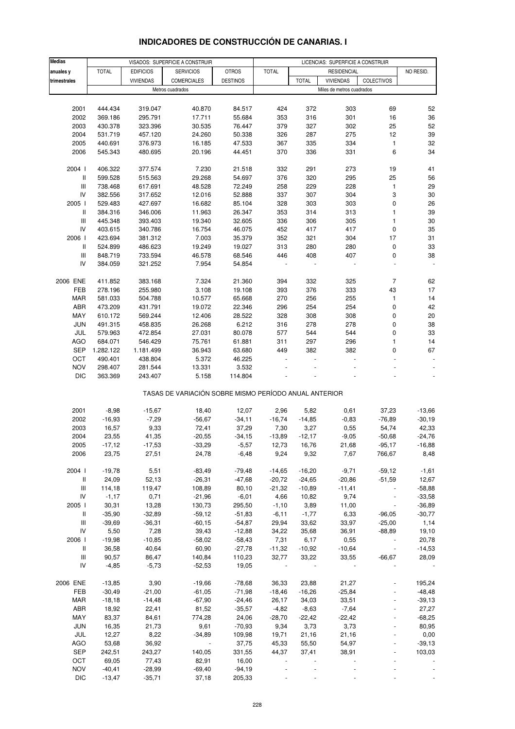# INDICADORES DE CONSTRUCCIÓN DE CANARIAS. I

| Medias anuales y trimestrales | VISADOS: SUPERFICIE A CONSTRUIR | | | | LICENCIAS: SUPERFICIE A CONSTRUIR | | | | |
|---|---|---|---|---|---|---|---|---|---|
| | TOTAL | EDIFICIOS VIVIENDAS | SERVICIOS COMERCIALES | OTROS DESTINOS | TOTAL | RESIDENCIAL | | | NO RESID. |
| | | | | | | TOTAL | VIVIENDAS | COLECTIVOS | |
| | Metros cuadrados | | | | Miles de metros cuadrados | | | | |
| 2001 | 444.434 | 319.047 | 40.870 | 84.517 | 424 | 372 | 303 | 69 | 52 |
| 2002 | 369.186 | 295.791 | 17.711 | 55.684 | 353 | 316 | 301 | 16 | 36 |
| 2003 | 430.378 | 323.396 | 30.535 | 76.447 | 379 | 327 | 302 | 25 | 52 |
| 2004 | 531.719 | 457.120 | 24.260 | 50.338 | 326 | 287 | 275 | 12 | 39 |
| 2005 | 440.691 | 376.973 | 16.185 | 47.533 | 367 | 335 | 334 | 1 | 32 |
| 2006 | 545.343 | 480.695 | 20.196 | 44.451 | 370 | 336 | 331 | 6 | 34 |
| 2004 I | 406.322 | 377.574 | 7.230 | 21.518 | 332 | 291 | 273 | 19 | 41 |
| II | 599.528 | 515.563 | 29.268 | 54.697 | 376 | 320 | 295 | 25 | 56 |
| III | 738.468 | 617.691 | 48.528 | 72.249 | 258 | 229 | 228 | 1 | 29 |
| IV | 382.556 | 317.652 | 12.016 | 52.888 | 337 | 307 | 304 | 3 | 30 |
| 2005 I | 529.483 | 427.697 | 16.682 | 85.104 | 328 | 303 | 303 | 0 | 26 |
| II | 384.316 | 346.006 | 11.963 | 26.347 | 353 | 314 | 313 | 1 | 39 |
| III | 445.348 | 393.403 | 19.340 | 32.605 | 336 | 306 | 305 | 1 | 30 |
| IV | 403.615 | 340.786 | 16.754 | 46.075 | 452 | 417 | 417 | 0 | 35 |
| 2006 I | 423.694 | 381.312 | 7.003 | 35.379 | 352 | 321 | 304 | 17 | 31 |
| II | 524.899 | 486.623 | 19.249 | 19.027 | 313 | 280 | 280 | 0 | 33 |
| III | 848.719 | 733.594 | 46.578 | 68.546 | 446 | 408 | 407 | 0 | 38 |
| IV | 384.059 | 321.252 | 7.954 | 54.854 | - | - | - | - | - |
| 2006 ENE | 411.852 | 383.168 | 7.324 | 21.360 | 394 | 332 | 325 | 7 | 62 |
| FEB | 278.196 | 255.980 | 3.108 | 19.108 | 393 | 376 | 333 | 43 | 17 |
| MAR | 581.033 | 504.788 | 10.577 | 65.668 | 270 | 256 | 255 | 1 | 14 |
| ABR | 473.209 | 431.791 | 19.072 | 22.346 | 296 | 254 | 254 | 0 | 42 |
| MAY | 610.172 | 569.244 | 12.406 | 28.522 | 328 | 308 | 308 | 0 | 20 |
| JUN | 491.315 | 458.835 | 26.268 | 6.212 | 316 | 278 | 278 | 0 | 38 |
| JUL | 579.963 | 472.854 | 27.031 | 80.078 | 577 | 544 | 544 | 0 | 33 |
| AGO | 684.071 | 546.429 | 75.761 | 61.881 | 311 | 297 | 296 | 1 | 14 |
| SEP | 1.282.122 | 1.181.499 | 36.943 | 63.680 | 449 | 382 | 382 | 0 | 67 |
| OCT | 490.401 | 438.804 | 5.372 | 46.225 | - | - | - | - | - |
| NOV | 298.407 | 281.544 | 13.331 | 3.532 | - | - | - | - | - |
| DIC | 363.369 | 243.407 | 5.158 | 114.804 | - | - | - | - | - |
| | TASAS DE VARIACIÓN SOBRE MISMO PERÍODO ANUAL ANTERIOR | | | | | | | | |
| 2001 | -8,98 | -15,67 | 18,40 | 12,07 | 2,96 | 5,82 | 0,61 | 37,23 | -13,66 |
| 2002 | -16,93 | -7,29 | -56,67 | -34,11 | -16,74 | -14,85 | -0,83 | -76,89 | -30,19 |
| 2003 | 16,57 | 9,33 | 72,41 | 37,29 | 7,30 | 3,27 | 0,55 | 54,74 | 42,33 |
| 2004 | 23,55 | 41,35 | -20,55 | -34,15 | -13,89 | -12,17 | -9,05 | -50,68 | -24,76 |
| 2005 | -17,12 | -17,53 | -33,29 | -5,57 | 12,73 | 16,76 | 21,68 | -95,17 | -16,88 |
| 2006 | 23,75 | 27,51 | 24,78 | -6,48 | 9,24 | 9,32 | 7,67 | 766,67 | 8,48 |
| 2004 I | -19,78 | 5,51 | -83,49 | -79,48 | -14,65 | -16,20 | -9,71 | -59,12 | -1,61 |
| II | 24,09 | 52,13 | -26,31 | -47,68 | -20,72 | -24,65 | -20,86 | -51,59 | 12,67 |
| III | 114,18 | 119,47 | 108,89 | 80,10 | -21,32 | -10,89 | -11,41 | - | -58,88 |
| IV | -1,17 | 0,71 | -21,96 | -6,01 | 4,66 | 10,82 | 9,74 | - | -33,58 |
| 2005 I | 30,31 | 13,28 | 130,73 | 295,50 | -1,10 | 3,89 | 11,00 | - | -36,89 |
| II | -35,90 | -32,89 | -59,12 | -51,83 | -6,11 | -1,77 | 6,33 | -96,05 | -30,77 |
| III | -39,69 | -36,31 | -60,15 | -54,87 | 29,94 | 33,62 | 33,97 | -25,00 | 1,14 |
| IV | 5,50 | 7,28 | 39,43 | -12,88 | 34,22 | 35,68 | 36,91 | -88,89 | 19,10 |
| 2006 I | -19,98 | -10,85 | -58,02 | -58,43 | 7,31 | 6,17 | 0,55 | - | 20,78 |
| II | 36,58 | 40,64 | 60,90 | -27,78 | -11,32 | -10,92 | -10,64 | - | -14,53 |
| III | 90,57 | 86,47 | 140,84 | 110,23 | 32,77 | 33,22 | 33,55 | -66,67 | 28,09 |
| IV | -4,85 | -5,73 | -52,53 | 19,05 | - | - | - | - | - |
| 2006 ENE | -13,85 | 3,90 | -19,66 | -78,68 | 36,33 | 23,88 | 21,27 | - | 195,24 |
| FEB | -30,49 | -21,00 | -61,05 | -71,98 | -18,46 | -16,26 | -25,84 | - | -48,48 |
| MAR | -18,18 | -14,48 | -67,90 | -24,46 | 26,17 | 34,03 | 33,51 | - | -39,13 |
| ABR | 18,92 | 22,41 | 81,52 | -35,57 | -4,82 | -8,63 | -7,64 | - | 27,27 |
| MAY | 83,37 | 84,61 | 774,28 | 24,06 | -28,70 | -22,42 | -22,42 | - | -68,25 |
| JUN | 16,35 | 21,73 | 9,61 | -70,93 | 9,34 | 3,73 | 3,73 | - | 80,95 |
| JUL | 12,27 | 8,22 | -34,89 | 109,98 | 19,71 | 21,16 | 21,16 | - | 0,00 |
| AGO | 53,68 | 36,92 | - | 37,75 | 45,33 | 55,50 | 54,97 | - | -39,13 |
| SEP | 242,51 | 243,27 | 140,05 | 331,55 | 44,37 | 37,41 | 38,91 | - | 103,03 |
| OCT | 69,05 | 77,43 | 82,91 | 16,00 | - | - | - | - | - |
| NOV | -40,41 | -28,99 | -69,40 | -94,19 | - | - | - | - | - |
| DIC | -13,47 | -35,71 | 37,18 | 205,33 | - | - | - | - | - |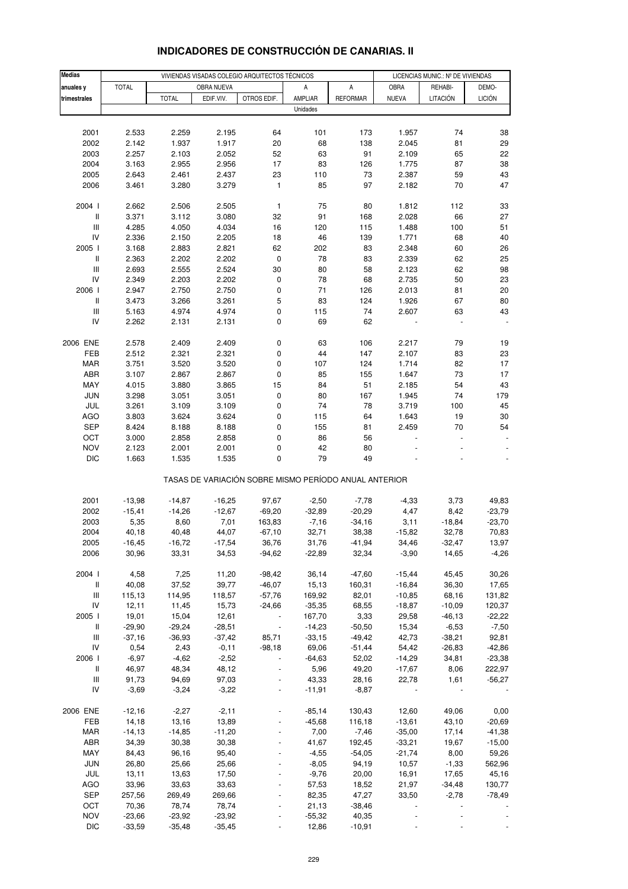# INDICADORES DE CONSTRUCCIÓN DE CANARIAS. II

| Medias anuales y trimestrales | VIVIENDAS VISADAS COLEGIO ARQUITECTOS TÉCNICOS | | | | | | LICENCIAS MUNIC.: Nº DE VIVIENDAS | | |
|---|---|---|---|---|---|---|---|---|---|
| | TOTAL | OBRA NUEVA | | | A AMPLIAR | A REFORMAR | OBRA NUEVA | REHABI-LITACIÓN | DEMO-LICIÓN |
| | | TOTAL | EDIF.VIV. | OTROS EDIF. | | | | | |
| | Unidades | | | | | | | | |
| 2001 | 2.533 | 2.259 | 2.195 | 64 | 101 | 173 | 1.957 | 74 | 38 |
| 2002 | 2.142 | 1.937 | 1.917 | 20 | 68 | 138 | 2.045 | 81 | 29 |
| 2003 | 2.257 | 2.103 | 2.052 | 52 | 63 | 91 | 2.109 | 65 | 22 |
| 2004 | 3.163 | 2.955 | 2.956 | 17 | 83 | 126 | 1.775 | 87 | 38 |
| 2005 | 2.643 | 2.461 | 2.437 | 23 | 110 | 73 | 2.387 | 59 | 43 |
| 2006 | 3.461 | 3.280 | 3.279 | 1 | 85 | 97 | 2.182 | 70 | 47 |
| 2004 I | 2.662 | 2.506 | 2.505 | 1 | 75 | 80 | 1.812 | 112 | 33 |
| II | 3.371 | 3.112 | 3.080 | 32 | 91 | 168 | 2.028 | 66 | 27 |
| III | 4.285 | 4.050 | 4.034 | 16 | 120 | 115 | 1.488 | 100 | 51 |
| IV | 2.336 | 2.150 | 2.205 | 18 | 46 | 139 | 1.771 | 68 | 40 |
| 2005 I | 3.168 | 2.883 | 2.821 | 62 | 202 | 83 | 2.348 | 60 | 26 |
| II | 2.363 | 2.202 | 2.202 | 0 | 78 | 83 | 2.339 | 62 | 25 |
| III | 2.693 | 2.555 | 2.524 | 30 | 80 | 58 | 2.123 | 62 | 98 |
| IV | 2.349 | 2.203 | 2.202 | 0 | 78 | 68 | 2.735 | 50 | 23 |
| 2006 I | 2.947 | 2.750 | 2.750 | 0 | 71 | 126 | 2.013 | 81 | 20 |
| II | 3.473 | 3.266 | 3.261 | 5 | 83 | 124 | 1.926 | 67 | 80 |
| III | 5.163 | 4.974 | 4.974 | 0 | 115 | 74 | 2.607 | 63 | 43 |
| IV | 2.262 | 2.131 | 2.131 | 0 | 69 | 62 | - | - | - |
| 2006 ENE | 2.578 | 2.409 | 2.409 | 0 | 63 | 106 | 2.217 | 79 | 19 |
| FEB | 2.512 | 2.321 | 2.321 | 0 | 44 | 147 | 2.107 | 83 | 23 |
| MAR | 3.751 | 3.520 | 3.520 | 0 | 107 | 124 | 1.714 | 82 | 17 |
| ABR | 3.107 | 2.867 | 2.867 | 0 | 85 | 155 | 1.647 | 73 | 17 |
| MAY | 4.015 | 3.880 | 3.865 | 15 | 84 | 51 | 2.185 | 54 | 43 |
| JUN | 3.298 | 3.051 | 3.051 | 0 | 80 | 167 | 1.945 | 74 | 179 |
| JUL | 3.261 | 3.109 | 3.109 | 0 | 74 | 78 | 3.719 | 100 | 45 |
| AGO | 3.803 | 3.624 | 3.624 | 0 | 115 | 64 | 1.643 | 19 | 30 |
| SEP | 8.424 | 8.188 | 8.188 | 0 | 155 | 81 | 2.459 | 70 | 54 |
| OCT | 3.000 | 2.858 | 2.858 | 0 | 86 | 56 | - | - | - |
| NOV | 2.123 | 2.001 | 2.001 | 0 | 42 | 80 | - | - | - |
| DIC | 1.663 | 1.535 | 1.535 | 0 | 79 | 49 | - | - | - |
| | TASAS DE VARIACIÓN SOBRE MISMO PERÍODO ANUAL ANTERIOR | | | | | | | | |
| 2001 | -13,98 | -14,87 | -16,25 | 97,67 | -2,50 | -7,78 | -4,33 | 3,73 | 49,83 |
| 2002 | -15,41 | -14,26 | -12,67 | -69,20 | -32,89 | -20,29 | 4,47 | 8,42 | -23,79 |
| 2003 | 5,35 | 8,60 | 7,01 | 163,83 | -7,16 | -34,16 | 3,11 | -18,84 | -23,70 |
| 2004 | 40,18 | 40,48 | 44,07 | -67,10 | 32,71 | 38,38 | -15,82 | 32,78 | 70,83 |
| 2005 | -16,45 | -16,72 | -17,54 | 36,76 | 31,76 | -41,94 | 34,46 | -32,47 | 13,97 |
| 2006 | 30,96 | 33,31 | 34,53 | -94,62 | -22,89 | 32,34 | -3,90 | 14,65 | -4,26 |
| 2004 I | 4,58 | 7,25 | 11,20 | -98,42 | 36,14 | -47,60 | -15,44 | 45,45 | 30,26 |
| II | 40,08 | 37,52 | 39,77 | -46,07 | 15,13 | 160,31 | -16,84 | 36,30 | 17,65 |
| III | 115,13 | 114,95 | 118,57 | -57,76 | 169,92 | 82,01 | -10,85 | 68,16 | 131,82 |
| IV | 12,11 | 11,45 | 15,73 | -24,66 | -35,35 | 68,55 | -18,87 | -10,09 | 120,37 |
| 2005 I | 19,01 | 15,04 | 12,61 | - | 167,70 | 3,33 | 29,58 | -46,13 | -22,22 |
| II | -29,90 | -29,24 | -28,51 | - | -14,23 | -50,50 | 15,34 | -6,53 | -7,50 |
| III | -37,16 | -36,93 | -37,42 | 85,71 | -33,15 | -49,42 | 42,73 | -38,21 | 92,81 |
| IV | 0,54 | 2,43 | -0,11 | -98,18 | 69,06 | -51,44 | 54,42 | -26,83 | -42,86 |
| 2006 I | -6,97 | -4,62 | -2,52 | - | -64,63 | 52,02 | -14,29 | 34,81 | -23,38 |
| II | 46,97 | 48,34 | 48,12 | - | 5,96 | 49,20 | -17,67 | 8,06 | 222,97 |
| III | 91,73 | 94,69 | 97,03 | - | 43,33 | 28,16 | 22,78 | 1,61 | -56,27 |
| IV | -3,69 | -3,24 | -3,22 | - | -11,91 | -8,87 | - | - | - |
| 2006 ENE | -12,16 | -2,27 | -2,11 | - | -85,14 | 130,43 | 12,60 | 49,06 | 0,00 |
| FEB | 14,18 | 13,16 | 13,89 | - | -45,68 | 116,18 | -13,61 | 43,10 | -20,69 |
| MAR | -14,13 | -14,85 | -11,20 | - | 7,00 | -7,46 | -35,00 | 17,14 | -41,38 |
| ABR | 34,39 | 30,38 | 30,38 | - | 41,67 | 192,45 | -33,21 | 19,67 | -15,00 |
| MAY | 84,43 | 96,16 | 95,40 | - | -4,55 | -54,05 | -21,74 | 8,00 | 59,26 |
| JUN | 26,80 | 25,66 | 25,66 | - | -8,05 | 94,19 | 10,57 | -1,33 | 562,96 |
| JUL | 13,11 | 13,63 | 17,50 | - | -9,76 | 20,00 | 16,91 | 17,65 | 45,16 |
| AGO | 33,96 | 33,63 | 33,63 | - | 57,53 | 18,52 | 21,97 | -34,48 | 130,77 |
| SEP | 257,56 | 269,49 | 269,66 | - | 82,35 | 47,27 | 33,50 | -2,78 | -78,49 |
| OCT | 70,36 | 78,74 | 78,74 | - | 21,13 | -38,46 | - | - | - |
| NOV | -23,66 | -23,92 | -23,92 | - | -55,32 | 40,35 | - | - | - |
| DIC | -33,59 | -35,48 | -35,45 | - | 12,86 | -10,91 | - | - | - |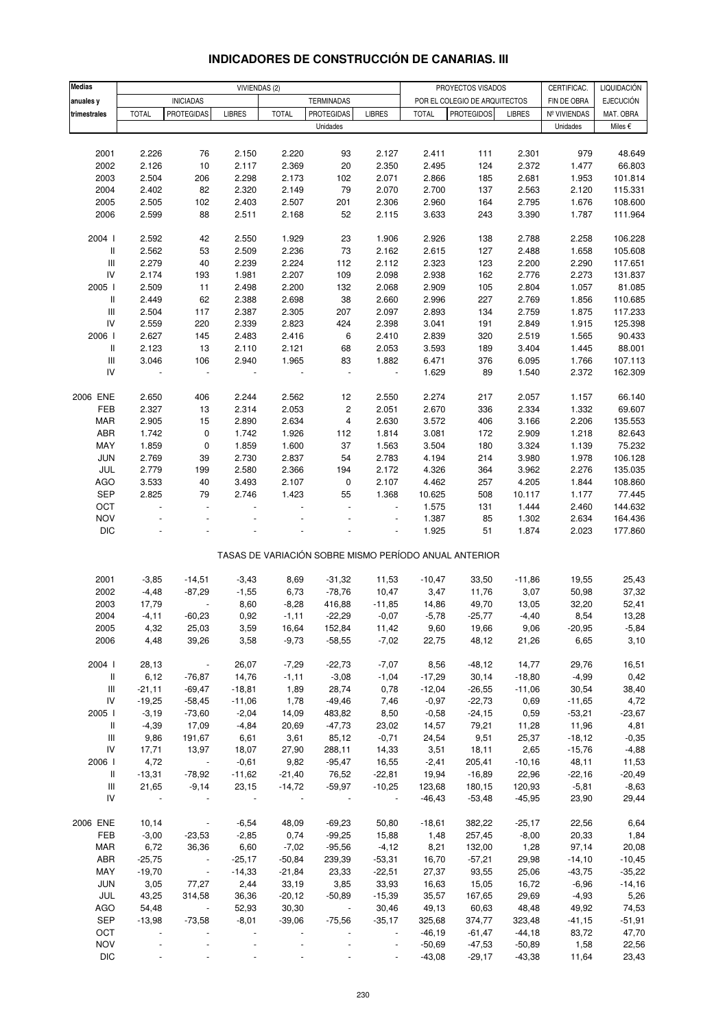# INDICADORES DE CONSTRUCCIÓN DE CANARIAS. III

| Medias anuales y trimestrales | VIVIENDAS (2) | | | | | | PROYECTOS VISADOS | | | CERTIFICAC. | LIQUIDACIÓN |
|---|---|---|---|---|---|---|---|---|---|---|---|
| | INICIADAS | | | TERMINADAS | | | POR EL COLEGIO DE ARQUITECTOS | | | FIN DE OBRA | EJECUCIÓN |
| | TOTAL | PROTEGIDAS | LIBRES | TOTAL | PROTEGIDAS | LIBRES | TOTAL | PROTEGIDOS | LIBRES | Nº VIVIENDAS | MAT. OBRA |
| | Unidades | | | | | | | | | Unidades | Miles € |
| 2001 | 2.226 | 76 | 2.150 | 2.220 | 93 | 2.127 | 2.411 | 111 | 2.301 | 979 | 48.649 |
| 2002 | 2.126 | 10 | 2.117 | 2.369 | 20 | 2.350 | 2.495 | 124 | 2.372 | 1.477 | 66.803 |
| 2003 | 2.504 | 206 | 2.298 | 2.173 | 102 | 2.071 | 2.866 | 185 | 2.681 | 1.953 | 101.814 |
| 2004 | 2.402 | 82 | 2.320 | 2.149 | 79 | 2.070 | 2.700 | 137 | 2.563 | 2.120 | 115.331 |
| 2005 | 2.505 | 102 | 2.403 | 2.507 | 201 | 2.306 | 2.960 | 164 | 2.795 | 1.676 | 108.600 |
| 2006 | 2.599 | 88 | 2.511 | 2.168 | 52 | 2.115 | 3.633 | 243 | 3.390 | 1.787 | 111.964 |
| 2004 I | 2.592 | 42 | 2.550 | 1.929 | 23 | 1.906 | 2.926 | 138 | 2.788 | 2.258 | 106.228 |
| II | 2.562 | 53 | 2.509 | 2.236 | 73 | 2.162 | 2.615 | 127 | 2.488 | 1.658 | 105.608 |
| III | 2.279 | 40 | 2.239 | 2.224 | 112 | 2.112 | 2.323 | 123 | 2.200 | 2.290 | 117.651 |
| IV | 2.174 | 193 | 1.981 | 2.207 | 109 | 2.098 | 2.938 | 162 | 2.776 | 2.273 | 131.837 |
| 2005 I | 2.509 | 11 | 2.498 | 2.200 | 132 | 2.068 | 2.909 | 105 | 2.804 | 1.057 | 81.085 |
| II | 2.449 | 62 | 2.388 | 2.698 | 38 | 2.660 | 2.996 | 227 | 2.769 | 1.856 | 110.685 |
| III | 2.504 | 117 | 2.387 | 2.305 | 207 | 2.097 | 2.893 | 134 | 2.759 | 1.875 | 117.233 |
| IV | 2.559 | 220 | 2.339 | 2.823 | 424 | 2.398 | 3.041 | 191 | 2.849 | 1.915 | 125.398 |
| 2006 I | 2.627 | 145 | 2.483 | 2.416 | 6 | 2.410 | 2.839 | 320 | 2.519 | 1.565 | 90.433 |
| II | 2.123 | 13 | 2.110 | 2.121 | 68 | 2.053 | 3.593 | 189 | 3.404 | 1.445 | 88.001 |
| III | 3.046 | 106 | 2.940 | 1.965 | 83 | 1.882 | 6.471 | 376 | 6.095 | 1.766 | 107.113 |
| IV | - | - | - | - | - | - | 1.629 | 89 | 1.540 | 2.372 | 162.309 |
| 2006 ENE | 2.650 | 406 | 2.244 | 2.562 | 12 | 2.550 | 2.274 | 217 | 2.057 | 1.157 | 66.140 |
| FEB | 2.327 | 13 | 2.314 | 2.053 | 2 | 2.051 | 2.670 | 336 | 2.334 | 1.332 | 69.607 |
| MAR | 2.905 | 15 | 2.890 | 2.634 | 4 | 2.630 | 3.572 | 406 | 3.166 | 2.206 | 135.553 |
| ABR | 1.742 | 0 | 1.742 | 1.926 | 112 | 1.814 | 3.081 | 172 | 2.909 | 1.218 | 82.643 |
| MAY | 1.859 | 0 | 1.859 | 1.600 | 37 | 1.563 | 3.504 | 180 | 3.324 | 1.139 | 75.232 |
| JUN | 2.769 | 39 | 2.730 | 2.837 | 54 | 2.783 | 4.194 | 214 | 3.980 | 1.978 | 106.128 |
| JUL | 2.779 | 199 | 2.580 | 2.366 | 194 | 2.172 | 4.326 | 364 | 3.962 | 2.276 | 135.035 |
| AGO | 3.533 | 40 | 3.493 | 2.107 | 0 | 2.107 | 4.462 | 257 | 4.205 | 1.844 | 108.860 |
| SEP | 2.825 | 79 | 2.746 | 1.423 | 55 | 1.368 | 10.625 | 508 | 10.117 | 1.177 | 77.445 |
| OCT | - | - | - | - | - | - | 1.575 | 131 | 1.444 | 2.460 | 144.632 |
| NOV | - | - | - | - | - | - | 1.387 | 85 | 1.302 | 2.634 | 164.436 |
| DIC | - | - | - | - | - | - | 1.925 | 51 | 1.874 | 2.023 | 177.860 |
| | TASAS DE VARIACIÓN SOBRE MISMO PERÍODO ANUAL ANTERIOR | | | | | | | | | | |
| 2001 | -3,85 | -14,51 | -3,43 | 8,69 | -31,32 | 11,53 | -10,47 | 33,50 | -11,86 | 19,55 | 25,43 |
| 2002 | -4,48 | -87,29 | -1,55 | 6,73 | -78,76 | 10,47 | 3,47 | 11,76 | 3,07 | 50,98 | 37,32 |
| 2003 | 17,79 | - | 8,60 | -8,28 | 416,88 | -11,85 | 14,86 | 49,70 | 13,05 | 32,20 | 52,41 |
| 2004 | -4,11 | -60,23 | 0,92 | -1,11 | -22,29 | -0,07 | -5,78 | -25,77 | -4,40 | 8,54 | 13,28 |
| 2005 | 4,32 | 25,03 | 3,59 | 16,64 | 152,84 | 11,42 | 9,60 | 19,66 | 9,06 | -20,95 | -5,84 |
| 2006 | 4,48 | 39,26 | 3,58 | -9,73 | -58,55 | -7,02 | 22,75 | 48,12 | 21,26 | 6,65 | 3,10 |
| 2004 I | 28,13 | - | 26,07 | -7,29 | -22,73 | -7,07 | 8,56 | -48,12 | 14,77 | 29,76 | 16,51 |
| II | 6,12 | -76,87 | 14,76 | -1,11 | -3,08 | -1,04 | -17,29 | 30,14 | -18,80 | -4,99 | 0,42 |
| III | -21,11 | -69,47 | -18,81 | 1,89 | 28,74 | 0,78 | -12,04 | -26,55 | -11,06 | 30,54 | 38,40 |
| IV | -19,25 | -58,45 | -11,06 | 1,78 | -49,46 | 7,46 | -0,97 | -22,73 | 0,69 | -11,65 | 4,72 |
| 2005 I | -3,19 | -73,60 | -2,04 | 14,09 | 483,82 | 8,50 | -0,58 | -24,15 | 0,59 | -53,21 | -23,67 |
| II | -4,39 | 17,09 | -4,84 | 20,69 | -47,73 | 23,02 | 14,57 | 79,21 | 11,28 | 11,96 | 4,81 |
| III | 9,86 | 191,67 | 6,61 | 3,61 | 85,12 | -0,71 | 24,54 | 9,51 | 25,37 | -18,12 | -0,35 |
| IV | 17,71 | 13,97 | 18,07 | 27,90 | 288,11 | 14,33 | 3,51 | 18,11 | 2,65 | -15,76 | -4,88 |
| 2006 I | 4,72 | - | -0,61 | 9,82 | -95,47 | 16,55 | -2,41 | 205,41 | -10,16 | 48,11 | 11,53 |
| II | -13,31 | -78,92 | -11,62 | -21,40 | 76,52 | -22,81 | 19,94 | -16,89 | 22,96 | -22,16 | -20,49 |
| III | 21,65 | -9,14 | 23,15 | -14,72 | -59,97 | -10,25 | 123,68 | 180,15 | 120,93 | -5,81 | -8,63 |
| IV | - | - | - | - | - | - | -46,43 | -53,48 | -45,95 | 23,90 | 29,44 |
| 2006 ENE | 10,14 | - | -6,54 | 48,09 | -69,23 | 50,80 | -18,61 | 382,22 | -25,17 | 22,56 | 6,64 |
| FEB | -3,00 | -23,53 | -2,85 | 0,74 | -99,25 | 15,88 | 1,48 | 257,45 | -8,00 | 20,33 | 1,84 |
| MAR | 6,72 | 36,36 | 6,60 | -7,02 | -95,56 | -4,12 | 8,21 | 132,00 | 1,28 | 97,14 | 20,08 |
| ABR | -25,75 | - | -25,17 | -50,84 | 239,39 | -53,31 | 16,70 | -57,21 | 29,98 | -14,10 | -10,45 |
| MAY | -19,70 | - | -14,33 | -21,84 | 23,33 | -22,51 | 27,37 | 93,55 | 25,06 | -43,75 | -35,22 |
| JUN | 3,05 | 77,27 | 2,44 | 33,19 | 3,85 | 33,93 | 16,63 | 15,05 | 16,72 | -6,96 | -14,16 |
| JUL | 43,25 | 314,58 | 36,36 | -20,12 | -50,89 | -15,39 | 35,57 | 167,65 | 29,69 | -4,93 | 5,26 |
| AGO | 54,48 | - | 52,93 | 30,30 | - | 30,46 | 49,13 | 60,63 | 48,48 | 49,92 | 74,53 |
| SEP | -13,98 | -73,58 | -8,01 | -39,06 | -75,56 | -35,17 | 325,68 | 374,77 | 323,48 | -41,15 | -51,91 |
| OCT | - | - | - | - | - | - | -46,19 | -61,47 | -44,18 | 83,72 | 47,70 |
| NOV | - | - | - | - | - | - | -50,69 | -47,53 | -50,89 | 1,58 | 22,56 |
| DIC | - | - | - | - | - | - | -43,08 | -29,17 | -43,38 | 11,64 | 23,43 |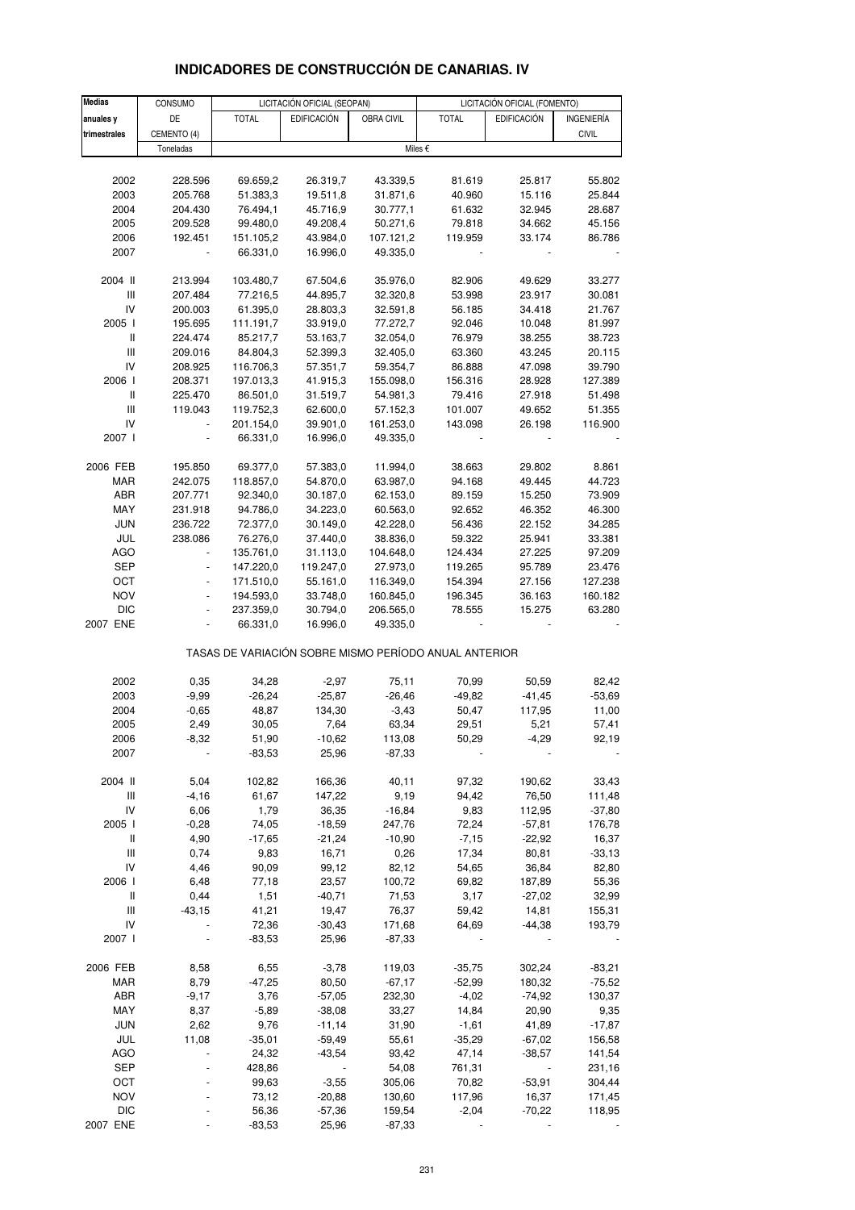# INDICADORES DE CONSTRUCCIÓN DE CANARIAS. IV

| Medias anuales y trimestrales | CONSUMO DE CEMENTO (4) | LICITACIÓN OFICIAL (SEOPAN) | | | LICITACIÓN OFICIAL (FOMENTO) | | |
|---|---|---|---|---|---|---|---|
| | | TOTAL | EDIFICACIÓN | OBRA CIVIL | TOTAL | EDIFICACIÓN | INGENIERÍA CIVIL |
| | Toneladas | Miles € | | | | | |
| 2002 | 228.596 | 69.659,2 | 26.319,7 | 43.339,5 | 81.619 | 25.817 | 55.802 |
| 2003 | 205.768 | 51.383,3 | 19.511,8 | 31.871,6 | 40.960 | 15.116 | 25.844 |
| 2004 | 204.430 | 76.494,1 | 45.716,9 | 30.777,1 | 61.632 | 32.945 | 28.687 |
| 2005 | 209.528 | 99.480,0 | 49.208,4 | 50.271,6 | 79.818 | 34.662 | 45.156 |
| 2006 | 192.451 | 151.105,2 | 43.984,0 | 107.121,2 | 119.959 | 33.174 | 86.786 |
| 2007 | - | 66.331,0 | 16.996,0 | 49.335,0 | - | - | - |
| 2004 II | 213.994 | 103.480,7 | 67.504,6 | 35.976,0 | 82.906 | 49.629 | 33.277 |
| III | 207.484 | 77.216,5 | 44.895,7 | 32.320,8 | 53.998 | 23.917 | 30.081 |
| IV | 200.003 | 61.395,0 | 28.803,3 | 32.591,8 | 56.185 | 34.418 | 21.767 |
| 2005 I | 195.695 | 111.191,7 | 33.919,0 | 77.272,7 | 92.046 | 10.048 | 81.997 |
| II | 224.474 | 85.217,7 | 53.163,7 | 32.054,0 | 76.979 | 38.255 | 38.723 |
| III | 209.016 | 84.804,3 | 52.399,3 | 32.405,0 | 63.360 | 43.245 | 20.115 |
| IV | 208.925 | 116.706,3 | 57.351,7 | 59.354,7 | 86.888 | 47.098 | 39.790 |
| 2006 I | 208.371 | 197.013,3 | 41.915,3 | 155.098,0 | 156.316 | 28.928 | 127.389 |
| II | 225.470 | 86.501,0 | 31.519,7 | 54.981,3 | 79.416 | 27.918 | 51.498 |
| III | 119.043 | 119.752,3 | 62.600,0 | 57.152,3 | 101.007 | 49.652 | 51.355 |
| IV | - | 201.154,0 | 39.901,0 | 161.253,0 | 143.098 | 26.198 | 116.900 |
| 2007 I | - | 66.331,0 | 16.996,0 | 49.335,0 | - | - | - |
| 2006 FEB | 195.850 | 69.377,0 | 57.383,0 | 11.994,0 | 38.663 | 29.802 | 8.861 |
| MAR | 242.075 | 118.857,0 | 54.870,0 | 63.987,0 | 94.168 | 49.445 | 44.723 |
| ABR | 207.771 | 92.340,0 | 30.187,0 | 62.153,0 | 89.159 | 15.250 | 73.909 |
| MAY | 231.918 | 94.786,0 | 34.223,0 | 60.563,0 | 92.652 | 46.352 | 46.300 |
| JUN | 236.722 | 72.377,0 | 30.149,0 | 42.228,0 | 56.436 | 22.152 | 34.285 |
| JUL | 238.086 | 76.276,0 | 37.440,0 | 38.836,0 | 59.322 | 25.941 | 33.381 |
| AGO | - | 135.761,0 | 31.113,0 | 104.648,0 | 124.434 | 27.225 | 97.209 |
| SEP | - | 147.220,0 | 119.247,0 | 27.973,0 | 119.265 | 95.789 | 23.476 |
| OCT | - | 171.510,0 | 55.161,0 | 116.349,0 | 154.394 | 27.156 | 127.238 |
| NOV | - | 194.593,0 | 33.748,0 | 160.845,0 | 196.345 | 36.163 | 160.182 |
| DIC | - | 237.359,0 | 30.794,0 | 206.565,0 | 78.555 | 15.275 | 63.280 |
| 2007 ENE | - | 66.331,0 | 16.996,0 | 49.335,0 | - | - | - |
| TASAS DE VARIACIÓN SOBRE MISMO PERÍODO ANUAL ANTERIOR | | | | | | | |
| 2002 | 0,35 | 34,28 | -2,97 | 75,11 | 70,99 | 50,59 | 82,42 |
| 2003 | -9,99 | -26,24 | -25,87 | -26,46 | -49,82 | -41,45 | -53,69 |
| 2004 | -0,65 | 48,87 | 134,30 | -3,43 | 50,47 | 117,95 | 11,00 |
| 2005 | 2,49 | 30,05 | 7,64 | 63,34 | 29,51 | 5,21 | 57,41 |
| 2006 | -8,32 | 51,90 | -10,62 | 113,08 | 50,29 | -4,29 | 92,19 |
| 2007 | - | -83,53 | 25,96 | -87,33 | - | - | - |
| 2004 II | 5,04 | 102,82 | 166,36 | 40,11 | 97,32 | 190,62 | 33,43 |
| III | -4,16 | 61,67 | 147,22 | 9,19 | 94,42 | 76,50 | 111,48 |
| IV | 6,06 | 1,79 | 36,35 | -16,84 | 9,83 | 112,95 | -37,80 |
| 2005 I | -0,28 | 74,05 | -18,59 | 247,76 | 72,24 | -57,81 | 176,78 |
| II | 4,90 | -17,65 | -21,24 | -10,90 | -7,15 | -22,92 | 16,37 |
| III | 0,74 | 9,83 | 16,71 | 0,26 | 17,34 | 80,81 | -33,13 |
| IV | 4,46 | 90,09 | 99,12 | 82,12 | 54,65 | 36,84 | 82,80 |
| 2006 I | 6,48 | 77,18 | 23,57 | 100,72 | 69,82 | 187,89 | 55,36 |
| II | 0,44 | 1,51 | -40,71 | 71,53 | 3,17 | -27,02 | 32,99 |
| III | -43,15 | 41,21 | 19,47 | 76,37 | 59,42 | 14,81 | 155,31 |
| IV | - | 72,36 | -30,43 | 171,68 | 64,69 | -44,38 | 193,79 |
| 2007 I | - | -83,53 | 25,96 | -87,33 | - | - | - |
| 2006 FEB | 8,58 | 6,55 | -3,78 | 119,03 | -35,75 | 302,24 | -83,21 |
| MAR | 8,79 | -47,25 | 80,50 | -67,17 | -52,99 | 180,32 | -75,52 |
| ABR | -9,17 | 3,76 | -57,05 | 232,30 | -4,02 | -74,92 | 130,37 |
| MAY | 8,37 | -5,89 | -38,08 | 33,27 | 14,84 | 20,90 | 9,35 |
| JUN | 2,62 | 9,76 | -11,14 | 31,90 | -1,61 | 41,89 | -17,87 |
| JUL | 11,08 | -35,01 | -59,49 | 55,61 | -35,29 | -67,02 | 156,58 |
| AGO | - | 24,32 | -43,54 | 93,42 | 47,14 | -38,57 | 141,54 |
| SEP | - | 428,86 | - | 54,08 | 761,31 | - | 231,16 |
| OCT | - | 99,63 | -3,55 | 305,06 | 70,82 | -53,91 | 304,44 |
| NOV | - | 73,12 | -20,88 | 130,60 | 117,96 | 16,37 | 171,45 |
| DIC | - | 56,36 | -57,36 | 159,54 | -2,04 | -70,22 | 118,95 |
| 2007 ENE | - | -83,53 | 25,96 | -87,33 | - | - | - |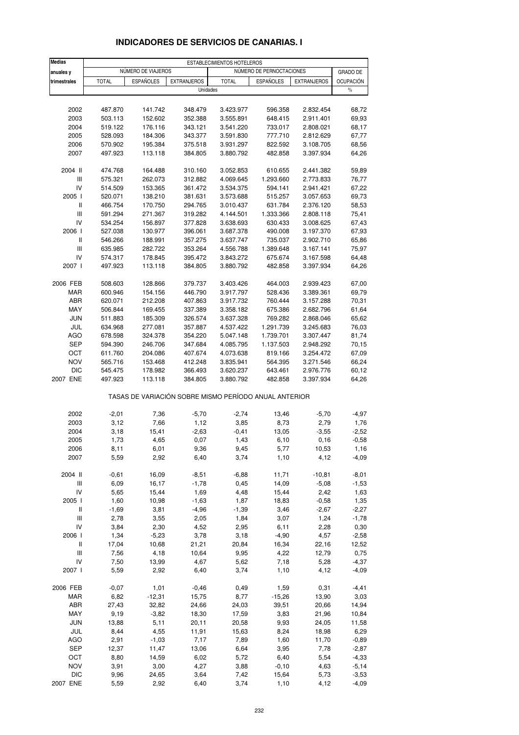## INDICADORES DE SERVICIOS DE CANARIAS. I

| Medias anuales y trimestrales | ESTABLECIMIENTOS HOTELEROS | | | | | | |
|---|---|---|---|---|---|---|---|
| | NÚMERO DE VIAJEROS | | | NÚMERO DE PERNOCTACIONES | | | GRADO DE OCUPACIÓN |
| | TOTAL | ESPAÑOLES | EXTRANJEROS | TOTAL | ESPAÑOLES | EXTRANJEROS | |
| | Unidades | | | | | | % |
| 2002 | 487.870 | 141.742 | 348.479 | 3.423.977 | 596.358 | 2.832.454 | 68,72 |
| 2003 | 503.113 | 152.602 | 352.388 | 3.555.891 | 648.415 | 2.911.401 | 69,93 |
| 2004 | 519.122 | 176.116 | 343.121 | 3.541.220 | 733.017 | 2.808.021 | 68,17 |
| 2005 | 528.093 | 184.306 | 343.377 | 3.591.830 | 777.710 | 2.812.629 | 67,77 |
| 2006 | 570.902 | 195.384 | 375.518 | 3.931.297 | 822.592 | 3.108.705 | 68,56 |
| 2007 | 497.923 | 113.118 | 384.805 | 3.880.792 | 482.858 | 3.397.934 | 64,26 |
| 2004 II | 474.768 | 164.488 | 310.160 | 3.052.853 | 610.655 | 2.441.382 | 59,89 |
| III | 575.321 | 262.073 | 312.882 | 4.069.645 | 1.293.660 | 2.773.833 | 76,77 |
| IV | 514.509 | 153.365 | 361.472 | 3.534.375 | 594.141 | 2.941.421 | 67,22 |
| 2005 I | 520.071 | 138.210 | 381.631 | 3.573.688 | 515.257 | 3.057.653 | 69,73 |
| II | 466.754 | 170.750 | 294.765 | 3.010.437 | 631.784 | 2.376.120 | 58,53 |
| III | 591.294 | 271.367 | 319.282 | 4.144.501 | 1.333.366 | 2.808.118 | 75,41 |
| IV | 534.254 | 156.897 | 377.828 | 3.638.693 | 630.433 | 3.008.625 | 67,43 |
| 2006 I | 527.038 | 130.977 | 396.061 | 3.687.378 | 490.008 | 3.197.370 | 67,93 |
| II | 546.266 | 188.991 | 357.275 | 3.637.747 | 735.037 | 2.902.710 | 65,86 |
| III | 635.985 | 282.722 | 353.264 | 4.556.788 | 1.389.648 | 3.167.141 | 75,97 |
| IV | 574.317 | 178.845 | 395.472 | 3.843.272 | 675.674 | 3.167.598 | 64,48 |
| 2007 I | 497.923 | 113.118 | 384.805 | 3.880.792 | 482.858 | 3.397.934 | 64,26 |
| 2006 FEB | 508.603 | 128.866 | 379.737 | 3.403.426 | 464.003 | 2.939.423 | 67,00 |
| MAR | 600.946 | 154.156 | 446.790 | 3.917.797 | 528.436 | 3.389.361 | 69,79 |
| ABR | 620.071 | 212.208 | 407.863 | 3.917.732 | 760.444 | 3.157.288 | 70,31 |
| MAY | 506.844 | 169.455 | 337.389 | 3.358.182 | 675.386 | 2.682.796 | 61,64 |
| JUN | 511.883 | 185.309 | 326.574 | 3.637.328 | 769.282 | 2.868.046 | 65,62 |
| JUL | 634.968 | 277.081 | 357.887 | 4.537.422 | 1.291.739 | 3.245.683 | 76,03 |
| AGO | 678.598 | 324.378 | 354.220 | 5.047.148 | 1.739.701 | 3.307.447 | 81,74 |
| SEP | 594.390 | 246.706 | 347.684 | 4.085.795 | 1.137.503 | 2.948.292 | 70,15 |
| OCT | 611.760 | 204.086 | 407.674 | 4.073.638 | 819.166 | 3.254.472 | 67,09 |
| NOV | 565.716 | 153.468 | 412.248 | 3.835.941 | 564.395 | 3.271.546 | 66,24 |
| DIC | 545.475 | 178.982 | 366.493 | 3.620.237 | 643.461 | 2.976.776 | 60,12 |
| 2007 ENE | 497.923 | 113.118 | 384.805 | 3.880.792 | 482.858 | 3.397.934 | 64,26 |
| | TASAS DE VARIACIÓN SOBRE MISMO PERÍODO ANUAL ANTERIOR | | | | | | |
| 2002 | -2,01 | 7,36 | -5,70 | -2,74 | 13,46 | -5,70 | -4,97 |
| 2003 | 3,12 | 7,66 | 1,12 | 3,85 | 8,73 | 2,79 | 1,76 |
| 2004 | 3,18 | 15,41 | -2,63 | -0,41 | 13,05 | -3,55 | -2,52 |
| 2005 | 1,73 | 4,65 | 0,07 | 1,43 | 6,10 | 0,16 | -0,58 |
| 2006 | 8,11 | 6,01 | 9,36 | 9,45 | 5,77 | 10,53 | 1,16 |
| 2007 | 5,59 | 2,92 | 6,40 | 3,74 | 1,10 | 4,12 | -4,09 |
| 2004 II | -0,61 | 16,09 | -8,51 | -6,88 | 11,71 | -10,81 | -8,01 |
| III | 6,09 | 16,17 | -1,78 | 0,45 | 14,09 | -5,08 | -1,53 |
| IV | 5,65 | 15,44 | 1,69 | 4,48 | 15,44 | 2,42 | 1,63 |
| 2005 I | 1,60 | 10,98 | -1,63 | 1,87 | 18,83 | -0,58 | 1,35 |
| II | -1,69 | 3,81 | -4,96 | -1,39 | 3,46 | -2,67 | -2,27 |
| III | 2,78 | 3,55 | 2,05 | 1,84 | 3,07 | 1,24 | -1,78 |
| IV | 3,84 | 2,30 | 4,52 | 2,95 | 6,11 | 2,28 | 0,30 |
| 2006 I | 1,34 | -5,23 | 3,78 | 3,18 | -4,90 | 4,57 | -2,58 |
| II | 17,04 | 10,68 | 21,21 | 20,84 | 16,34 | 22,16 | 12,52 |
| III | 7,56 | 4,18 | 10,64 | 9,95 | 4,22 | 12,79 | 0,75 |
| IV | 7,50 | 13,99 | 4,67 | 5,62 | 7,18 | 5,28 | -4,37 |
| 2007 I | 5,59 | 2,92 | 6,40 | 3,74 | 1,10 | 4,12 | -4,09 |
| 2006 FEB | -0,07 | 1,01 | -0,46 | 0,49 | 1,59 | 0,31 | -4,41 |
| MAR | 6,82 | -12,31 | 15,75 | 8,77 | -15,26 | 13,90 | 3,03 |
| ABR | 27,43 | 32,82 | 24,66 | 24,03 | 39,51 | 20,66 | 14,94 |
| MAY | 9,19 | -3,82 | 18,30 | 17,59 | 3,83 | 21,96 | 10,84 |
| JUN | 13,88 | 5,11 | 20,11 | 20,58 | 9,93 | 24,05 | 11,58 |
| JUL | 8,44 | 4,55 | 11,91 | 15,63 | 8,24 | 18,98 | 6,29 |
| AGO | 2,91 | -1,03 | 7,17 | 7,89 | 1,60 | 11,70 | -0,89 |
| SEP | 12,37 | 11,47 | 13,06 | 6,64 | 3,95 | 7,78 | -2,87 |
| OCT | 8,80 | 14,59 | 6,02 | 5,72 | 6,40 | 5,54 | -4,33 |
| NOV | 3,91 | 3,00 | 4,27 | 3,88 | -0,10 | 4,63 | -5,14 |
| DIC | 9,96 | 24,65 | 3,64 | 7,42 | 15,64 | 5,73 | -3,53 |
| 2007 ENE | 5,59 | 2,92 | 6,40 | 3,74 | 1,10 | 4,12 | -4,09 |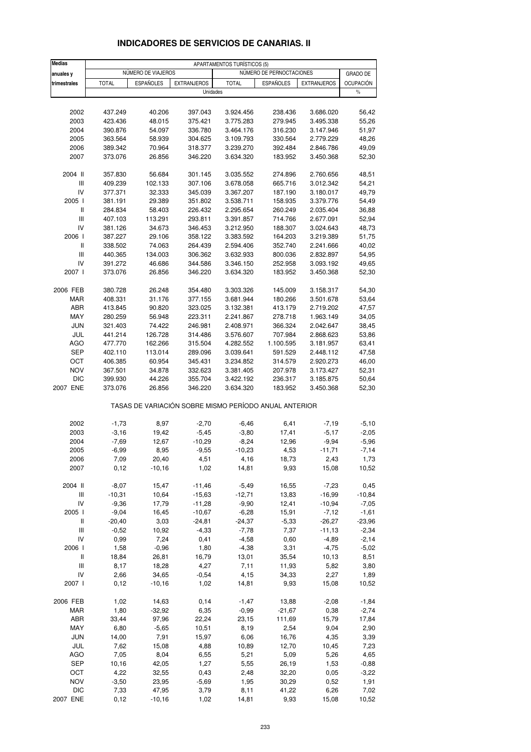# INDICADORES DE SERVICIOS DE CANARIAS. II

| Medias anuales y trimestrales | APARTAMENTOS TURÍSTICOS (5) | | | | | | |
|---|---|---|---|---|---|---|---|
| | NÚMERO DE VIAJEROS | | | NÚMERO DE PERNOCTACIONES | | | GRADO DE OCUPACIÓN |
| | TOTAL | ESPAÑOLES | EXTRANJEROS | TOTAL | ESPAÑOLES | EXTRANJEROS | |
| | Unidades | | | | | | % |
| 2002 | 437.249 | 40.206 | 397.043 | 3.924.456 | 238.436 | 3.686.020 | 56,42 |
| 2003 | 423.436 | 48.015 | 375.421 | 3.775.283 | 279.945 | 3.495.338 | 55,26 |
| 2004 | 390.876 | 54.097 | 336.780 | 3.464.176 | 316.230 | 3.147.946 | 51,97 |
| 2005 | 363.564 | 58.939 | 304.625 | 3.109.793 | 330.564 | 2.779.229 | 48,26 |
| 2006 | 389.342 | 70.964 | 318.377 | 3.239.270 | 392.484 | 2.846.786 | 49,09 |
| 2007 | 373.076 | 26.856 | 346.220 | 3.634.320 | 183.952 | 3.450.368 | 52,30 |
| 2004 II | 357.830 | 56.684 | 301.145 | 3.035.552 | 274.896 | 2.760.656 | 48,51 |
| III | 409.239 | 102.133 | 307.106 | 3.678.058 | 665.716 | 3.012.342 | 54,21 |
| IV | 377.371 | 32.333 | 345.039 | 3.367.207 | 187.190 | 3.180.017 | 49,79 |
| 2005 I | 381.191 | 29.389 | 351.802 | 3.538.711 | 158.935 | 3.379.776 | 54,49 |
| II | 284.834 | 58.403 | 226.432 | 2.295.654 | 260.249 | 2.035.404 | 36,88 |
| III | 407.103 | 113.291 | 293.811 | 3.391.857 | 714.766 | 2.677.091 | 52,94 |
| IV | 381.126 | 34.673 | 346.453 | 3.212.950 | 188.307 | 3.024.643 | 48,73 |
| 2006 I | 387.227 | 29.106 | 358.122 | 3.383.592 | 164.203 | 3.219.389 | 51,75 |
| II | 338.502 | 74.063 | 264.439 | 2.594.406 | 352.740 | 2.241.666 | 40,02 |
| III | 440.365 | 134.003 | 306.362 | 3.632.933 | 800.036 | 2.832.897 | 54,95 |
| IV | 391.272 | 46.686 | 344.586 | 3.346.150 | 252.958 | 3.093.192 | 49,65 |
| 2007 I | 373.076 | 26.856 | 346.220 | 3.634.320 | 183.952 | 3.450.368 | 52,30 |
| 2006 FEB | 380.728 | 26.248 | 354.480 | 3.303.326 | 145.009 | 3.158.317 | 54,30 |
| MAR | 408.331 | 31.176 | 377.155 | 3.681.944 | 180.266 | 3.501.678 | 53,64 |
| ABR | 413.845 | 90.820 | 323.025 | 3.132.381 | 413.179 | 2.719.202 | 47,57 |
| MAY | 280.259 | 56.948 | 223.311 | 2.241.867 | 278.718 | 1.963.149 | 34,05 |
| JUN | 321.403 | 74.422 | 246.981 | 2.408.971 | 366.324 | 2.042.647 | 38,45 |
| JUL | 441.214 | 126.728 | 314.486 | 3.576.607 | 707.984 | 2.868.623 | 53,86 |
| AGO | 477.770 | 162.266 | 315.504 | 4.282.552 | 1.100.595 | 3.181.957 | 63,41 |
| SEP | 402.110 | 113.014 | 289.096 | 3.039.641 | 591.529 | 2.448.112 | 47,58 |
| OCT | 406.385 | 60.954 | 345.431 | 3.234.852 | 314.579 | 2.920.273 | 46,00 |
| NOV | 367.501 | 34.878 | 332.623 | 3.381.405 | 207.978 | 3.173.427 | 52,31 |
| DIC | 399.930 | 44.226 | 355.704 | 3.422.192 | 236.317 | 3.185.875 | 50,64 |
| 2007 ENE | 373.076 | 26.856 | 346.220 | 3.634.320 | 183.952 | 3.450.368 | 52,30 |
| | TASAS DE VARIACIÓN SOBRE MISMO PERÍODO ANUAL ANTERIOR | | | | | | |
| 2002 | -1,73 | 8,97 | -2,70 | -6,46 | 6,41 | -7,19 | -5,10 |
| 2003 | -3,16 | 19,42 | -5,45 | -3,80 | 17,41 | -5,17 | -2,05 |
| 2004 | -7,69 | 12,67 | -10,29 | -8,24 | 12,96 | -9,94 | -5,96 |
| 2005 | -6,99 | 8,95 | -9,55 | -10,23 | 4,53 | -11,71 | -7,14 |
| 2006 | 7,09 | 20,40 | 4,51 | 4,16 | 18,73 | 2,43 | 1,73 |
| 2007 | 0,12 | -10,16 | 1,02 | 14,81 | 9,93 | 15,08 | 10,52 |
| 2004 II | -8,07 | 15,47 | -11,46 | -5,49 | 16,55 | -7,23 | 0,45 |
| III | -10,31 | 10,64 | -15,63 | -12,71 | 13,83 | -16,99 | -10,84 |
| IV | -9,36 | 17,79 | -11,28 | -9,90 | 12,41 | -10,94 | -7,05 |
| 2005 I | -9,04 | 16,45 | -10,67 | -6,28 | 15,91 | -7,12 | -1,61 |
| II | -20,40 | 3,03 | -24,81 | -24,37 | -5,33 | -26,27 | -23,96 |
| III | -0,52 | 10,92 | -4,33 | -7,78 | 7,37 | -11,13 | -2,34 |
| IV | 0,99 | 7,24 | 0,41 | -4,58 | 0,60 | -4,89 | -2,14 |
| 2006 I | 1,58 | -0,96 | 1,80 | -4,38 | 3,31 | -4,75 | -5,02 |
| II | 18,84 | 26,81 | 16,79 | 13,01 | 35,54 | 10,13 | 8,51 |
| III | 8,17 | 18,28 | 4,27 | 7,11 | 11,93 | 5,82 | 3,80 |
| IV | 2,66 | 34,65 | -0,54 | 4,15 | 34,33 | 2,27 | 1,89 |
| 2007 I | 0,12 | -10,16 | 1,02 | 14,81 | 9,93 | 15,08 | 10,52 |
| 2006 FEB | 1,02 | 14,63 | 0,14 | -1,47 | 13,88 | -2,08 | -1,84 |
| MAR | 1,80 | -32,92 | 6,35 | -0,99 | -21,67 | 0,38 | -2,74 |
| ABR | 33,44 | 97,96 | 22,24 | 23,15 | 111,69 | 15,79 | 17,84 |
| MAY | 6,80 | -5,65 | 10,51 | 8,19 | 2,54 | 9,04 | 2,90 |
| JUN | 14,00 | 7,91 | 15,97 | 6,06 | 16,76 | 4,35 | 3,39 |
| JUL | 7,62 | 15,08 | 4,88 | 10,89 | 12,70 | 10,45 | 7,23 |
| AGO | 7,05 | 8,04 | 6,55 | 5,21 | 5,09 | 5,26 | 4,65 |
| SEP | 10,16 | 42,05 | 1,27 | 5,55 | 26,19 | 1,53 | -0,88 |
| OCT | 4,22 | 32,55 | 0,43 | 2,48 | 32,20 | 0,05 | -3,22 |
| NOV | -3,50 | 23,95 | -5,69 | 1,95 | 30,29 | 0,52 | 1,91 |
| DIC | 7,33 | 47,95 | 3,79 | 8,11 | 41,22 | 6,26 | 7,02 |
| 2007 ENE | 0,12 | -10,16 | 1,02 | 14,81 | 9,93 | 15,08 | 10,52 |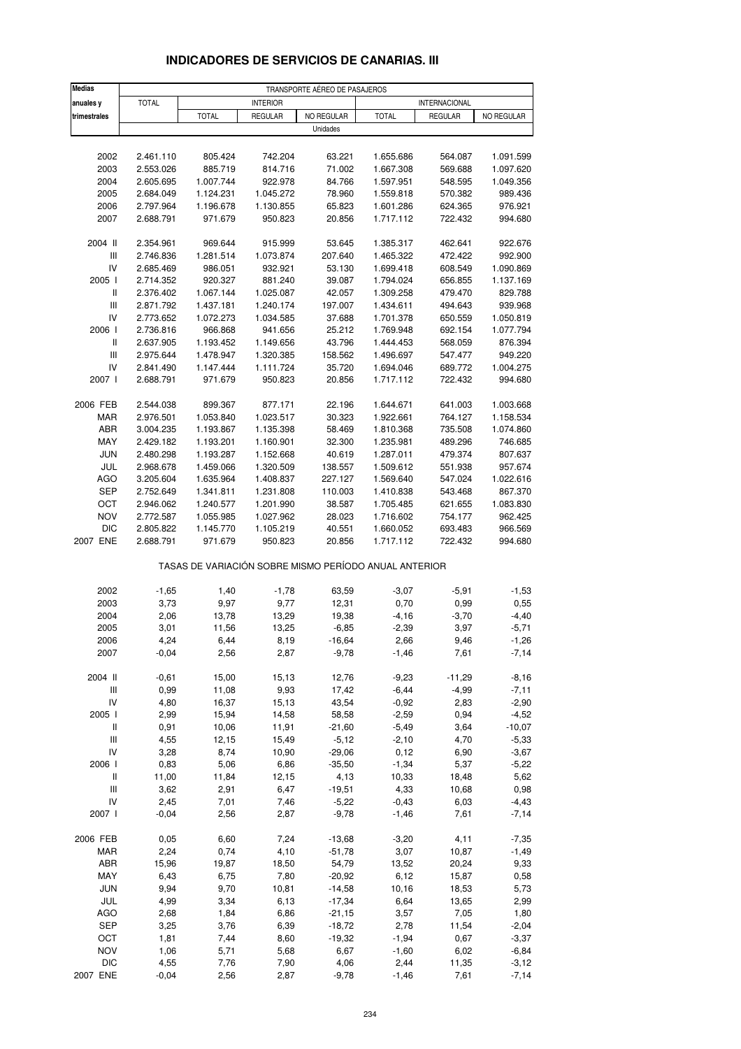## INDICADORES DE SERVICIOS DE CANARIAS. III

| Medias anuales y trimestrales | TRANSPORTE AÉREO DE PASAJEROS | | | | | | |
|---|---|---|---|---|---|---|---|
| | TOTAL | INTERIOR | | | INTERNACIONAL | | |
| | | TOTAL | REGULAR | NO REGULAR | TOTAL | REGULAR | NO REGULAR |
| | Unidades | | | | | | |
| 2002 | 2.461.110 | 805.424 | 742.204 | 63.221 | 1.655.686 | 564.087 | 1.091.599 |
| 2003 | 2.553.026 | 885.719 | 814.716 | 71.002 | 1.667.308 | 569.688 | 1.097.620 |
| 2004 | 2.605.695 | 1.007.744 | 922.978 | 84.766 | 1.597.951 | 548.595 | 1.049.356 |
| 2005 | 2.684.049 | 1.124.231 | 1.045.272 | 78.960 | 1.559.818 | 570.382 | 989.436 |
| 2006 | 2.797.964 | 1.196.678 | 1.130.855 | 65.823 | 1.601.286 | 624.365 | 976.921 |
| 2007 | 2.688.791 | 971.679 | 950.823 | 20.856 | 1.717.112 | 722.432 | 994.680 |
| 2004 II | 2.354.961 | 969.644 | 915.999 | 53.645 | 1.385.317 | 462.641 | 922.676 |
| III | 2.746.836 | 1.281.514 | 1.073.874 | 207.640 | 1.465.322 | 472.422 | 992.900 |
| IV | 2.685.469 | 986.051 | 932.921 | 53.130 | 1.699.418 | 608.549 | 1.090.869 |
| 2005 I | 2.714.352 | 920.327 | 881.240 | 39.087 | 1.794.024 | 656.855 | 1.137.169 |
| II | 2.376.402 | 1.067.144 | 1.025.087 | 42.057 | 1.309.258 | 479.470 | 829.788 |
| III | 2.871.792 | 1.437.181 | 1.240.174 | 197.007 | 1.434.611 | 494.643 | 939.968 |
| IV | 2.773.652 | 1.072.273 | 1.034.585 | 37.688 | 1.701.378 | 650.559 | 1.050.819 |
| 2006 I | 2.736.816 | 966.868 | 941.656 | 25.212 | 1.769.948 | 692.154 | 1.077.794 |
| II | 2.637.905 | 1.193.452 | 1.149.656 | 43.796 | 1.444.453 | 568.059 | 876.394 |
| III | 2.975.644 | 1.478.947 | 1.320.385 | 158.562 | 1.496.697 | 547.477 | 949.220 |
| IV | 2.841.490 | 1.147.444 | 1.111.724 | 35.720 | 1.694.046 | 689.772 | 1.004.275 |
| 2007 I | 2.688.791 | 971.679 | 950.823 | 20.856 | 1.717.112 | 722.432 | 994.680 |
| 2006 FEB | 2.544.038 | 899.367 | 877.171 | 22.196 | 1.644.671 | 641.003 | 1.003.668 |
| MAR | 2.976.501 | 1.053.840 | 1.023.517 | 30.323 | 1.922.661 | 764.127 | 1.158.534 |
| ABR | 3.004.235 | 1.193.867 | 1.135.398 | 58.469 | 1.810.368 | 735.508 | 1.074.860 |
| MAY | 2.429.182 | 1.193.201 | 1.160.901 | 32.300 | 1.235.981 | 489.296 | 746.685 |
| JUN | 2.480.298 | 1.193.287 | 1.152.668 | 40.619 | 1.287.011 | 479.374 | 807.637 |
| JUL | 2.968.678 | 1.459.066 | 1.320.509 | 138.557 | 1.509.612 | 551.938 | 957.674 |
| AGO | 3.205.604 | 1.635.964 | 1.408.837 | 227.127 | 1.569.640 | 547.024 | 1.022.616 |
| SEP | 2.752.649 | 1.341.811 | 1.231.808 | 110.003 | 1.410.838 | 543.468 | 867.370 |
| OCT | 2.946.062 | 1.240.577 | 1.201.990 | 38.587 | 1.705.485 | 621.655 | 1.083.830 |
| NOV | 2.772.587 | 1.055.985 | 1.027.962 | 28.023 | 1.716.602 | 754.177 | 962.425 |
| DIC | 2.805.822 | 1.145.770 | 1.105.219 | 40.551 | 1.660.052 | 693.483 | 966.569 |
| 2007 ENE | 2.688.791 | 971.679 | 950.823 | 20.856 | 1.717.112 | 722.432 | 994.680 |
| | TASAS DE VARIACIÓN SOBRE MISMO PERÍODO ANUAL ANTERIOR | | | | | | |
| 2002 | -1,65 | 1,40 | -1,78 | 63,59 | -3,07 | -5,91 | -1,53 |
| 2003 | 3,73 | 9,97 | 9,77 | 12,31 | 0,70 | 0,99 | 0,55 |
| 2004 | 2,06 | 13,78 | 13,29 | 19,38 | -4,16 | -3,70 | -4,40 |
| 2005 | 3,01 | 11,56 | 13,25 | -6,85 | -2,39 | 3,97 | -5,71 |
| 2006 | 4,24 | 6,44 | 8,19 | -16,64 | 2,66 | 9,46 | -1,26 |
| 2007 | -0,04 | 2,56 | 2,87 | -9,78 | -1,46 | 7,61 | -7,14 |
| 2004 II | -0,61 | 15,00 | 15,13 | 12,76 | -9,23 | -11,29 | -8,16 |
| III | 0,99 | 11,08 | 9,93 | 17,42 | -6,44 | -4,99 | -7,11 |
| IV | 4,80 | 16,37 | 15,13 | 43,54 | -0,92 | 2,83 | -2,90 |
| 2005 I | 2,99 | 15,94 | 14,58 | 58,58 | -2,59 | 0,94 | -4,52 |
| II | 0,91 | 10,06 | 11,91 | -21,60 | -5,49 | 3,64 | -10,07 |
| III | 4,55 | 12,15 | 15,49 | -5,12 | -2,10 | 4,70 | -5,33 |
| IV | 3,28 | 8,74 | 10,90 | -29,06 | 0,12 | 6,90 | -3,67 |
| 2006 I | 0,83 | 5,06 | 6,86 | -35,50 | -1,34 | 5,37 | -5,22 |
| II | 11,00 | 11,84 | 12,15 | 4,13 | 10,33 | 18,48 | 5,62 |
| III | 3,62 | 2,91 | 6,47 | -19,51 | 4,33 | 10,68 | 0,98 |
| IV | 2,45 | 7,01 | 7,46 | -5,22 | -0,43 | 6,03 | -4,43 |
| 2007 I | -0,04 | 2,56 | 2,87 | -9,78 | -1,46 | 7,61 | -7,14 |
| 2006 FEB | 0,05 | 6,60 | 7,24 | -13,68 | -3,20 | 4,11 | -7,35 |
| MAR | 2,24 | 0,74 | 4,10 | -51,78 | 3,07 | 10,87 | -1,49 |
| ABR | 15,96 | 19,87 | 18,50 | 54,79 | 13,52 | 20,24 | 9,33 |
| MAY | 6,43 | 6,75 | 7,80 | -20,92 | 6,12 | 15,87 | 0,58 |
| JUN | 9,94 | 9,70 | 10,81 | -14,58 | 10,16 | 18,53 | 5,73 |
| JUL | 4,99 | 3,34 | 6,13 | -17,34 | 6,64 | 13,65 | 2,99 |
| AGO | 2,68 | 1,84 | 6,86 | -21,15 | 3,57 | 7,05 | 1,80 |
| SEP | 3,25 | 3,76 | 6,39 | -18,72 | 2,78 | 11,54 | -2,04 |
| OCT | 1,81 | 7,44 | 8,60 | -19,32 | -1,94 | 0,67 | -3,37 |
| NOV | 1,06 | 5,71 | 5,68 | 6,67 | -1,60 | 6,02 | -6,84 |
| DIC | 4,55 | 7,76 | 7,90 | 4,06 | 2,44 | 11,35 | -3,12 |
| 2007 ENE | -0,04 | 2,56 | 2,87 | -9,78 | -1,46 | 7,61 | -7,14 |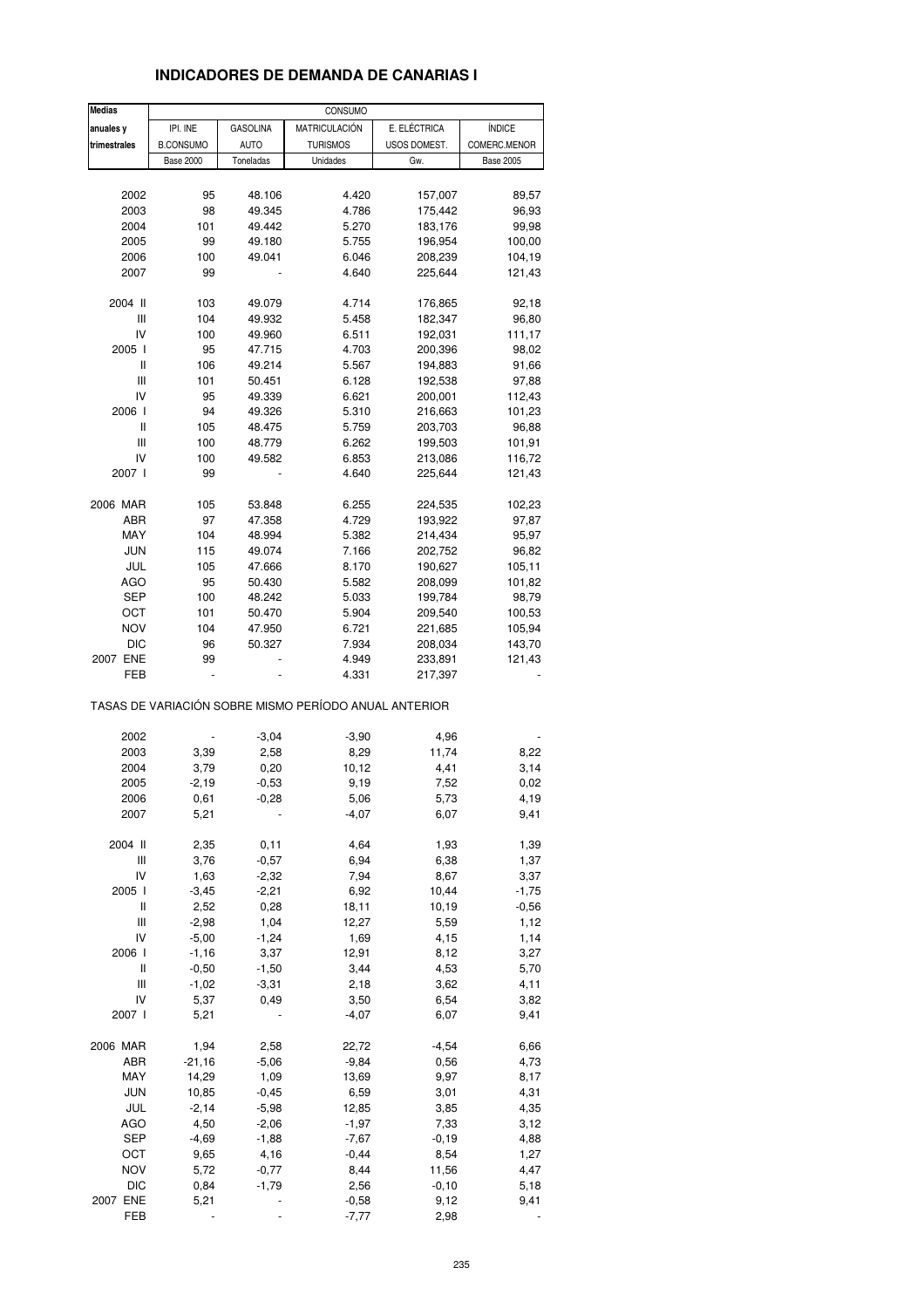## INDICADORES DE DEMANDA DE CANARIAS I

| Medias | CONSUMO | | | | |
|---|---|---|---|---|---|
| anuales y | IPI. INE | GASOLINA | MATRICULACIÓN | E. ELÉCTRICA | ÍNDICE |
| trimestrales | B.CONSUMO | AUTO | TURISMOS | USOS DOMEST. | COMERC.MENOR |
| | Base 2000 | Toneladas | Unidades | Gw. | Base 2005 |
| 2002 | 95 | 48.106 | 4.420 | 157,007 | 89,57 |
| 2003 | 98 | 49.345 | 4.786 | 175,442 | 96,93 |
| 2004 | 101 | 49.442 | 5.270 | 183,176 | 99,98 |
| 2005 | 99 | 49.180 | 5.755 | 196,954 | 100,00 |
| 2006 | 100 | 49.041 | 6.046 | 208,239 | 104,19 |
| 2007 | 99 | - | 4.640 | 225,644 | 121,43 |
| 2004 II | 103 | 49.079 | 4.714 | 176,865 | 92,18 |
| III | 104 | 49.932 | 5.458 | 182,347 | 96,80 |
| IV | 100 | 49.960 | 6.511 | 192,031 | 111,17 |
| 2005 I | 95 | 47.715 | 4.703 | 200,396 | 98,02 |
| II | 106 | 49.214 | 5.567 | 194,883 | 91,66 |
| III | 101 | 50.451 | 6.128 | 192,538 | 97,88 |
| IV | 95 | 49.339 | 6.621 | 200,001 | 112,43 |
| 2006 I | 94 | 49.326 | 5.310 | 216,663 | 101,23 |
| II | 105 | 48.475 | 5.759 | 203,703 | 96,88 |
| III | 100 | 48.779 | 6.262 | 199,503 | 101,91 |
| IV | 100 | 49.582 | 6.853 | 213,086 | 116,72 |
| 2007 I | 99 | - | 4.640 | 225,644 | 121,43 |
| 2006 MAR | 105 | 53.848 | 6.255 | 224,535 | 102,23 |
| ABR | 97 | 47.358 | 4.729 | 193,922 | 97,87 |
| MAY | 104 | 48.994 | 5.382 | 214,434 | 95,97 |
| JUN | 115 | 49.074 | 7.166 | 202,752 | 96,82 |
| JUL | 105 | 47.666 | 8.170 | 190,627 | 105,11 |
| AGO | 95 | 50.430 | 5.582 | 208,099 | 101,82 |
| SEP | 100 | 48.242 | 5.033 | 199,784 | 98,79 |
| OCT | 101 | 50.470 | 5.904 | 209,540 | 100,53 |
| NOV | 104 | 47.950 | 6.721 | 221,685 | 105,94 |
| DIC | 96 | 50.327 | 7.934 | 208,034 | 143,70 |
| 2007 ENE | 99 | - | 4.949 | 233,891 | 121,43 |
| FEB | - | - | 4.331 | 217,397 | - |

TASAS DE VARIACIÓN SOBRE MISMO PERÍODO ANUAL ANTERIOR

| | | | | | |
|---|---|---|---|---|---|
| 2002 | - | -3,04 | -3,90 | 4,96 | - |
| 2003 | 3,39 | 2,58 | 8,29 | 11,74 | 8,22 |
| 2004 | 3,79 | 0,20 | 10,12 | 4,41 | 3,14 |
| 2005 | -2,19 | -0,53 | 9,19 | 7,52 | 0,02 |
| 2006 | 0,61 | -0,28 | 5,06 | 5,73 | 4,19 |
| 2007 | 5,21 | - | -4,07 | 6,07 | 9,41 |
| 2004 II | 2,35 | 0,11 | 4,64 | 1,93 | 1,39 |
| III | 3,76 | -0,57 | 6,94 | 6,38 | 1,37 |
| IV | 1,63 | -2,32 | 7,94 | 8,67 | 3,37 |
| 2005 I | -3,45 | -2,21 | 6,92 | 10,44 | -1,75 |
| II | 2,52 | 0,28 | 18,11 | 10,19 | -0,56 |
| III | -2,98 | 1,04 | 12,27 | 5,59 | 1,12 |
| IV | -5,00 | -1,24 | 1,69 | 4,15 | 1,14 |
| 2006 I | -1,16 | 3,37 | 12,91 | 8,12 | 3,27 |
| II | -0,50 | -1,50 | 3,44 | 4,53 | 5,70 |
| III | -1,02 | -3,31 | 2,18 | 3,62 | 4,11 |
| IV | 5,37 | 0,49 | 3,50 | 6,54 | 3,82 |
| 2007 I | 5,21 | - | -4,07 | 6,07 | 9,41 |
| 2006 MAR | 1,94 | 2,58 | 22,72 | -4,54 | 6,66 |
| ABR | -21,16 | -5,06 | -9,84 | 0,56 | 4,73 |
| MAY | 14,29 | 1,09 | 13,69 | 9,97 | 8,17 |
| JUN | 10,85 | -0,45 | 6,59 | 3,01 | 4,31 |
| JUL | -2,14 | -5,98 | 12,85 | 3,85 | 4,35 |
| AGO | 4,50 | -2,06 | -1,97 | 7,33 | 3,12 |
| SEP | -4,69 | -1,88 | -7,67 | -0,19 | 4,88 |
| OCT | 9,65 | 4,16 | -0,44 | 8,54 | 1,27 |
| NOV | 5,72 | -0,77 | 8,44 | 11,56 | 4,47 |
| DIC | 0,84 | -1,79 | 2,56 | -0,10 | 5,18 |
| 2007 ENE | 5,21 | - | -0,58 | 9,12 | 9,41 |
| FEB | - | - | -7,77 | 2,98 | - |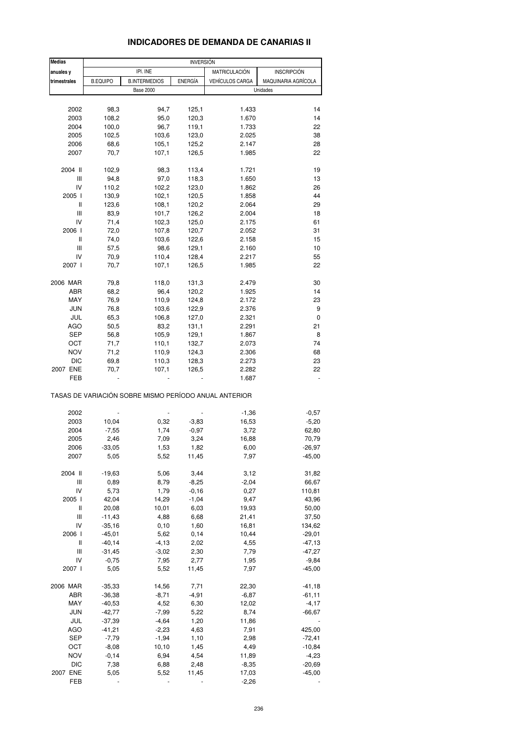# INDICADORES DE DEMANDA DE CANARIAS II

| Medias anuales y trimestrales | INVERSIÓN | | | | |
|---|---|---|---|---|---|
| | IPI. INE | | | MATRICULACIÓN | INSCRIPCIÓN |
| | B.EQUIPO | B.INTERMEDIOS | ENERGÍA | VEHÍCULOS CARGA | MAQUINARIA AGRÍCOLA |
| | Base 2000 | | | Unidades | |
| 2002 | 98,3 | 94,7 | 125,1 | 1.433 | 14 |
| 2003 | 108,2 | 95,0 | 120,3 | 1.670 | 14 |
| 2004 | 100,0 | 96,7 | 119,1 | 1.733 | 22 |
| 2005 | 102,5 | 103,6 | 123,0 | 2.025 | 38 |
| 2006 | 68,6 | 105,1 | 125,2 | 2.147 | 28 |
| 2007 | 70,7 | 107,1 | 126,5 | 1.985 | 22 |
| 2004 II | 102,9 | 98,3 | 113,4 | 1.721 | 19 |
| III | 94,8 | 97,0 | 118,3 | 1.650 | 13 |
| IV | 110,2 | 102,2 | 123,0 | 1.862 | 26 |
| 2005 I | 130,9 | 102,1 | 120,5 | 1.858 | 44 |
| II | 123,6 | 108,1 | 120,2 | 2.064 | 29 |
| III | 83,9 | 101,7 | 126,2 | 2.004 | 18 |
| IV | 71,4 | 102,3 | 125,0 | 2.175 | 61 |
| 2006 I | 72,0 | 107,8 | 120,7 | 2.052 | 31 |
| II | 74,0 | 103,6 | 122,6 | 2.158 | 15 |
| III | 57,5 | 98,6 | 129,1 | 2.160 | 10 |
| IV | 70,9 | 110,4 | 128,4 | 2.217 | 55 |
| 2007 I | 70,7 | 107,1 | 126,5 | 1.985 | 22 |
| 2006 MAR | 79,8 | 118,0 | 131,3 | 2.479 | 30 |
| ABR | 68,2 | 96,4 | 120,2 | 1.925 | 14 |
| MAY | 76,9 | 110,9 | 124,8 | 2.172 | 23 |
| JUN | 76,8 | 103,6 | 122,9 | 2.376 | 9 |
| JUL | 65,3 | 106,8 | 127,0 | 2.321 | 0 |
| AGO | 50,5 | 83,2 | 131,1 | 2.291 | 21 |
| SEP | 56,8 | 105,9 | 129,1 | 1.867 | 8 |
| OCT | 71,7 | 110,1 | 132,7 | 2.073 | 74 |
| NOV | 71,2 | 110,9 | 124,3 | 2.306 | 68 |
| DIC | 69,8 | 110,3 | 128,3 | 2.273 | 23 |
| 2007 ENE | 70,7 | 107,1 | 126,5 | 2.282 | 22 |
| FEB | - | - | - | 1.687 | - |

TASAS DE VARIACIÓN SOBRE MISMO PERÍODO ANUAL ANTERIOR

| | | | | | |
|---|---|---|---|---|---|
| 2002 | - | - | - | -1,36 | -0,57 |
| 2003 | 10,04 | 0,32 | -3,83 | 16,53 | -5,20 |
| 2004 | -7,55 | 1,74 | -0,97 | 3,72 | 62,80 |
| 2005 | 2,46 | 7,09 | 3,24 | 16,88 | 70,79 |
| 2006 | -33,05 | 1,53 | 1,82 | 6,00 | -26,97 |
| 2007 | 5,05 | 5,52 | 11,45 | 7,97 | -45,00 |
| 2004 II | -19,63 | 5,06 | 3,44 | 3,12 | 31,82 |
| III | 0,89 | 8,79 | -8,25 | -2,04 | 66,67 |
| IV | 5,73 | 1,79 | -0,16 | 0,27 | 110,81 |
| 2005 I | 42,04 | 14,29 | -1,04 | 9,47 | 43,96 |
| II | 20,08 | 10,01 | 6,03 | 19,93 | 50,00 |
| III | -11,43 | 4,88 | 6,68 | 21,41 | 37,50 |
| IV | -35,16 | 0,10 | 1,60 | 16,81 | 134,62 |
| 2006 I | -45,01 | 5,62 | 0,14 | 10,44 | -29,01 |
| II | -40,14 | -4,13 | 2,02 | 4,55 | -47,13 |
| III | -31,45 | -3,02 | 2,30 | 7,79 | -47,27 |
| IV | -0,75 | 7,95 | 2,77 | 1,95 | -9,84 |
| 2007 I | 5,05 | 5,52 | 11,45 | 7,97 | -45,00 |
| 2006 MAR | -35,33 | 14,56 | 7,71 | 22,30 | -41,18 |
| ABR | -36,38 | -8,71 | -4,91 | -6,87 | -61,11 |
| MAY | -40,53 | 4,52 | 6,30 | 12,02 | -4,17 |
| JUN | -42,77 | -7,99 | 5,22 | 8,74 | -66,67 |
| JUL | -37,39 | -4,64 | 1,20 | 11,86 | - |
| AGO | -41,21 | -2,23 | 4,63 | 7,91 | 425,00 |
| SEP | -7,79 | -1,94 | 1,10 | 2,98 | -72,41 |
| OCT | -8,08 | 10,10 | 1,45 | 4,49 | -10,84 |
| NOV | -0,14 | 6,94 | 4,54 | 11,89 | -4,23 |
| DIC | 7,38 | 6,88 | 2,48 | -8,35 | -20,69 |
| 2007 ENE | 5,05 | 5,52 | 11,45 | 17,03 | -45,00 |
| FEB | - | - | - | -2,26 | - |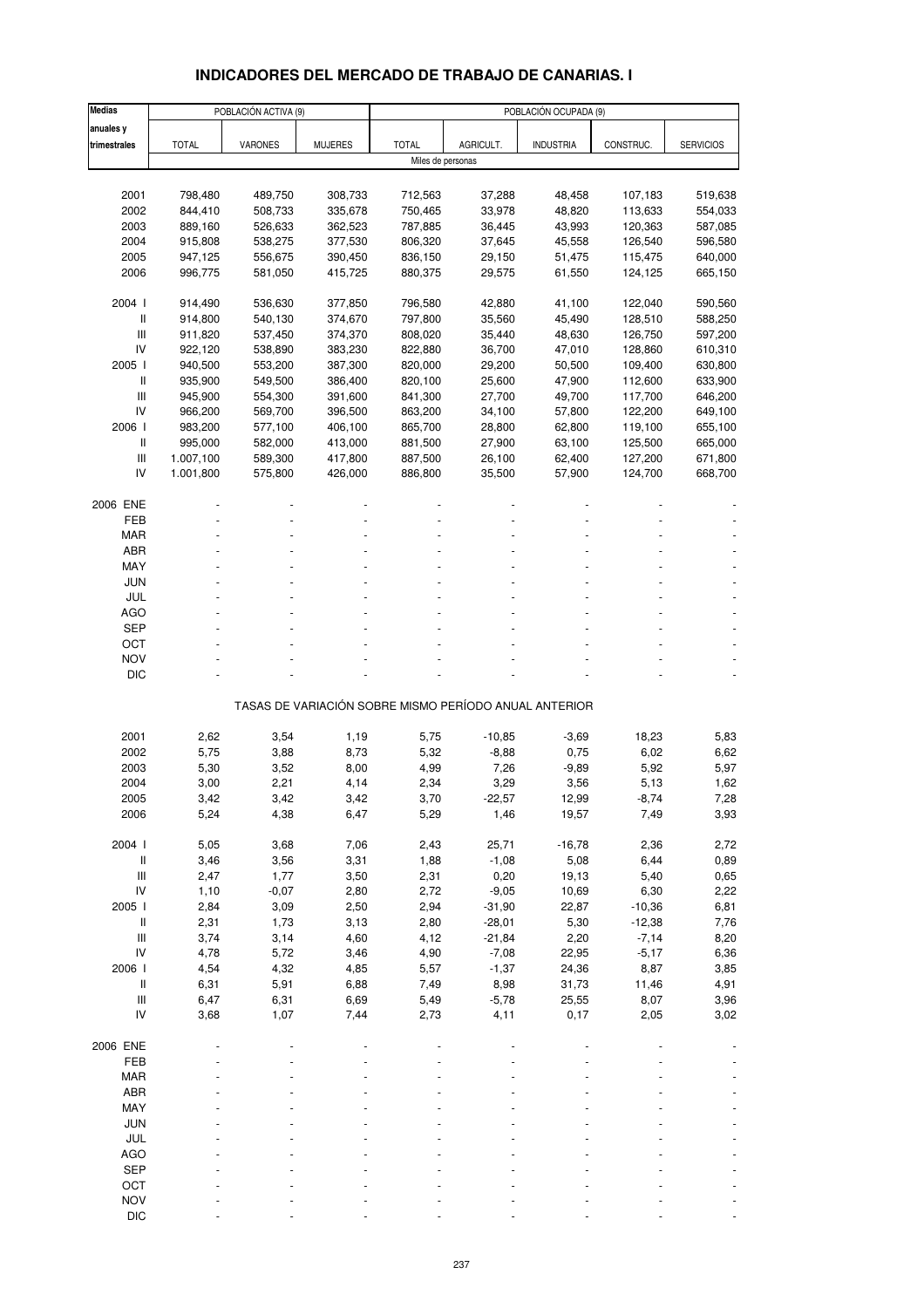# INDICADORES DEL MERCADO DE TRABAJO DE CANARIAS. I

| Medias anuales y trimestrales | POBLACIÓN ACTIVA (9) | | | POBLACIÓN OCUPADA (9) | | | | |
|---|---|---|---|---|---|---|---|---|
| | TOTAL | VARONES | MUJERES | TOTAL | AGRICULT. | INDUSTRIA | CONSTRUC. | SERVICIOS |
| | Miles de personas | | | | | | | |
| 2001 | 798,480 | 489,750 | 308,733 | 712,563 | 37,288 | 48,458 | 107,183 | 519,638 |
| 2002 | 844,410 | 508,733 | 335,678 | 750,465 | 33,978 | 48,820 | 113,633 | 554,033 |
| 2003 | 889,160 | 526,633 | 362,523 | 787,885 | 36,445 | 43,993 | 120,363 | 587,085 |
| 2004 | 915,808 | 538,275 | 377,530 | 806,320 | 37,645 | 45,558 | 126,540 | 596,580 |
| 2005 | 947,125 | 556,675 | 390,450 | 836,150 | 29,150 | 51,475 | 115,475 | 640,000 |
| 2006 | 996,775 | 581,050 | 415,725 | 880,375 | 29,575 | 61,550 | 124,125 | 665,150 |
| 2004 I | 914,490 | 536,630 | 377,850 | 796,580 | 42,880 | 41,100 | 122,040 | 590,560 |
| II | 914,800 | 540,130 | 374,670 | 797,800 | 35,560 | 45,490 | 128,510 | 588,250 |
| III | 911,820 | 537,450 | 374,370 | 808,020 | 35,440 | 48,630 | 126,750 | 597,200 |
| IV | 922,120 | 538,890 | 383,230 | 822,880 | 36,700 | 47,010 | 128,860 | 610,310 |
| 2005 I | 940,500 | 553,200 | 387,300 | 820,000 | 29,200 | 50,500 | 109,400 | 630,800 |
| II | 935,900 | 549,500 | 386,400 | 820,100 | 25,600 | 47,900 | 112,600 | 633,900 |
| III | 945,900 | 554,300 | 391,600 | 841,300 | 27,700 | 49,700 | 117,700 | 646,200 |
| IV | 966,200 | 569,700 | 396,500 | 863,200 | 34,100 | 57,800 | 122,200 | 649,100 |
| 2006 I | 983,200 | 577,100 | 406,100 | 865,700 | 28,800 | 62,800 | 119,100 | 655,100 |
| II | 995,000 | 582,000 | 413,000 | 881,500 | 27,900 | 63,100 | 125,500 | 665,000 |
| III | 1.007,100 | 589,300 | 417,800 | 887,500 | 26,100 | 62,400 | 127,200 | 671,800 |
| IV | 1.001,800 | 575,800 | 426,000 | 886,800 | 35,500 | 57,900 | 124,700 | 668,700 |
| 2006 ENE | - | - | - | - | - | - | - | - |
| FEB | - | - | - | - | - | - | - | - |
| MAR | - | - | - | - | - | - | - | - |
| ABR | - | - | - | - | - | - | - | - |
| MAY | - | - | - | - | - | - | - | - |
| JUN | - | - | - | - | - | - | - | - |
| JUL | - | - | - | - | - | - | - | - |
| AGO | - | - | - | - | - | - | - | - |
| SEP | - | - | - | - | - | - | - | - |
| OCT | - | - | - | - | - | - | - | - |
| NOV | - | - | - | - | - | - | - | - |
| DIC | - | - | - | - | - | - | - | - |
| | TASAS DE VARIACIÓN SOBRE MISMO PERÍODO ANUAL ANTERIOR | | | | | | | |
| 2001 | 2,62 | 3,54 | 1,19 | 5,75 | -10,85 | -3,69 | 18,23 | 5,83 |
| 2002 | 5,75 | 3,88 | 8,73 | 5,32 | -8,88 | 0,75 | 6,02 | 6,62 |
| 2003 | 5,30 | 3,52 | 8,00 | 4,99 | 7,26 | -9,89 | 5,92 | 5,97 |
| 2004 | 3,00 | 2,21 | 4,14 | 2,34 | 3,29 | 3,56 | 5,13 | 1,62 |
| 2005 | 3,42 | 3,42 | 3,42 | 3,70 | -22,57 | 12,99 | -8,74 | 7,28 |
| 2006 | 5,24 | 4,38 | 6,47 | 5,29 | 1,46 | 19,57 | 7,49 | 3,93 |
| 2004 I | 5,05 | 3,68 | 7,06 | 2,43 | 25,71 | -16,78 | 2,36 | 2,72 |
| II | 3,46 | 3,56 | 3,31 | 1,88 | -1,08 | 5,08 | 6,44 | 0,89 |
| III | 2,47 | 1,77 | 3,50 | 2,31 | 0,20 | 19,13 | 5,40 | 0,65 |
| IV | 1,10 | -0,07 | 2,80 | 2,72 | -9,05 | 10,69 | 6,30 | 2,22 |
| 2005 I | 2,84 | 3,09 | 2,50 | 2,94 | -31,90 | 22,87 | -10,36 | 6,81 |
| II | 2,31 | 1,73 | 3,13 | 2,80 | -28,01 | 5,30 | -12,38 | 7,76 |
| III | 3,74 | 3,14 | 4,60 | 4,12 | -21,84 | 2,20 | -7,14 | 8,20 |
| IV | 4,78 | 5,72 | 3,46 | 4,90 | -7,08 | 22,95 | -5,17 | 6,36 |
| 2006 I | 4,54 | 4,32 | 4,85 | 5,57 | -1,37 | 24,36 | 8,87 | 3,85 |
| II | 6,31 | 5,91 | 6,88 | 7,49 | 8,98 | 31,73 | 11,46 | 4,91 |
| III | 6,47 | 6,31 | 6,69 | 5,49 | -5,78 | 25,55 | 8,07 | 3,96 |
| IV | 3,68 | 1,07 | 7,44 | 2,73 | 4,11 | 0,17 | 2,05 | 3,02 |
| 2006 ENE | - | - | - | - | - | - | - | - |
| FEB | - | - | - | - | - | - | - | - |
| MAR | - | - | - | - | - | - | - | - |
| ABR | - | - | - | - | - | - | - | - |
| MAY | - | - | - | - | - | - | - | - |
| JUN | - | - | - | - | - | - | - | - |
| JUL | - | - | - | - | - | - | - | - |
| AGO | - | - | - | - | - | - | - | - |
| SEP | - | - | - | - | - | - | - | - |
| OCT | - | - | - | - | - | - | - | - |
| NOV | - | - | - | - | - | - | - | - |
| DIC | - | - | - | - | - | - | - | - |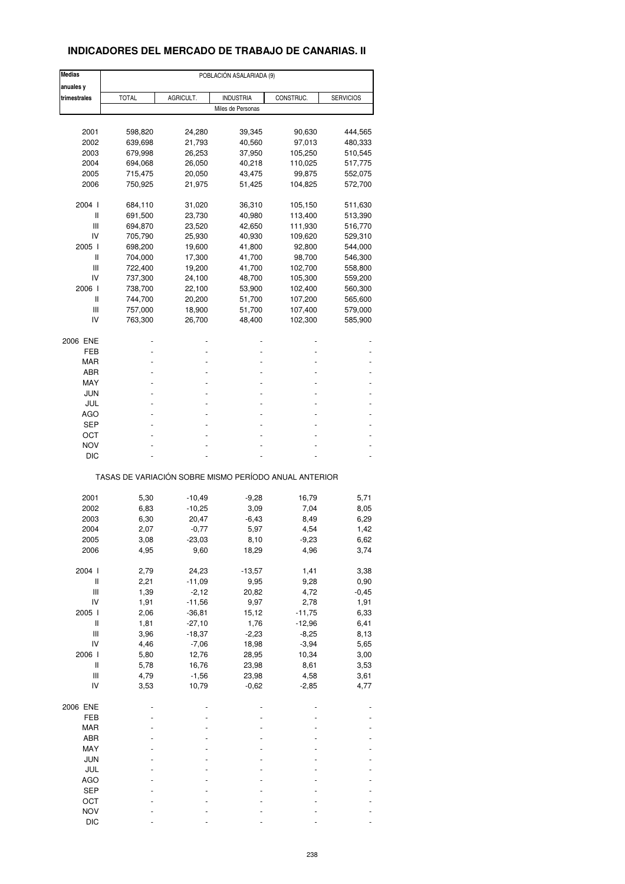## INDICADORES DEL MERCADO DE TRABAJO DE CANARIAS. II

| Medias anuales y trimestrales | POBLACIÓN ASALARIADA (9) | | | | |
|---|---|---|---|---|---|
| | TOTAL | AGRICULT. | INDUSTRIA | CONSTRUC. | SERVICIOS |
| | Miles de Personas | | | | |
| 2001 | 598,820 | 24,280 | 39,345 | 90,630 | 444,565 |
| 2002 | 639,698 | 21,793 | 40,560 | 97,013 | 480,333 |
| 2003 | 679,998 | 26,253 | 37,950 | 105,250 | 510,545 |
| 2004 | 694,068 | 26,050 | 40,218 | 110,025 | 517,775 |
| 2005 | 715,475 | 20,050 | 43,475 | 99,875 | 552,075 |
| 2006 | 750,925 | 21,975 | 51,425 | 104,825 | 572,700 |
| 2004 I | 684,110 | 31,020 | 36,310 | 105,150 | 511,630 |
| II | 691,500 | 23,730 | 40,980 | 113,400 | 513,390 |
| III | 694,870 | 23,520 | 42,650 | 111,930 | 516,770 |
| IV | 705,790 | 25,930 | 40,930 | 109,620 | 529,310 |
| 2005 I | 698,200 | 19,600 | 41,800 | 92,800 | 544,000 |
| II | 704,000 | 17,300 | 41,700 | 98,700 | 546,300 |
| III | 722,400 | 19,200 | 41,700 | 102,700 | 558,800 |
| IV | 737,300 | 24,100 | 48,700 | 105,300 | 559,200 |
| 2006 I | 738,700 | 22,100 | 53,900 | 102,400 | 560,300 |
| II | 744,700 | 20,200 | 51,700 | 107,200 | 565,600 |
| III | 757,000 | 18,900 | 51,700 | 107,400 | 579,000 |
| IV | 763,300 | 26,700 | 48,400 | 102,300 | 585,900 |
| 2006 ENE | - | - | - | - | - |
| FEB | - | - | - | - | - |
| MAR | - | - | - | - | - |
| ABR | - | - | - | - | - |
| MAY | - | - | - | - | - |
| JUN | - | - | - | - | - |
| JUL | - | - | - | - | - |
| AGO | - | - | - | - | - |
| SEP | - | - | - | - | - |
| OCT | - | - | - | - | - |
| NOV | - | - | - | - | - |
| DIC | - | - | - | - | - |
| | TASAS DE VARIACIÓN SOBRE MISMO PERÍODO ANUAL ANTERIOR | | | | |
| 2001 | 5,30 | -10,49 | -9,28 | 16,79 | 5,71 |
| 2002 | 6,83 | -10,25 | 3,09 | 7,04 | 8,05 |
| 2003 | 6,30 | 20,47 | -6,43 | 8,49 | 6,29 |
| 2004 | 2,07 | -0,77 | 5,97 | 4,54 | 1,42 |
| 2005 | 3,08 | -23,03 | 8,10 | -9,23 | 6,62 |
| 2006 | 4,95 | 9,60 | 18,29 | 4,96 | 3,74 |
| 2004 I | 2,79 | 24,23 | -13,57 | 1,41 | 3,38 |
| II | 2,21 | -11,09 | 9,95 | 9,28 | 0,90 |
| III | 1,39 | -2,12 | 20,82 | 4,72 | -0,45 |
| IV | 1,91 | -11,56 | 9,97 | 2,78 | 1,91 |
| 2005 I | 2,06 | -36,81 | 15,12 | -11,75 | 6,33 |
| II | 1,81 | -27,10 | 1,76 | -12,96 | 6,41 |
| III | 3,96 | -18,37 | -2,23 | -8,25 | 8,13 |
| IV | 4,46 | -7,06 | 18,98 | -3,94 | 5,65 |
| 2006 I | 5,80 | 12,76 | 28,95 | 10,34 | 3,00 |
| II | 5,78 | 16,76 | 23,98 | 8,61 | 3,53 |
| III | 4,79 | -1,56 | 23,98 | 4,58 | 3,61 |
| IV | 3,53 | 10,79 | -0,62 | -2,85 | 4,77 |
| 2006 ENE | - | - | - | - | - |
| FEB | - | - | - | - | - |
| MAR | - | - | - | - | - |
| ABR | - | - | - | - | - |
| MAY | - | - | - | - | - |
| JUN | - | - | - | - | - |
| JUL | - | - | - | - | - |
| AGO | - | - | - | - | - |
| SEP | - | - | - | - | - |
| OCT | - | - | - | - | - |
| NOV | - | - | - | - | - |
| DIC | - | - | - | - | - |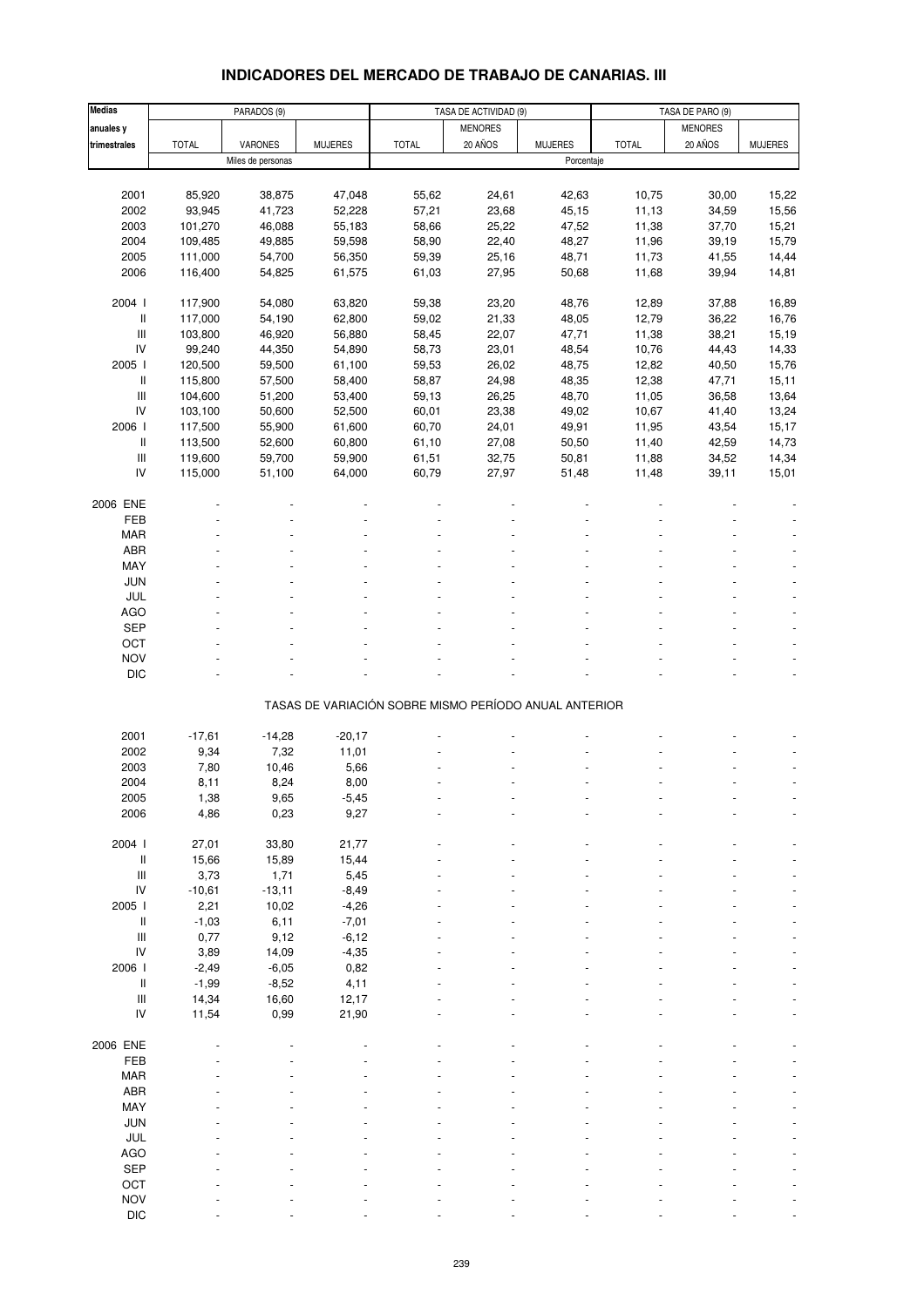# INDICADORES DEL MERCADO DE TRABAJO DE CANARIAS. III

| Medias anuales y trimestrales | PARADOS (9) | | | TASA DE ACTIVIDAD (9) | | | TASA DE PARO (9) | | |
|---|---|---|---|---|---|---|---|---|---|
| | TOTAL | VARONES | MUJERES | TOTAL | MENORES 20 AÑOS | MUJERES | TOTAL | MENORES 20 AÑOS | MUJERES |
| | Miles de personas | | | Porcentaje | | | | | |
| 2001 | 85,920 | 38,875 | 47,048 | 55,62 | 24,61 | 42,63 | 10,75 | 30,00 | 15,22 |
| 2002 | 93,945 | 41,723 | 52,228 | 57,21 | 23,68 | 45,15 | 11,13 | 34,59 | 15,56 |
| 2003 | 101,270 | 46,088 | 55,183 | 58,66 | 25,22 | 47,52 | 11,38 | 37,70 | 15,21 |
| 2004 | 109,485 | 49,885 | 59,598 | 58,90 | 22,40 | 48,27 | 11,96 | 39,19 | 15,79 |
| 2005 | 111,000 | 54,700 | 56,350 | 59,39 | 25,16 | 48,71 | 11,73 | 41,55 | 14,44 |
| 2006 | 116,400 | 54,825 | 61,575 | 61,03 | 27,95 | 50,68 | 11,68 | 39,94 | 14,81 |
| 2004 I | 117,900 | 54,080 | 63,820 | 59,38 | 23,20 | 48,76 | 12,89 | 37,88 | 16,89 |
| II | 117,000 | 54,190 | 62,800 | 59,02 | 21,33 | 48,05 | 12,79 | 36,22 | 16,76 |
| III | 103,800 | 46,920 | 56,880 | 58,45 | 22,07 | 47,71 | 11,38 | 38,21 | 15,19 |
| IV | 99,240 | 44,350 | 54,890 | 58,73 | 23,01 | 48,54 | 10,76 | 44,43 | 14,33 |
| 2005 I | 120,500 | 59,500 | 61,100 | 59,53 | 26,02 | 48,75 | 12,82 | 40,50 | 15,76 |
| II | 115,800 | 57,500 | 58,400 | 58,87 | 24,98 | 48,35 | 12,38 | 47,71 | 15,11 |
| III | 104,600 | 51,200 | 53,400 | 59,13 | 26,25 | 48,70 | 11,05 | 36,58 | 13,64 |
| IV | 103,100 | 50,600 | 52,500 | 60,01 | 23,38 | 49,02 | 10,67 | 41,40 | 13,24 |
| 2006 I | 117,500 | 55,900 | 61,600 | 60,70 | 24,01 | 49,91 | 11,95 | 43,54 | 15,17 |
| II | 113,500 | 52,600 | 60,800 | 61,10 | 27,08 | 50,50 | 11,40 | 42,59 | 14,73 |
| III | 119,600 | 59,700 | 59,900 | 61,51 | 32,75 | 50,81 | 11,88 | 34,52 | 14,34 |
| IV | 115,000 | 51,100 | 64,000 | 60,79 | 27,97 | 51,48 | 11,48 | 39,11 | 15,01 |
| 2006 ENE | - | - | - | - | - | - | - | - | - |
| FEB | - | - | - | - | - | - | - | - | - |
| MAR | - | - | - | - | - | - | - | - | - |
| ABR | - | - | - | - | - | - | - | - | - |
| MAY | - | - | - | - | - | - | - | - | - |
| JUN | - | - | - | - | - | - | - | - | - |
| JUL | - | - | - | - | - | - | - | - | - |
| AGO | - | - | - | - | - | - | - | - | - |
| SEP | - | - | - | - | - | - | - | - | - |
| OCT | - | - | - | - | - | - | - | - | - |
| NOV | - | - | - | - | - | - | - | - | - |
| DIC | - | - | - | - | - | - | - | - | - |
| **TASAS DE VARIACIÓN SOBRE MISMO PERÍODO ANUAL ANTERIOR** | | | | | | | | | |
| 2001 | -17,61 | -14,28 | -20,17 | - | - | - | - | - | - |
| 2002 | 9,34 | 7,32 | 11,01 | - | - | - | - | - | - |
| 2003 | 7,80 | 10,46 | 5,66 | - | - | - | - | - | - |
| 2004 | 8,11 | 8,24 | 8,00 | - | - | - | - | - | - |
| 2005 | 1,38 | 9,65 | -5,45 | - | - | - | - | - | - |
| 2006 | 4,86 | 0,23 | 9,27 | - | - | - | - | - | - |
| 2004 I | 27,01 | 33,80 | 21,77 | - | - | - | - | - | - |
| II | 15,66 | 15,89 | 15,44 | - | - | - | - | - | - |
| III | 3,73 | 1,71 | 5,45 | - | - | - | - | - | - |
| IV | -10,61 | -13,11 | -8,49 | - | - | - | - | - | - |
| 2005 I | 2,21 | 10,02 | -4,26 | - | - | - | - | - | - |
| II | -1,03 | 6,11 | -7,01 | - | - | - | - | - | - |
| III | 0,77 | 9,12 | -6,12 | - | - | - | - | - | - |
| IV | 3,89 | 14,09 | -4,35 | - | - | - | - | - | - |
| 2006 I | -2,49 | -6,05 | 0,82 | - | - | - | - | - | - |
| II | -1,99 | -8,52 | 4,11 | - | - | - | - | - | - |
| III | 14,34 | 16,60 | 12,17 | - | - | - | - | - | - |
| IV | 11,54 | 0,99 | 21,90 | - | - | - | - | - | - |
| 2006 ENE | - | - | - | - | - | - | - | - | - |
| FEB | - | - | - | - | - | - | - | - | - |
| MAR | - | - | - | - | - | - | - | - | - |
| ABR | - | - | - | - | - | - | - | - | - |
| MAY | - | - | - | - | - | - | - | - | - |
| JUN | - | - | - | - | - | - | - | - | - |
| JUL | - | - | - | - | - | - | - | - | - |
| AGO | - | - | - | - | - | - | - | - | - |
| SEP | - | - | - | - | - | - | - | - | - |
| OCT | - | - | - | - | - | - | - | - | - |
| NOV | - | - | - | - | - | - | - | - | - |
| DIC | - | - | - | - | - | - | - | - | - |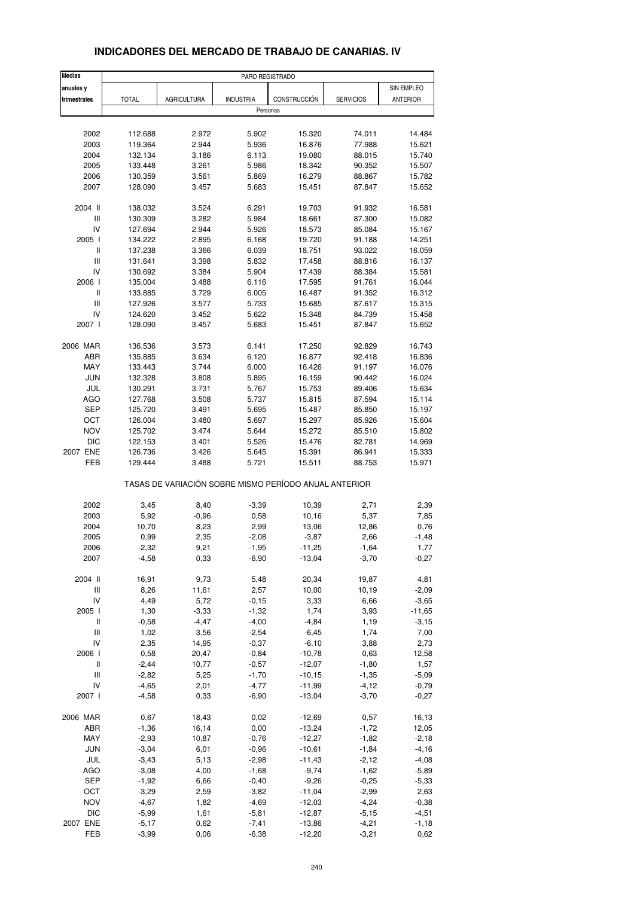## INDICADORES DEL MERCADO DE TRABAJO DE CANARIAS. IV

| Medias anuales y trimestrales | PARO REGISTRADO | | | | | |
|---|---|---|---|---|---|---|
| | TOTAL | AGRICULTURA | INDUSTRIA | CONSTRUCCIÓN | SERVICIOS | SIN EMPLEO ANTERIOR |
| | Personas | | | | | |
| 2002 | 112.688 | 2.972 | 5.902 | 15.320 | 74.011 | 14.484 |
| 2003 | 119.364 | 2.944 | 5.936 | 16.876 | 77.988 | 15.621 |
| 2004 | 132.134 | 3.186 | 6.113 | 19.080 | 88.015 | 15.740 |
| 2005 | 133.448 | 3.261 | 5.986 | 18.342 | 90.352 | 15.507 |
| 2006 | 130.359 | 3.561 | 5.869 | 16.279 | 88.867 | 15.782 |
| 2007 | 128.090 | 3.457 | 5.683 | 15.451 | 87.847 | 15.652 |
| 2004 II | 138.032 | 3.524 | 6.291 | 19.703 | 91.932 | 16.581 |
| III | 130.309 | 3.282 | 5.984 | 18.661 | 87.300 | 15.082 |
| IV | 127.694 | 2.944 | 5.926 | 18.573 | 85.084 | 15.167 |
| 2005 I | 134.222 | 2.895 | 6.168 | 19.720 | 91.188 | 14.251 |
| II | 137.238 | 3.366 | 6.039 | 18.751 | 93.022 | 16.059 |
| III | 131.641 | 3.398 | 5.832 | 17.458 | 88.816 | 16.137 |
| IV | 130.692 | 3.384 | 5.904 | 17.439 | 88.384 | 15.581 |
| 2006 I | 135.004 | 3.488 | 6.116 | 17.595 | 91.761 | 16.044 |
| II | 133.885 | 3.729 | 6.005 | 16.487 | 91.352 | 16.312 |
| III | 127.926 | 3.577 | 5.733 | 15.685 | 87.617 | 15.315 |
| IV | 124.620 | 3.452 | 5.622 | 15.348 | 84.739 | 15.458 |
| 2007 I | 128.090 | 3.457 | 5.683 | 15.451 | 87.847 | 15.652 |
| 2006 MAR | 136.536 | 3.573 | 6.141 | 17.250 | 92.829 | 16.743 |
| ABR | 135.885 | 3.634 | 6.120 | 16.877 | 92.418 | 16.836 |
| MAY | 133.443 | 3.744 | 6.000 | 16.426 | 91.197 | 16.076 |
| JUN | 132.328 | 3.808 | 5.895 | 16.159 | 90.442 | 16.024 |
| JUL | 130.291 | 3.731 | 5.767 | 15.753 | 89.406 | 15.634 |
| AGO | 127.768 | 3.508 | 5.737 | 15.815 | 87.594 | 15.114 |
| SEP | 125.720 | 3.491 | 5.695 | 15.487 | 85.850 | 15.197 |
| OCT | 126.004 | 3.480 | 5.697 | 15.297 | 85.926 | 15.604 |
| NOV | 125.702 | 3.474 | 5.644 | 15.272 | 85.510 | 15.802 |
| DIC | 122.153 | 3.401 | 5.526 | 15.476 | 82.781 | 14.969 |
| 2007 ENE | 126.736 | 3.426 | 5.645 | 15.391 | 86.941 | 15.333 |
| FEB | 129.444 | 3.488 | 5.721 | 15.511 | 88.753 | 15.971 |
| | TASAS DE VARIACIÓN SOBRE MISMO PERÍODO ANUAL ANTERIOR | | | | | |
| 2002 | 3,45 | 8,40 | -3,39 | 10,39 | 2,71 | 2,39 |
| 2003 | 5,92 | -0,96 | 0,58 | 10,16 | 5,37 | 7,85 |
| 2004 | 10,70 | 8,23 | 2,99 | 13,06 | 12,86 | 0,76 |
| 2005 | 0,99 | 2,35 | -2,08 | -3,87 | 2,66 | -1,48 |
| 2006 | -2,32 | 9,21 | -1,95 | -11,25 | -1,64 | 1,77 |
| 2007 | -4,58 | 0,33 | -6,90 | -13,04 | -3,70 | -0,27 |
| 2004 II | 16,91 | 9,73 | 5,48 | 20,34 | 19,87 | 4,81 |
| III | 8,26 | 11,61 | 2,57 | 10,00 | 10,19 | -2,09 |
| IV | 4,49 | 5,72 | -0,15 | 3,33 | 6,66 | -3,65 |
| 2005 I | 1,30 | -3,33 | -1,32 | 1,74 | 3,93 | -11,65 |
| II | -0,58 | -4,47 | -4,00 | -4,84 | 1,19 | -3,15 |
| III | 1,02 | 3,56 | -2,54 | -6,45 | 1,74 | 7,00 |
| IV | 2,35 | 14,95 | -0,37 | -6,10 | 3,88 | 2,73 |
| 2006 I | 0,58 | 20,47 | -0,84 | -10,78 | 0,63 | 12,58 |
| II | -2,44 | 10,77 | -0,57 | -12,07 | -1,80 | 1,57 |
| III | -2,82 | 5,25 | -1,70 | -10,15 | -1,35 | -5,09 |
| IV | -4,65 | 2,01 | -4,77 | -11,99 | -4,12 | -0,79 |
| 2007 I | -4,58 | 0,33 | -6,90 | -13,04 | -3,70 | -0,27 |
| 2006 MAR | 0,67 | 18,43 | 0,02 | -12,69 | 0,57 | 16,13 |
| ABR | -1,36 | 16,14 | 0,00 | -13,24 | -1,72 | 12,05 |
| MAY | -2,93 | 10,87 | -0,76 | -12,27 | -1,82 | -2,18 |
| JUN | -3,04 | 6,01 | -0,96 | -10,61 | -1,84 | -4,16 |
| JUL | -3,43 | 5,13 | -2,98 | -11,43 | -2,12 | -4,08 |
| AGO | -3,08 | 4,00 | -1,68 | -9,74 | -1,62 | -5,89 |
| SEP | -1,92 | 6,66 | -0,40 | -9,26 | -0,25 | -5,33 |
| OCT | -3,29 | 2,59 | -3,82 | -11,04 | -2,99 | 2,63 |
| NOV | -4,67 | 1,82 | -4,69 | -12,03 | -4,24 | -0,38 |
| DIC | -5,99 | 1,61 | -5,81 | -12,87 | -5,15 | -4,51 |
| 2007 ENE | -5,17 | 0,62 | -7,41 | -13,86 | -4,21 | -1,18 |
| FEB | -3,99 | 0,06 | -6,38 | -12,20 | -3,21 | 0,62 |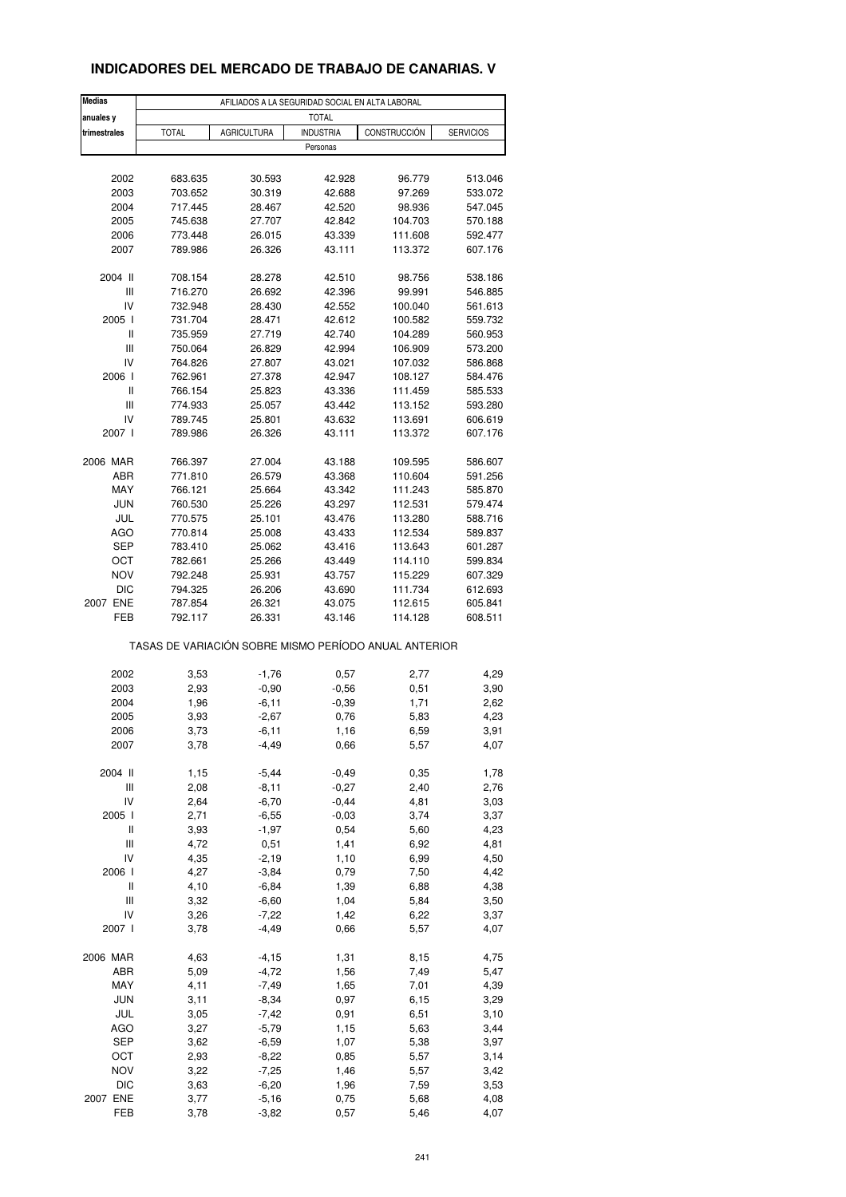# INDICADORES DEL MERCADO DE TRABAJO DE CANARIAS. V

| Medias anuales y trimestrales | AFILIADOS A LA SEGURIDAD SOCIAL EN ALTA LABORAL | | | | |
|---|---|---|---|---|---|
| | TOTAL | | | | |
| | TOTAL | AGRICULTURA | INDUSTRIA | CONSTRUCCIÓN | SERVICIOS |
| | Personas | | | | |
| 2002 | 683.635 | 30.593 | 42.928 | 96.779 | 513.046 |
| 2003 | 703.652 | 30.319 | 42.688 | 97.269 | 533.072 |
| 2004 | 717.445 | 28.467 | 42.520 | 98.936 | 547.045 |
| 2005 | 745.638 | 27.707 | 42.842 | 104.703 | 570.188 |
| 2006 | 773.448 | 26.015 | 43.339 | 111.608 | 592.477 |
| 2007 | 789.986 | 26.326 | 43.111 | 113.372 | 607.176 |
| 2004 II | 708.154 | 28.278 | 42.510 | 98.756 | 538.186 |
| III | 716.270 | 26.692 | 42.396 | 99.991 | 546.885 |
| IV | 732.948 | 28.430 | 42.552 | 100.040 | 561.613 |
| 2005 I | 731.704 | 28.471 | 42.612 | 100.582 | 559.732 |
| II | 735.959 | 27.719 | 42.740 | 104.289 | 560.953 |
| III | 750.064 | 26.829 | 42.994 | 106.909 | 573.200 |
| IV | 764.826 | 27.807 | 43.021 | 107.032 | 586.868 |
| 2006 I | 762.961 | 27.378 | 42.947 | 108.127 | 584.476 |
| II | 766.154 | 25.823 | 43.336 | 111.459 | 585.533 |
| III | 774.933 | 25.057 | 43.442 | 113.152 | 593.280 |
| IV | 789.745 | 25.801 | 43.632 | 113.691 | 606.619 |
| 2007 I | 789.986 | 26.326 | 43.111 | 113.372 | 607.176 |
| 2006 MAR | 766.397 | 27.004 | 43.188 | 109.595 | 586.607 |
| ABR | 771.810 | 26.579 | 43.368 | 110.604 | 591.256 |
| MAY | 766.121 | 25.664 | 43.342 | 111.243 | 585.870 |
| JUN | 760.530 | 25.226 | 43.297 | 112.531 | 579.474 |
| JUL | 770.575 | 25.101 | 43.476 | 113.280 | 588.716 |
| AGO | 770.814 | 25.008 | 43.433 | 112.534 | 589.837 |
| SEP | 783.410 | 25.062 | 43.416 | 113.643 | 601.287 |
| OCT | 782.661 | 25.266 | 43.449 | 114.110 | 599.834 |
| NOV | 792.248 | 25.931 | 43.757 | 115.229 | 607.329 |
| DIC | 794.325 | 26.206 | 43.690 | 111.734 | 612.693 |
| 2007 ENE | 787.854 | 26.321 | 43.075 | 112.615 | 605.841 |
| FEB | 792.117 | 26.331 | 43.146 | 114.128 | 608.511 |
| | TASAS DE VARIACIÓN SOBRE MISMO PERÍODO ANUAL ANTERIOR | | | | |
| 2002 | 3,53 | -1,76 | 0,57 | 2,77 | 4,29 |
| 2003 | 2,93 | -0,90 | -0,56 | 0,51 | 3,90 |
| 2004 | 1,96 | -6,11 | -0,39 | 1,71 | 2,62 |
| 2005 | 3,93 | -2,67 | 0,76 | 5,83 | 4,23 |
| 2006 | 3,73 | -6,11 | 1,16 | 6,59 | 3,91 |
| 2007 | 3,78 | -4,49 | 0,66 | 5,57 | 4,07 |
| 2004 II | 1,15 | -5,44 | -0,49 | 0,35 | 1,78 |
| III | 2,08 | -8,11 | -0,27 | 2,40 | 2,76 |
| IV | 2,64 | -6,70 | -0,44 | 4,81 | 3,03 |
| 2005 I | 2,71 | -6,55 | -0,03 | 3,74 | 3,37 |
| II | 3,93 | -1,97 | 0,54 | 5,60 | 4,23 |
| III | 4,72 | 0,51 | 1,41 | 6,92 | 4,81 |
| IV | 4,35 | -2,19 | 1,10 | 6,99 | 4,50 |
| 2006 I | 4,27 | -3,84 | 0,79 | 7,50 | 4,42 |
| II | 4,10 | -6,84 | 1,39 | 6,88 | 4,38 |
| III | 3,32 | -6,60 | 1,04 | 5,84 | 3,50 |
| IV | 3,26 | -7,22 | 1,42 | 6,22 | 3,37 |
| 2007 I | 3,78 | -4,49 | 0,66 | 5,57 | 4,07 |
| 2006 MAR | 4,63 | -4,15 | 1,31 | 8,15 | 4,75 |
| ABR | 5,09 | -4,72 | 1,56 | 7,49 | 5,47 |
| MAY | 4,11 | -7,49 | 1,65 | 7,01 | 4,39 |
| JUN | 3,11 | -8,34 | 0,97 | 6,15 | 3,29 |
| JUL | 3,05 | -7,42 | 0,91 | 6,51 | 3,10 |
| AGO | 3,27 | -5,79 | 1,15 | 5,63 | 3,44 |
| SEP | 3,62 | -6,59 | 1,07 | 5,38 | 3,97 |
| OCT | 2,93 | -8,22 | 0,85 | 5,57 | 3,14 |
| NOV | 3,22 | -7,25 | 1,46 | 5,57 | 3,42 |
| DIC | 3,63 | -6,20 | 1,96 | 7,59 | 3,53 |
| 2007 ENE | 3,77 | -5,16 | 0,75 | 5,68 | 4,08 |
| FEB | 3,78 | -3,82 | 0,57 | 5,46 | 4,07 |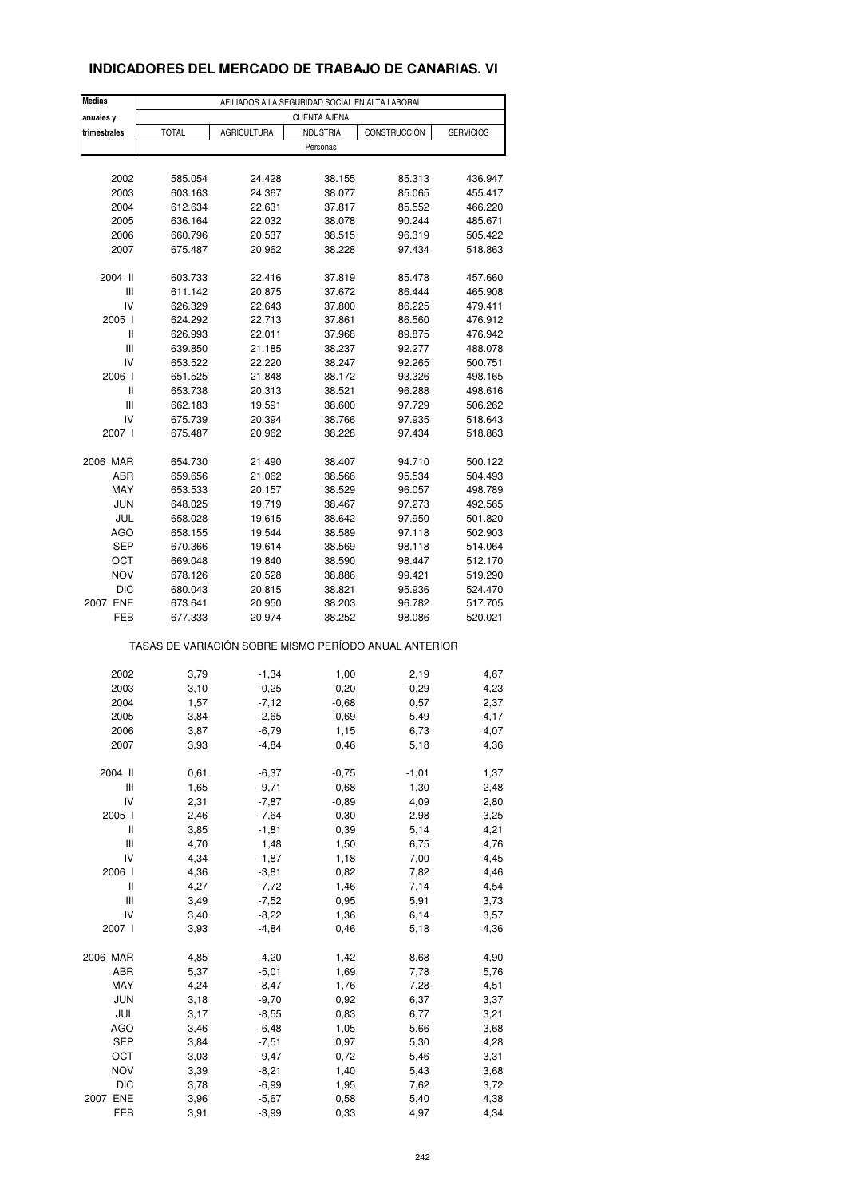# INDICADORES DEL MERCADO DE TRABAJO DE CANARIAS. VI

| Medias anuales y trimestrales | AFILIADOS A LA SEGURIDAD SOCIAL EN ALTA LABORAL | | | | |
|---|---|---|---|---|---|
| | CUENTA AJENA | | | | |
| | TOTAL | AGRICULTURA | INDUSTRIA | CONSTRUCCIÓN | SERVICIOS |
| | Personas | | | | |
| 2002 | 585.054 | 24.428 | 38.155 | 85.313 | 436.947 |
| 2003 | 603.163 | 24.367 | 38.077 | 85.065 | 455.417 |
| 2004 | 612.634 | 22.631 | 37.817 | 85.552 | 466.220 |
| 2005 | 636.164 | 22.032 | 38.078 | 90.244 | 485.671 |
| 2006 | 660.796 | 20.537 | 38.515 | 96.319 | 505.422 |
| 2007 | 675.487 | 20.962 | 38.228 | 97.434 | 518.863 |
| 2004 II | 603.733 | 22.416 | 37.819 | 85.478 | 457.660 |
| III | 611.142 | 20.875 | 37.672 | 86.444 | 465.908 |
| IV | 626.329 | 22.643 | 37.800 | 86.225 | 479.411 |
| 2005 I | 624.292 | 22.713 | 37.861 | 86.560 | 476.912 |
| II | 626.993 | 22.011 | 37.968 | 89.875 | 476.942 |
| III | 639.850 | 21.185 | 38.237 | 92.277 | 488.078 |
| IV | 653.522 | 22.220 | 38.247 | 92.265 | 500.751 |
| 2006 I | 651.525 | 21.848 | 38.172 | 93.326 | 498.165 |
| II | 653.738 | 20.313 | 38.521 | 96.288 | 498.616 |
| III | 662.183 | 19.591 | 38.600 | 97.729 | 506.262 |
| IV | 675.739 | 20.394 | 38.766 | 97.935 | 518.643 |
| 2007 I | 675.487 | 20.962 | 38.228 | 97.434 | 518.863 |
| 2006 MAR | 654.730 | 21.490 | 38.407 | 94.710 | 500.122 |
| ABR | 659.656 | 21.062 | 38.566 | 95.534 | 504.493 |
| MAY | 653.533 | 20.157 | 38.529 | 96.057 | 498.789 |
| JUN | 648.025 | 19.719 | 38.467 | 97.273 | 492.565 |
| JUL | 658.028 | 19.615 | 38.642 | 97.950 | 501.820 |
| AGO | 658.155 | 19.544 | 38.589 | 97.118 | 502.903 |
| SEP | 670.366 | 19.614 | 38.569 | 98.118 | 514.064 |
| OCT | 669.048 | 19.840 | 38.590 | 98.447 | 512.170 |
| NOV | 678.126 | 20.528 | 38.886 | 99.421 | 519.290 |
| DIC | 680.043 | 20.815 | 38.821 | 95.936 | 524.470 |
| 2007 ENE | 673.641 | 20.950 | 38.203 | 96.782 | 517.705 |
| FEB | 677.333 | 20.974 | 38.252 | 98.086 | 520.021 |
| | TASAS DE VARIACIÓN SOBRE MISMO PERÍODO ANUAL ANTERIOR | | | | |
| 2002 | 3,79 | -1,34 | 1,00 | 2,19 | 4,67 |
| 2003 | 3,10 | -0,25 | -0,20 | -0,29 | 4,23 |
| 2004 | 1,57 | -7,12 | -0,68 | 0,57 | 2,37 |
| 2005 | 3,84 | -2,65 | 0,69 | 5,49 | 4,17 |
| 2006 | 3,87 | -6,79 | 1,15 | 6,73 | 4,07 |
| 2007 | 3,93 | -4,84 | 0,46 | 5,18 | 4,36 |
| 2004 II | 0,61 | -6,37 | -0,75 | -1,01 | 1,37 |
| III | 1,65 | -9,71 | -0,68 | 1,30 | 2,48 |
| IV | 2,31 | -7,87 | -0,89 | 4,09 | 2,80 |
| 2005 I | 2,46 | -7,64 | -0,30 | 2,98 | 3,25 |
| II | 3,85 | -1,81 | 0,39 | 5,14 | 4,21 |
| III | 4,70 | 1,48 | 1,50 | 6,75 | 4,76 |
| IV | 4,34 | -1,87 | 1,18 | 7,00 | 4,45 |
| 2006 I | 4,36 | -3,81 | 0,82 | 7,82 | 4,46 |
| II | 4,27 | -7,72 | 1,46 | 7,14 | 4,54 |
| III | 3,49 | -7,52 | 0,95 | 5,91 | 3,73 |
| IV | 3,40 | -8,22 | 1,36 | 6,14 | 3,57 |
| 2007 I | 3,93 | -4,84 | 0,46 | 5,18 | 4,36 |
| 2006 MAR | 4,85 | -4,20 | 1,42 | 8,68 | 4,90 |
| ABR | 5,37 | -5,01 | 1,69 | 7,78 | 5,76 |
| MAY | 4,24 | -8,47 | 1,76 | 7,28 | 4,51 |
| JUN | 3,18 | -9,70 | 0,92 | 6,37 | 3,37 |
| JUL | 3,17 | -8,55 | 0,83 | 6,77 | 3,21 |
| AGO | 3,46 | -6,48 | 1,05 | 5,66 | 3,68 |
| SEP | 3,84 | -7,51 | 0,97 | 5,30 | 4,28 |
| OCT | 3,03 | -9,47 | 0,72 | 5,46 | 3,31 |
| NOV | 3,39 | -8,21 | 1,40 | 5,43 | 3,68 |
| DIC | 3,78 | -6,99 | 1,95 | 7,62 | 3,72 |
| 2007 ENE | 3,96 | -5,67 | 0,58 | 5,40 | 4,38 |
| FEB | 3,91 | -3,99 | 0,33 | 4,97 | 4,34 |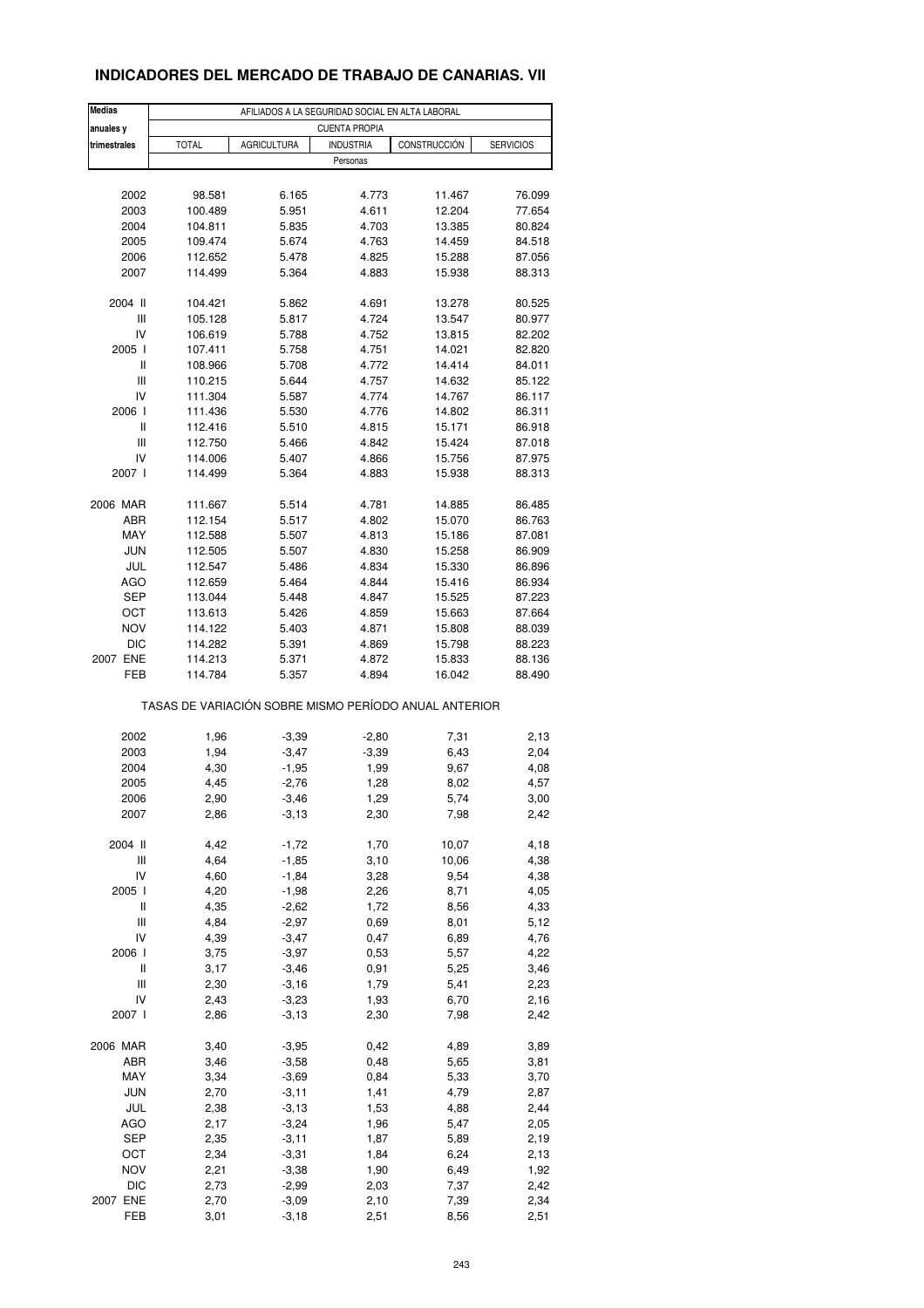## INDICADORES DEL MERCADO DE TRABAJO DE CANARIAS. VII

| Medias anuales y trimestrales | AFILIADOS A LA SEGURIDAD SOCIAL EN ALTA LABORAL | | | | |
|---|---|---|---|---|---|
| | CUENTA PROPIA | | | | |
| | TOTAL | AGRICULTURA | INDUSTRIA | CONSTRUCCIÓN | SERVICIOS |
| | Personas | | | | |
| 2002 | 98.581 | 6.165 | 4.773 | 11.467 | 76.099 |
| 2003 | 100.489 | 5.951 | 4.611 | 12.204 | 77.654 |
| 2004 | 104.811 | 5.835 | 4.703 | 13.385 | 80.824 |
| 2005 | 109.474 | 5.674 | 4.763 | 14.459 | 84.518 |
| 2006 | 112.652 | 5.478 | 4.825 | 15.288 | 87.056 |
| 2007 | 114.499 | 5.364 | 4.883 | 15.938 | 88.313 |
| 2004 II | 104.421 | 5.862 | 4.691 | 13.278 | 80.525 |
| III | 105.128 | 5.817 | 4.724 | 13.547 | 80.977 |
| IV | 106.619 | 5.788 | 4.752 | 13.815 | 82.202 |
| 2005 I | 107.411 | 5.758 | 4.751 | 14.021 | 82.820 |
| II | 108.966 | 5.708 | 4.772 | 14.414 | 84.011 |
| III | 110.215 | 5.644 | 4.757 | 14.632 | 85.122 |
| IV | 111.304 | 5.587 | 4.774 | 14.767 | 86.117 |
| 2006 I | 111.436 | 5.530 | 4.776 | 14.802 | 86.311 |
| II | 112.416 | 5.510 | 4.815 | 15.171 | 86.918 |
| III | 112.750 | 5.466 | 4.842 | 15.424 | 87.018 |
| IV | 114.006 | 5.407 | 4.866 | 15.756 | 87.975 |
| 2007 I | 114.499 | 5.364 | 4.883 | 15.938 | 88.313 |
| 2006 MAR | 111.667 | 5.514 | 4.781 | 14.885 | 86.485 |
| ABR | 112.154 | 5.517 | 4.802 | 15.070 | 86.763 |
| MAY | 112.588 | 5.507 | 4.813 | 15.186 | 87.081 |
| JUN | 112.505 | 5.507 | 4.830 | 15.258 | 86.909 |
| JUL | 112.547 | 5.486 | 4.834 | 15.330 | 86.896 |
| AGO | 112.659 | 5.464 | 4.844 | 15.416 | 86.934 |
| SEP | 113.044 | 5.448 | 4.847 | 15.525 | 87.223 |
| OCT | 113.613 | 5.426 | 4.859 | 15.663 | 87.664 |
| NOV | 114.122 | 5.403 | 4.871 | 15.808 | 88.039 |
| DIC | 114.282 | 5.391 | 4.869 | 15.798 | 88.223 |
| 2007 ENE | 114.213 | 5.371 | 4.872 | 15.833 | 88.136 |
| FEB | 114.784 | 5.357 | 4.894 | 16.042 | 88.490 |
| | TASAS DE VARIACIÓN SOBRE MISMO PERÍODO ANUAL ANTERIOR | | | | |
| 2002 | 1,96 | -3,39 | -2,80 | 7,31 | 2,13 |
| 2003 | 1,94 | -3,47 | -3,39 | 6,43 | 2,04 |
| 2004 | 4,30 | -1,95 | 1,99 | 9,67 | 4,08 |
| 2005 | 4,45 | -2,76 | 1,28 | 8,02 | 4,57 |
| 2006 | 2,90 | -3,46 | 1,29 | 5,74 | 3,00 |
| 2007 | 2,86 | -3,13 | 2,30 | 7,98 | 2,42 |
| 2004 II | 4,42 | -1,72 | 1,70 | 10,07 | 4,18 |
| III | 4,64 | -1,85 | 3,10 | 10,06 | 4,38 |
| IV | 4,60 | -1,84 | 3,28 | 9,54 | 4,38 |
| 2005 I | 4,20 | -1,98 | 2,26 | 8,71 | 4,05 |
| II | 4,35 | -2,62 | 1,72 | 8,56 | 4,33 |
| III | 4,84 | -2,97 | 0,69 | 8,01 | 5,12 |
| IV | 4,39 | -3,47 | 0,47 | 6,89 | 4,76 |
| 2006 I | 3,75 | -3,97 | 0,53 | 5,57 | 4,22 |
| II | 3,17 | -3,46 | 0,91 | 5,25 | 3,46 |
| III | 2,30 | -3,16 | 1,79 | 5,41 | 2,23 |
| IV | 2,43 | -3,23 | 1,93 | 6,70 | 2,16 |
| 2007 I | 2,86 | -3,13 | 2,30 | 7,98 | 2,42 |
| 2006 MAR | 3,40 | -3,95 | 0,42 | 4,89 | 3,89 |
| ABR | 3,46 | -3,58 | 0,48 | 5,65 | 3,81 |
| MAY | 3,34 | -3,69 | 0,84 | 5,33 | 3,70 |
| JUN | 2,70 | -3,11 | 1,41 | 4,79 | 2,87 |
| JUL | 2,38 | -3,13 | 1,53 | 4,88 | 2,44 |
| AGO | 2,17 | -3,24 | 1,96 | 5,47 | 2,05 |
| SEP | 2,35 | -3,11 | 1,87 | 5,89 | 2,19 |
| OCT | 2,34 | -3,31 | 1,84 | 6,24 | 2,13 |
| NOV | 2,21 | -3,38 | 1,90 | 6,49 | 1,92 |
| DIC | 2,73 | -2,99 | 2,03 | 7,37 | 2,42 |
| 2007 ENE | 2,70 | -3,09 | 2,10 | 7,39 | 2,34 |
| FEB | 3,01 | -3,18 | 2,51 | 8,56 | 2,51 |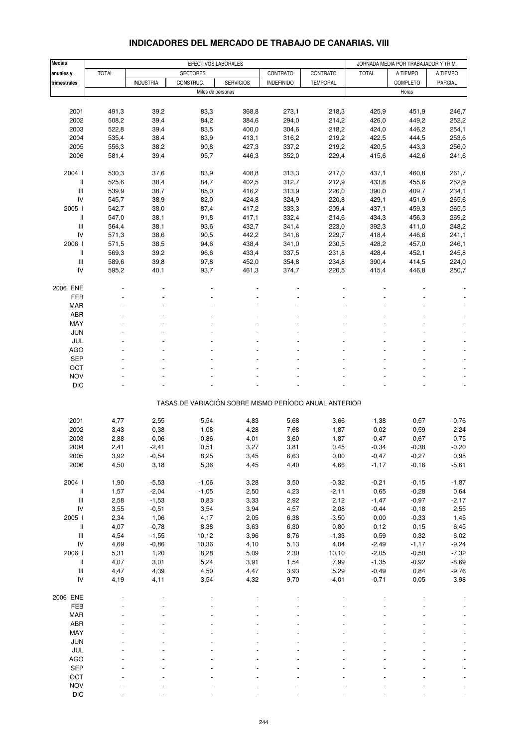# INDICADORES DEL MERCADO DE TRABAJO DE CANARIAS. VIII

| Medias anuales y trimestrales | EFECTIVOS LABORALES | | | | | | JORNADA MEDIA POR TRABAJADOR Y TRIM. | | |
|---|---|---|---|---|---|---|---|---|---|
| | TOTAL | SECTORES | | | CONTRATO | CONTRATO | TOTAL | A TIEMPO | A TIEMPO |
| | | INDUSTRIA | CONSTRUC. | SERVICIOS | INDEFINIDO | TEMPORAL | | COMPLETO | PARCIAL |
| | Miles de personas | | | | | | Horas | | |
| 2001 | 491,3 | 39,2 | 83,3 | 368,8 | 273,1 | 218,3 | 425,9 | 451,9 | 246,7 |
| 2002 | 508,2 | 39,4 | 84,2 | 384,6 | 294,0 | 214,2 | 426,0 | 449,2 | 252,2 |
| 2003 | 522,8 | 39,4 | 83,5 | 400,0 | 304,6 | 218,2 | 424,0 | 446,2 | 254,1 |
| 2004 | 535,4 | 38,4 | 83,9 | 413,1 | 316,2 | 219,2 | 422,5 | 444,5 | 253,6 |
| 2005 | 556,3 | 38,2 | 90,8 | 427,3 | 337,2 | 219,2 | 420,5 | 443,3 | 256,0 |
| 2006 | 581,4 | 39,4 | 95,7 | 446,3 | 352,0 | 229,4 | 415,6 | 442,6 | 241,6 |
| 2004 I | 530,3 | 37,6 | 83,9 | 408,8 | 313,3 | 217,0 | 437,1 | 460,8 | 261,7 |
| II | 525,6 | 38,4 | 84,7 | 402,5 | 312,7 | 212,9 | 433,8 | 455,6 | 252,9 |
| III | 539,9 | 38,7 | 85,0 | 416,2 | 313,9 | 226,0 | 390,0 | 409,7 | 234,1 |
| IV | 545,7 | 38,9 | 82,0 | 424,8 | 324,9 | 220,8 | 429,1 | 451,9 | 265,6 |
| 2005 I | 542,7 | 38,0 | 87,4 | 417,2 | 333,3 | 209,4 | 437,1 | 459,3 | 265,5 |
| II | 547,0 | 38,1 | 91,8 | 417,1 | 332,4 | 214,6 | 434,3 | 456,3 | 269,2 |
| III | 564,4 | 38,1 | 93,6 | 432,7 | 341,4 | 223,0 | 392,3 | 411,0 | 248,2 |
| IV | 571,3 | 38,6 | 90,5 | 442,2 | 341,6 | 229,7 | 418,4 | 446,6 | 241,1 |
| 2006 I | 571,5 | 38,5 | 94,6 | 438,4 | 341,0 | 230,5 | 428,2 | 457,0 | 246,1 |
| II | 569,3 | 39,2 | 96,6 | 433,4 | 337,5 | 231,8 | 428,4 | 452,1 | 245,8 |
| III | 589,6 | 39,8 | 97,8 | 452,0 | 354,8 | 234,8 | 390,4 | 414,5 | 224,0 |
| IV | 595,2 | 40,1 | 93,7 | 461,3 | 374,7 | 220,5 | 415,4 | 446,8 | 250,7 |
| 2006 ENE | - | - | - | - | - | - | - | - | - |
| FEB | - | - | - | - | - | - | - | - | - |
| MAR | - | - | - | - | - | - | - | - | - |
| ABR | - | - | - | - | - | - | - | - | - |
| MAY | - | - | - | - | - | - | - | - | - |
| JUN | - | - | - | - | - | - | - | - | - |
| JUL | - | - | - | - | - | - | - | - | - |
| AGO | - | - | - | - | - | - | - | - | - |
| SEP | - | - | - | - | - | - | - | - | - |
| OCT | - | - | - | - | - | - | - | - | - |
| NOV | - | - | - | - | - | - | - | - | - |
| DIC | - | - | - | - | - | - | - | - | - |
| | TASAS DE VARIACIÓN SOBRE MISMO PERÍODO ANUAL ANTERIOR | | | | | | | | |
| 2001 | 4,77 | 2,55 | 5,54 | 4,83 | 5,68 | 3,66 | -1,38 | -0,57 | -0,76 |
| 2002 | 3,43 | 0,38 | 1,08 | 4,28 | 7,68 | -1,87 | 0,02 | -0,59 | 2,24 |
| 2003 | 2,88 | -0,06 | -0,86 | 4,01 | 3,60 | 1,87 | -0,47 | -0,67 | 0,75 |
| 2004 | 2,41 | -2,41 | 0,51 | 3,27 | 3,81 | 0,45 | -0,34 | -0,38 | -0,20 |
| 2005 | 3,92 | -0,54 | 8,25 | 3,45 | 6,63 | 0,00 | -0,47 | -0,27 | 0,95 |
| 2006 | 4,50 | 3,18 | 5,36 | 4,45 | 4,40 | 4,66 | -1,17 | -0,16 | -5,61 |
| 2004 I | 1,90 | -5,53 | -1,06 | 3,28 | 3,50 | -0,32 | -0,21 | -0,15 | -1,87 |
| II | 1,57 | -2,04 | -1,05 | 2,50 | 4,23 | -2,11 | 0,65 | -0,28 | 0,64 |
| III | 2,58 | -1,53 | 0,83 | 3,33 | 2,92 | 2,12 | -1,47 | -0,97 | -2,17 |
| IV | 3,55 | -0,51 | 3,54 | 3,94 | 4,57 | 2,08 | -0,44 | -0,18 | 2,55 |
| 2005 I | 2,34 | 1,06 | 4,17 | 2,05 | 6,38 | -3,50 | 0,00 | -0,33 | 1,45 |
| II | 4,07 | -0,78 | 8,38 | 3,63 | 6,30 | 0,80 | 0,12 | 0,15 | 6,45 |
| III | 4,54 | -1,55 | 10,12 | 3,96 | 8,76 | -1,33 | 0,59 | 0,32 | 6,02 |
| IV | 4,69 | -0,86 | 10,36 | 4,10 | 5,13 | 4,04 | -2,49 | -1,17 | -9,24 |
| 2006 I | 5,31 | 1,20 | 8,28 | 5,09 | 2,30 | 10,10 | -2,05 | -0,50 | -7,32 |
| II | 4,07 | 3,01 | 5,24 | 3,91 | 1,54 | 7,99 | -1,35 | -0,92 | -8,69 |
| III | 4,47 | 4,39 | 4,50 | 4,47 | 3,93 | 5,29 | -0,49 | 0,84 | -9,76 |
| IV | 4,19 | 4,11 | 3,54 | 4,32 | 9,70 | -4,01 | -0,71 | 0,05 | 3,98 |
| 2006 ENE | - | - | - | - | - | - | - | - | - |
| FEB | - | - | - | - | - | - | - | - | - |
| MAR | - | - | - | - | - | - | - | - | - |
| ABR | - | - | - | - | - | - | - | - | - |
| MAY | - | - | - | - | - | - | - | - | - |
| JUN | - | - | - | - | - | - | - | - | - |
| JUL | - | - | - | - | - | - | - | - | - |
| AGO | - | - | - | - | - | - | - | - | - |
| SEP | - | - | - | - | - | - | - | - | - |
| OCT | - | - | - | - | - | - | - | - | - |
| NOV | - | - | - | - | - | - | - | - | - |
| DIC | - | - | - | - | - | - | - | - | - |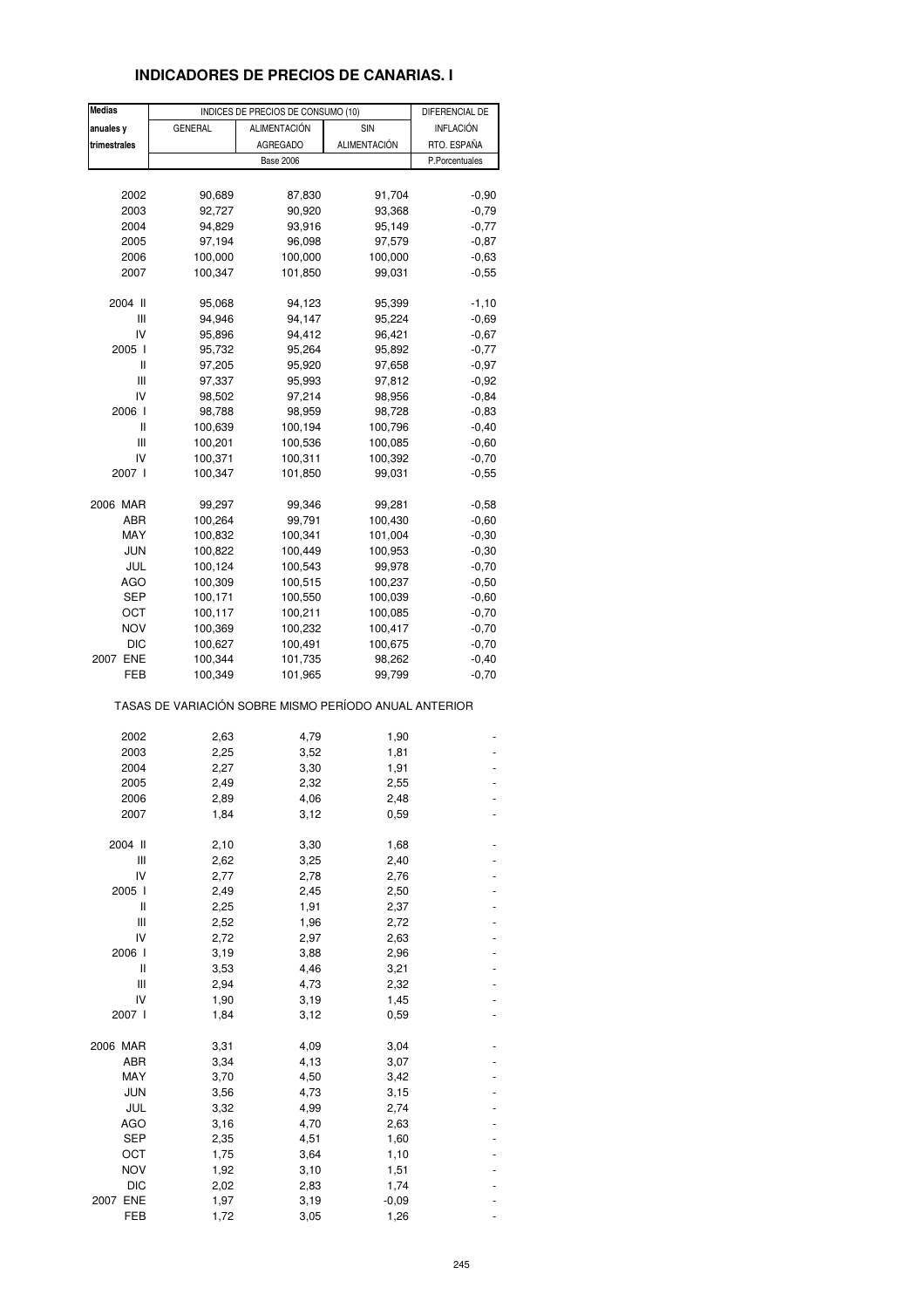## INDICADORES DE PRECIOS DE CANARIAS. I

| Medias anuales y trimestrales | INDICES DE PRECIOS DE CONSUMO (10) GENERAL | ALIMENTACIÓN AGREGADO | SIN ALIMENTACIÓN | DIFERENCIAL DE INFLACIÓN RTO. ESPAÑA |
|---|---|---|---|---|
| | Base 2006 | | | P.Porcentuales |
| 2002 | 90,689 | 87,830 | 91,704 | -0,90 |
| 2003 | 92,727 | 90,920 | 93,368 | -0,79 |
| 2004 | 94,829 | 93,916 | 95,149 | -0,77 |
| 2005 | 97,194 | 96,098 | 97,579 | -0,87 |
| 2006 | 100,000 | 100,000 | 100,000 | -0,63 |
| 2007 | 100,347 | 101,850 | 99,031 | -0,55 |
| 2004 II | 95,068 | 94,123 | 95,399 | -1,10 |
| III | 94,946 | 94,147 | 95,224 | -0,69 |
| IV | 95,896 | 94,412 | 96,421 | -0,67 |
| 2005 I | 95,732 | 95,264 | 95,892 | -0,77 |
| II | 97,205 | 95,920 | 97,658 | -0,97 |
| III | 97,337 | 95,993 | 97,812 | -0,92 |
| IV | 98,502 | 97,214 | 98,956 | -0,84 |
| 2006 I | 98,788 | 98,959 | 98,728 | -0,83 |
| II | 100,639 | 100,194 | 100,796 | -0,40 |
| III | 100,201 | 100,536 | 100,085 | -0,60 |
| IV | 100,371 | 100,311 | 100,392 | -0,70 |
| 2007 I | 100,347 | 101,850 | 99,031 | -0,55 |
| 2006 MAR | 99,297 | 99,346 | 99,281 | -0,58 |
| ABR | 100,264 | 99,791 | 100,430 | -0,60 |
| MAY | 100,832 | 100,341 | 101,004 | -0,30 |
| JUN | 100,822 | 100,449 | 100,953 | -0,30 |
| JUL | 100,124 | 100,543 | 99,978 | -0,70 |
| AGO | 100,309 | 100,515 | 100,237 | -0,50 |
| SEP | 100,171 | 100,550 | 100,039 | -0,60 |
| OCT | 100,117 | 100,211 | 100,085 | -0,70 |
| NOV | 100,369 | 100,232 | 100,417 | -0,70 |
| DIC | 100,627 | 100,491 | 100,675 | -0,70 |
| 2007 ENE | 100,344 | 101,735 | 98,262 | -0,40 |
| FEB | 100,349 | 101,965 | 99,799 | -0,70 |
| | TASAS DE VARIACIÓN SOBRE MISMO PERÍODO ANUAL ANTERIOR | | | |
| 2002 | 2,63 | 4,79 | 1,90 | - |
| 2003 | 2,25 | 3,52 | 1,81 | - |
| 2004 | 2,27 | 3,30 | 1,91 | - |
| 2005 | 2,49 | 2,32 | 2,55 | - |
| 2006 | 2,89 | 4,06 | 2,48 | - |
| 2007 | 1,84 | 3,12 | 0,59 | - |
| 2004 II | 2,10 | 3,30 | 1,68 | - |
| III | 2,62 | 3,25 | 2,40 | - |
| IV | 2,77 | 2,78 | 2,76 | - |
| 2005 I | 2,49 | 2,45 | 2,50 | - |
| II | 2,25 | 1,91 | 2,37 | - |
| III | 2,52 | 1,96 | 2,72 | - |
| IV | 2,72 | 2,97 | 2,63 | - |
| 2006 I | 3,19 | 3,88 | 2,96 | - |
| II | 3,53 | 4,46 | 3,21 | - |
| III | 2,94 | 4,73 | 2,32 | - |
| IV | 1,90 | 3,19 | 1,45 | - |
| 2007 I | 1,84 | 3,12 | 0,59 | - |
| 2006 MAR | 3,31 | 4,09 | 3,04 | - |
| ABR | 3,34 | 4,13 | 3,07 | - |
| MAY | 3,70 | 4,50 | 3,42 | - |
| JUN | 3,56 | 4,73 | 3,15 | - |
| JUL | 3,32 | 4,99 | 2,74 | - |
| AGO | 3,16 | 4,70 | 2,63 | - |
| SEP | 2,35 | 4,51 | 1,60 | - |
| OCT | 1,75 | 3,64 | 1,10 | - |
| NOV | 1,92 | 3,10 | 1,51 | - |
| DIC | 2,02 | 2,83 | 1,74 | - |
| 2007 ENE | 1,97 | 3,19 | -0,09 | - |
| FEB | 1,72 | 3,05 | 1,26 | - |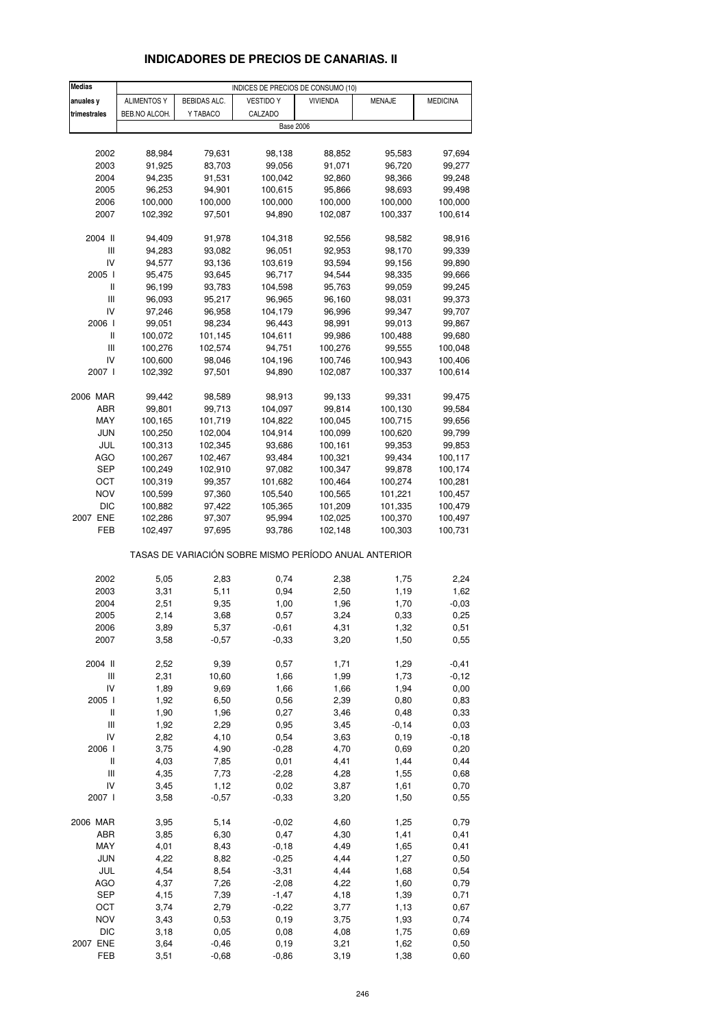## INDICADORES DE PRECIOS DE CANARIAS. II

| Medias anuales y trimestrales | INDICES DE PRECIOS DE CONSUMO (10) | | | | | |
|---|---|---|---|---|---|---|
| | ALIMENTOS Y BEB.NO ALCOH. | BEBIDAS ALC. Y TABACO | VESTIDO Y CALZADO | VIVIENDA | MENAJE | MEDICINA |
| | Base 2006 | | | | | |
| 2002 | 88,984 | 79,631 | 98,138 | 88,852 | 95,583 | 97,694 |
| 2003 | 91,925 | 83,703 | 99,056 | 91,071 | 96,720 | 99,277 |
| 2004 | 94,235 | 91,531 | 100,042 | 92,860 | 98,366 | 99,248 |
| 2005 | 96,253 | 94,901 | 100,615 | 95,866 | 98,693 | 99,498 |
| 2006 | 100,000 | 100,000 | 100,000 | 100,000 | 100,000 | 100,000 |
| 2007 | 102,392 | 97,501 | 94,890 | 102,087 | 100,337 | 100,614 |
| 2004 II | 94,409 | 91,978 | 104,318 | 92,556 | 98,582 | 98,916 |
| III | 94,283 | 93,082 | 96,051 | 92,953 | 98,170 | 99,339 |
| IV | 94,577 | 93,136 | 103,619 | 93,594 | 99,156 | 99,890 |
| 2005 I | 95,475 | 93,645 | 96,717 | 94,544 | 98,335 | 99,666 |
| II | 96,199 | 93,783 | 104,598 | 95,763 | 99,059 | 99,245 |
| III | 96,093 | 95,217 | 96,965 | 96,160 | 98,031 | 99,373 |
| IV | 97,246 | 96,958 | 104,179 | 96,996 | 99,347 | 99,707 |
| 2006 I | 99,051 | 98,234 | 96,443 | 98,991 | 99,013 | 99,867 |
| II | 100,072 | 101,145 | 104,611 | 99,986 | 100,488 | 99,680 |
| III | 100,276 | 102,574 | 94,751 | 100,276 | 99,555 | 100,048 |
| IV | 100,600 | 98,046 | 104,196 | 100,746 | 100,943 | 100,406 |
| 2007 I | 102,392 | 97,501 | 94,890 | 102,087 | 100,337 | 100,614 |
| 2006 MAR | 99,442 | 98,589 | 98,913 | 99,133 | 99,331 | 99,475 |
| ABR | 99,801 | 99,713 | 104,097 | 99,814 | 100,130 | 99,584 |
| MAY | 100,165 | 101,719 | 104,822 | 100,045 | 100,715 | 99,656 |
| JUN | 100,250 | 102,004 | 104,914 | 100,099 | 100,620 | 99,799 |
| JUL | 100,313 | 102,345 | 93,686 | 100,161 | 99,353 | 99,853 |
| AGO | 100,267 | 102,467 | 93,484 | 100,321 | 99,434 | 100,117 |
| SEP | 100,249 | 102,910 | 97,082 | 100,347 | 99,878 | 100,174 |
| OCT | 100,319 | 99,357 | 101,682 | 100,464 | 100,274 | 100,281 |
| NOV | 100,599 | 97,360 | 105,540 | 100,565 | 101,221 | 100,457 |
| DIC | 100,882 | 97,422 | 105,365 | 101,209 | 101,335 | 100,479 |
| 2007 ENE | 102,286 | 97,307 | 95,994 | 102,025 | 100,370 | 100,497 |
| FEB | 102,497 | 97,695 | 93,786 | 102,148 | 100,303 | 100,731 |
| | TASAS DE VARIACIÓN SOBRE MISMO PERÍODO ANUAL ANTERIOR | | | | | |
| 2002 | 5,05 | 2,83 | 0,74 | 2,38 | 1,75 | 2,24 |
| 2003 | 3,31 | 5,11 | 0,94 | 2,50 | 1,19 | 1,62 |
| 2004 | 2,51 | 9,35 | 1,00 | 1,96 | 1,70 | -0,03 |
| 2005 | 2,14 | 3,68 | 0,57 | 3,24 | 0,33 | 0,25 |
| 2006 | 3,89 | 5,37 | -0,61 | 4,31 | 1,32 | 0,51 |
| 2007 | 3,58 | -0,57 | -0,33 | 3,20 | 1,50 | 0,55 |
| 2004 II | 2,52 | 9,39 | 0,57 | 1,71 | 1,29 | -0,41 |
| III | 2,31 | 10,60 | 1,66 | 1,99 | 1,73 | -0,12 |
| IV | 1,89 | 9,69 | 1,66 | 1,66 | 1,94 | 0,00 |
| 2005 I | 1,92 | 6,50 | 0,56 | 2,39 | 0,80 | 0,83 |
| II | 1,90 | 1,96 | 0,27 | 3,46 | 0,48 | 0,33 |
| III | 1,92 | 2,29 | 0,95 | 3,45 | -0,14 | 0,03 |
| IV | 2,82 | 4,10 | 0,54 | 3,63 | 0,19 | -0,18 |
| 2006 I | 3,75 | 4,90 | -0,28 | 4,70 | 0,69 | 0,20 |
| II | 4,03 | 7,85 | 0,01 | 4,41 | 1,44 | 0,44 |
| III | 4,35 | 7,73 | -2,28 | 4,28 | 1,55 | 0,68 |
| IV | 3,45 | 1,12 | 0,02 | 3,87 | 1,61 | 0,70 |
| 2007 I | 3,58 | -0,57 | -0,33 | 3,20 | 1,50 | 0,55 |
| 2006 MAR | 3,95 | 5,14 | -0,02 | 4,60 | 1,25 | 0,79 |
| ABR | 3,85 | 6,30 | 0,47 | 4,30 | 1,41 | 0,41 |
| MAY | 4,01 | 8,43 | -0,18 | 4,49 | 1,65 | 0,41 |
| JUN | 4,22 | 8,82 | -0,25 | 4,44 | 1,27 | 0,50 |
| JUL | 4,54 | 8,54 | -3,31 | 4,44 | 1,68 | 0,54 |
| AGO | 4,37 | 7,26 | -2,08 | 4,22 | 1,60 | 0,79 |
| SEP | 4,15 | 7,39 | -1,47 | 4,18 | 1,39 | 0,71 |
| OCT | 3,74 | 2,79 | -0,22 | 3,77 | 1,13 | 0,67 |
| NOV | 3,43 | 0,53 | 0,19 | 3,75 | 1,93 | 0,74 |
| DIC | 3,18 | 0,05 | 0,08 | 4,08 | 1,75 | 0,69 |
| 2007 ENE | 3,64 | -0,46 | 0,19 | 3,21 | 1,62 | 0,50 |
| FEB | 3,51 | -0,68 | -0,86 | 3,19 | 1,38 | 0,60 |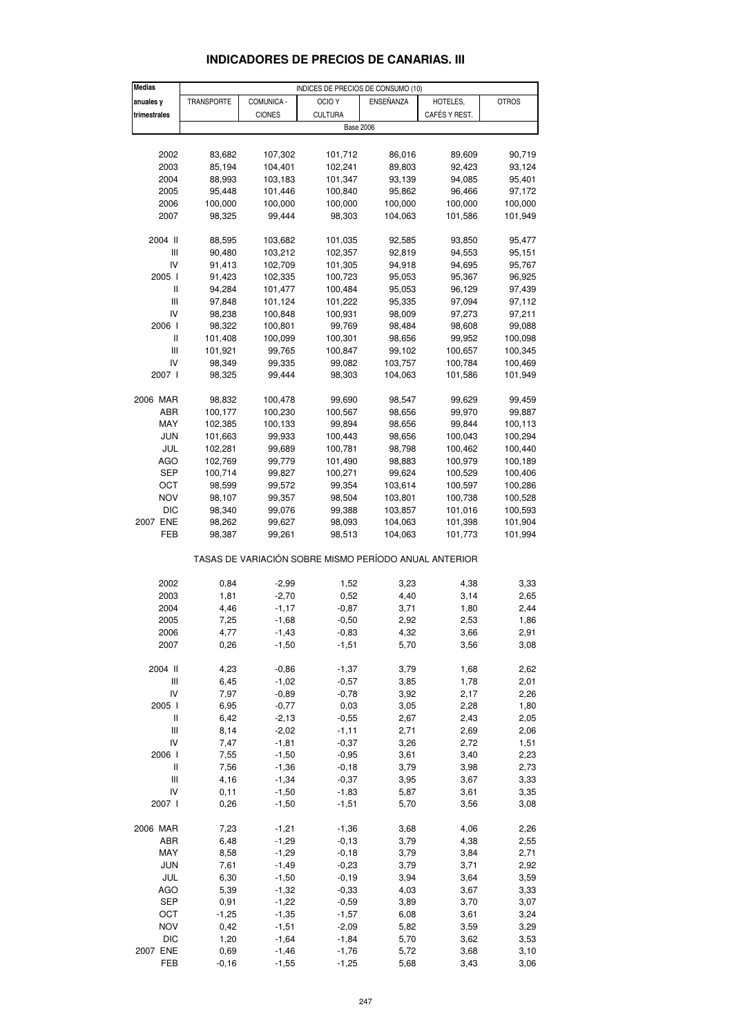# INDICADORES DE PRECIOS DE CANARIAS. III

| Medias anuales y trimestrales | INDICES DE PRECIOS DE CONSUMO (10) | | | | | |
|---|---|---|---|---|---|---|
| | TRANSPORTE | COMUNICA - CIONES | OCIO Y CULTURA | ENSEÑANZA | HOTELES, CAFÉS Y REST. | OTROS |
| | Base 2006 | | | | | |
| 2002 | 83,682 | 107,302 | 101,712 | 86,016 | 89,609 | 90,719 |
| 2003 | 85,194 | 104,401 | 102,241 | 89,803 | 92,423 | 93,124 |
| 2004 | 88,993 | 103,183 | 101,347 | 93,139 | 94,085 | 95,401 |
| 2005 | 95,448 | 101,446 | 100,840 | 95,862 | 96,466 | 97,172 |
| 2006 | 100,000 | 100,000 | 100,000 | 100,000 | 100,000 | 100,000 |
| 2007 | 98,325 | 99,444 | 98,303 | 104,063 | 101,586 | 101,949 |
| 2004 II | 88,595 | 103,682 | 101,035 | 92,585 | 93,850 | 95,477 |
| III | 90,480 | 103,212 | 102,357 | 92,819 | 94,553 | 95,151 |
| IV | 91,413 | 102,709 | 101,305 | 94,918 | 94,695 | 95,767 |
| 2005 I | 91,423 | 102,335 | 100,723 | 95,053 | 95,367 | 96,925 |
| II | 94,284 | 101,477 | 100,484 | 95,053 | 96,129 | 97,439 |
| III | 97,848 | 101,124 | 101,222 | 95,335 | 97,094 | 97,112 |
| IV | 98,238 | 100,848 | 100,931 | 98,009 | 97,273 | 97,211 |
| 2006 I | 98,322 | 100,801 | 99,769 | 98,484 | 98,608 | 99,088 |
| II | 101,408 | 100,099 | 100,301 | 98,656 | 99,952 | 100,098 |
| III | 101,921 | 99,765 | 100,847 | 99,102 | 100,657 | 100,345 |
| IV | 98,349 | 99,335 | 99,082 | 103,757 | 100,784 | 100,469 |
| 2007 I | 98,325 | 99,444 | 98,303 | 104,063 | 101,586 | 101,949 |
| 2006 MAR | 98,832 | 100,478 | 99,690 | 98,547 | 99,629 | 99,459 |
| ABR | 100,177 | 100,230 | 100,567 | 98,656 | 99,970 | 99,887 |
| MAY | 102,385 | 100,133 | 99,894 | 98,656 | 99,844 | 100,113 |
| JUN | 101,663 | 99,933 | 100,443 | 98,656 | 100,043 | 100,294 |
| JUL | 102,281 | 99,689 | 100,781 | 98,798 | 100,462 | 100,440 |
| AGO | 102,769 | 99,779 | 101,490 | 98,883 | 100,979 | 100,189 |
| SEP | 100,714 | 99,827 | 100,271 | 99,624 | 100,529 | 100,406 |
| OCT | 98,599 | 99,572 | 99,354 | 103,614 | 100,597 | 100,286 |
| NOV | 98,107 | 99,357 | 98,504 | 103,801 | 100,738 | 100,528 |
| DIC | 98,340 | 99,076 | 99,388 | 103,857 | 101,016 | 100,593 |
| 2007 ENE | 98,262 | 99,627 | 98,093 | 104,063 | 101,398 | 101,904 |
| FEB | 98,387 | 99,261 | 98,513 | 104,063 | 101,773 | 101,994 |
| | TASAS DE VARIACIÓN SOBRE MISMO PERÍODO ANUAL ANTERIOR | | | | | |
| 2002 | 0,84 | -2,99 | 1,52 | 3,23 | 4,38 | 3,33 |
| 2003 | 1,81 | -2,70 | 0,52 | 4,40 | 3,14 | 2,65 |
| 2004 | 4,46 | -1,17 | -0,87 | 3,71 | 1,80 | 2,44 |
| 2005 | 7,25 | -1,68 | -0,50 | 2,92 | 2,53 | 1,86 |
| 2006 | 4,77 | -1,43 | -0,83 | 4,32 | 3,66 | 2,91 |
| 2007 | 0,26 | -1,50 | -1,51 | 5,70 | 3,56 | 3,08 |
| 2004 II | 4,23 | -0,86 | -1,37 | 3,79 | 1,68 | 2,62 |
| III | 6,45 | -1,02 | -0,57 | 3,85 | 1,78 | 2,01 |
| IV | 7,97 | -0,89 | -0,78 | 3,92 | 2,17 | 2,26 |
| 2005 I | 6,95 | -0,77 | 0,03 | 3,05 | 2,28 | 1,80 |
| II | 6,42 | -2,13 | -0,55 | 2,67 | 2,43 | 2,05 |
| III | 8,14 | -2,02 | -1,11 | 2,71 | 2,69 | 2,06 |
| IV | 7,47 | -1,81 | -0,37 | 3,26 | 2,72 | 1,51 |
| 2006 I | 7,55 | -1,50 | -0,95 | 3,61 | 3,40 | 2,23 |
| II | 7,56 | -1,36 | -0,18 | 3,79 | 3,98 | 2,73 |
| III | 4,16 | -1,34 | -0,37 | 3,95 | 3,67 | 3,33 |
| IV | 0,11 | -1,50 | -1,83 | 5,87 | 3,61 | 3,35 |
| 2007 I | 0,26 | -1,50 | -1,51 | 5,70 | 3,56 | 3,08 |
| 2006 MAR | 7,23 | -1,21 | -1,36 | 3,68 | 4,06 | 2,26 |
| ABR | 6,48 | -1,29 | -0,13 | 3,79 | 4,38 | 2,55 |
| MAY | 8,58 | -1,29 | -0,18 | 3,79 | 3,84 | 2,71 |
| JUN | 7,61 | -1,49 | -0,23 | 3,79 | 3,71 | 2,92 |
| JUL | 6,30 | -1,50 | -0,19 | 3,94 | 3,64 | 3,59 |
| AGO | 5,39 | -1,32 | -0,33 | 4,03 | 3,67 | 3,33 |
| SEP | 0,91 | -1,22 | -0,59 | 3,89 | 3,70 | 3,07 |
| OCT | -1,25 | -1,35 | -1,57 | 6,08 | 3,61 | 3,24 |
| NOV | 0,42 | -1,51 | -2,09 | 5,82 | 3,59 | 3,29 |
| DIC | 1,20 | -1,64 | -1,84 | 5,70 | 3,62 | 3,53 |
| 2007 ENE | 0,69 | -1,46 | -1,76 | 5,72 | 3,68 | 3,10 |
| FEB | -0,16 | -1,55 | -1,25 | 5,68 | 3,43 | 3,06 |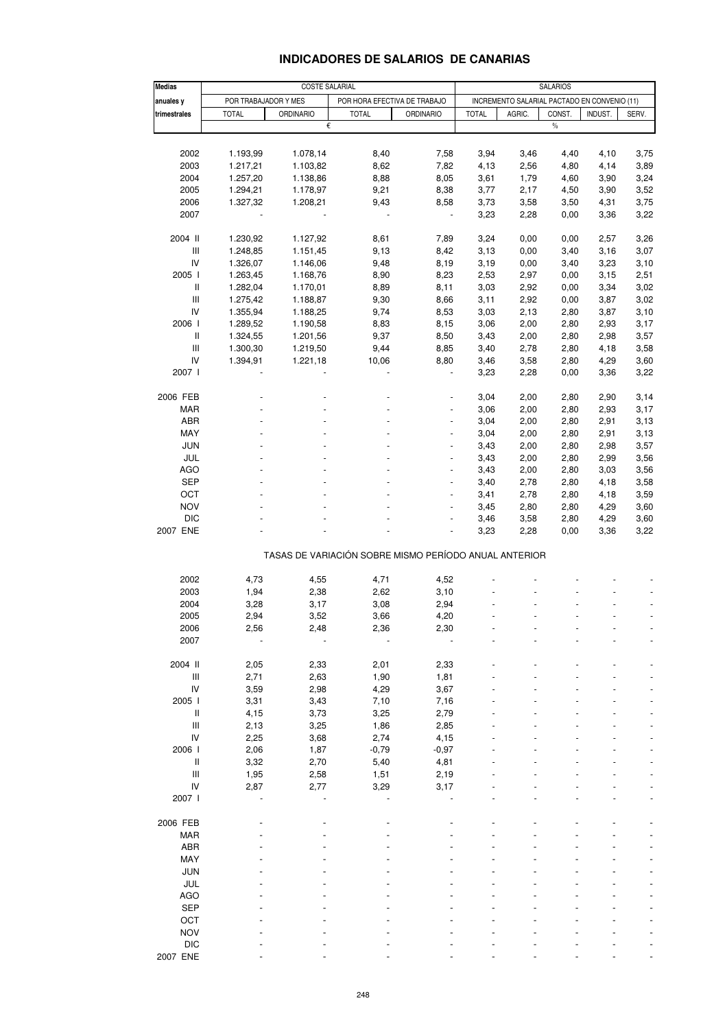# INDICADORES DE SALARIOS DE CANARIAS

| Medias anuales y trimestrales | COSTE SALARIAL | | | | SALARIOS | | | | |
|---|---|---|---|---|---|---|---|---|---|
| | POR TRABAJADOR Y MES | | POR HORA EFECTIVA DE TRABAJO | | INCREMENTO SALARIAL PACTADO EN CONVENIO (11) | | | | |
| | TOTAL | ORDINARIO | TOTAL | ORDINARIO | TOTAL | AGRIC. | CONST. | INDUST. | SERV. |
| | € | | | | % | | | | |
| 2002 | 1.193,99 | 1.078,14 | 8,40 | 7,58 | 3,94 | 3,46 | 4,40 | 4,10 | 3,75 |
| 2003 | 1.217,21 | 1.103,82 | 8,62 | 7,82 | 4,13 | 2,56 | 4,80 | 4,14 | 3,89 |
| 2004 | 1.257,20 | 1.138,86 | 8,88 | 8,05 | 3,61 | 1,79 | 4,60 | 3,90 | 3,24 |
| 2005 | 1.294,21 | 1.178,97 | 9,21 | 8,38 | 3,77 | 2,17 | 4,50 | 3,90 | 3,52 |
| 2006 | 1.327,32 | 1.208,21 | 9,43 | 8,58 | 3,73 | 3,58 | 3,50 | 4,31 | 3,75 |
| 2007 | - | - | - | - | 3,23 | 2,28 | 0,00 | 3,36 | 3,22 |
| 2004 II | 1.230,92 | 1.127,92 | 8,61 | 7,89 | 3,24 | 0,00 | 0,00 | 2,57 | 3,26 |
| III | 1.248,85 | 1.151,45 | 9,13 | 8,42 | 3,13 | 0,00 | 3,40 | 3,16 | 3,07 |
| IV | 1.326,07 | 1.146,06 | 9,48 | 8,19 | 3,19 | 0,00 | 3,40 | 3,23 | 3,10 |
| 2005 I | 1.263,45 | 1.168,76 | 8,90 | 8,23 | 2,53 | 2,97 | 0,00 | 3,15 | 2,51 |
| II | 1.282,04 | 1.170,01 | 8,89 | 8,11 | 3,03 | 2,92 | 0,00 | 3,34 | 3,02 |
| III | 1.275,42 | 1.188,87 | 9,30 | 8,66 | 3,11 | 2,92 | 0,00 | 3,87 | 3,02 |
| IV | 1.355,94 | 1.188,25 | 9,74 | 8,53 | 3,03 | 2,13 | 2,80 | 3,87 | 3,10 |
| 2006 I | 1.289,52 | 1.190,58 | 8,83 | 8,15 | 3,06 | 2,00 | 2,80 | 2,93 | 3,17 |
| II | 1.324,55 | 1.201,56 | 9,37 | 8,50 | 3,43 | 2,00 | 2,80 | 2,98 | 3,57 |
| III | 1.300,30 | 1.219,50 | 9,44 | 8,85 | 3,40 | 2,78 | 2,80 | 4,18 | 3,58 |
| IV | 1.394,91 | 1.221,18 | 10,06 | 8,80 | 3,46 | 3,58 | 2,80 | 4,29 | 3,60 |
| 2007 I | - | - | - | - | 3,23 | 2,28 | 0,00 | 3,36 | 3,22 |
| 2006 FEB | - | - | - | - | 3,04 | 2,00 | 2,80 | 2,90 | 3,14 |
| MAR | - | - | - | - | 3,06 | 2,00 | 2,80 | 2,93 | 3,17 |
| ABR | - | - | - | - | 3,04 | 2,00 | 2,80 | 2,91 | 3,13 |
| MAY | - | - | - | - | 3,04 | 2,00 | 2,80 | 2,91 | 3,13 |
| JUN | - | - | - | - | 3,43 | 2,00 | 2,80 | 2,98 | 3,57 |
| JUL | - | - | - | - | 3,43 | 2,00 | 2,80 | 2,99 | 3,56 |
| AGO | - | - | - | - | 3,43 | 2,00 | 2,80 | 3,03 | 3,56 |
| SEP | - | - | - | - | 3,40 | 2,78 | 2,80 | 4,18 | 3,58 |
| OCT | - | - | - | - | 3,41 | 2,78 | 2,80 | 4,18 | 3,59 |
| NOV | - | - | - | - | 3,45 | 2,80 | 2,80 | 4,29 | 3,60 |
| DIC | - | - | - | - | 3,46 | 3,58 | 2,80 | 4,29 | 3,60 |
| 2007 ENE | - | - | - | - | 3,23 | 2,28 | 0,00 | 3,36 | 3,22 |
| TASAS DE VARIACIÓN SOBRE MISMO PERÍODO ANUAL ANTERIOR | | | | | | | | | |
| 2002 | 4,73 | 4,55 | 4,71 | 4,52 | - | - | - | - | - |
| 2003 | 1,94 | 2,38 | 2,62 | 3,10 | - | - | - | - | - |
| 2004 | 3,28 | 3,17 | 3,08 | 2,94 | - | - | - | - | - |
| 2005 | 2,94 | 3,52 | 3,66 | 4,20 | - | - | - | - | - |
| 2006 | 2,56 | 2,48 | 2,36 | 2,30 | - | - | - | - | - |
| 2007 | - | - | - | - | - | - | - | - | - |
| 2004 II | 2,05 | 2,33 | 2,01 | 2,33 | - | - | - | - | - |
| III | 2,71 | 2,63 | 1,90 | 1,81 | - | - | - | - | - |
| IV | 3,59 | 2,98 | 4,29 | 3,67 | - | - | - | - | - |
| 2005 I | 3,31 | 3,43 | 7,10 | 7,16 | - | - | - | - | - |
| II | 4,15 | 3,73 | 3,25 | 2,79 | - | - | - | - | - |
| III | 2,13 | 3,25 | 1,86 | 2,85 | - | - | - | - | - |
| IV | 2,25 | 3,68 | 2,74 | 4,15 | - | - | - | - | - |
| 2006 I | 2,06 | 1,87 | -0,79 | -0,97 | - | - | - | - | - |
| II | 3,32 | 2,70 | 5,40 | 4,81 | - | - | - | - | - |
| III | 1,95 | 2,58 | 1,51 | 2,19 | - | - | - | - | - |
| IV | 2,87 | 2,77 | 3,29 | 3,17 | - | - | - | - | - |
| 2007 I | - | - | - | - | - | - | - | - | - |
| 2006 FEB | - | - | - | - | - | - | - | - | - |
| MAR | - | - | - | - | - | - | - | - | - |
| ABR | - | - | - | - | - | - | - | - | - |
| MAY | - | - | - | - | - | - | - | - | - |
| JUN | - | - | - | - | - | - | - | - | - |
| JUL | - | - | - | - | - | - | - | - | - |
| AGO | - | - | - | - | - | - | - | - | - |
| SEP | - | - | - | - | - | - | - | - | - |
| OCT | - | - | - | - | - | - | - | - | - |
| NOV | - | - | - | - | - | - | - | - | - |
| DIC | - | - | - | - | - | - | - | - | - |
| 2007 ENE | - | - | - | - | - | - | - | - | - |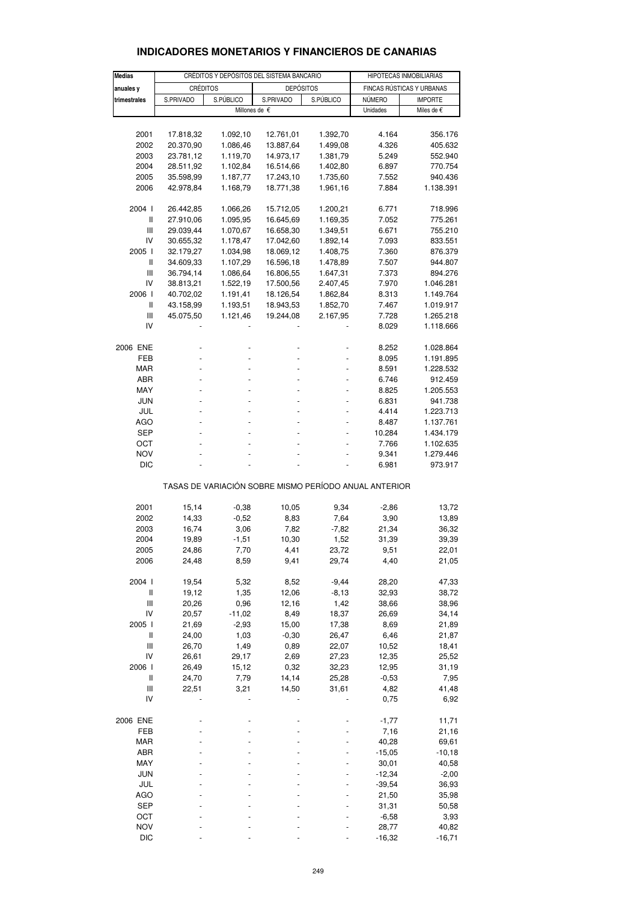# INDICADORES MONETARIOS Y FINANCIEROS DE CANARIAS

| Medias anuales y trimestrales | CRÉDITOS Y DEPÓSITOS DEL SISTEMA BANCARIO | | | | HIPOTECAS INMOBILIARIAS | |
|---|---|---|---|---|---|---|
| | CRÉDITOS | | DEPÓSITOS | | FINCAS RÚSTICAS Y URBANAS | |
| | S.PRIVADO | S.PÚBLICO | S.PRIVADO | S.PÚBLICO | NÚMERO | IMPORTE |
| | Millones de € | | | | Unidades | Miles de € |
| 2001 | 17.818,32 | 1.092,10 | 12.761,01 | 1.392,70 | 4.164 | 356.176 |
| 2002 | 20.370,90 | 1.086,46 | 13.887,64 | 1.499,08 | 4.326 | 405.632 |
| 2003 | 23.781,12 | 1.119,70 | 14.973,17 | 1.381,79 | 5.249 | 552.940 |
| 2004 | 28.511,92 | 1.102,84 | 16.514,66 | 1.402,80 | 6.897 | 770.754 |
| 2005 | 35.598,99 | 1.187,77 | 17.243,10 | 1.735,60 | 7.552 | 940.436 |
| 2006 | 42.978,84 | 1.168,79 | 18.771,38 | 1.961,16 | 7.884 | 1.138.391 |
| 2004 I | 26.442,85 | 1.066,26 | 15.712,05 | 1.200,21 | 6.771 | 718.996 |
| II | 27.910,06 | 1.095,95 | 16.645,69 | 1.169,35 | 7.052 | 775.261 |
| III | 29.039,44 | 1.070,67 | 16.658,30 | 1.349,51 | 6.671 | 755.210 |
| IV | 30.655,32 | 1.178,47 | 17.042,60 | 1.892,14 | 7.093 | 833.551 |
| 2005 I | 32.179,27 | 1.034,98 | 18.069,12 | 1.408,75 | 7.360 | 876.379 |
| II | 34.609,33 | 1.107,29 | 16.596,18 | 1.478,89 | 7.507 | 944.807 |
| III | 36.794,14 | 1.086,64 | 16.806,55 | 1.647,31 | 7.373 | 894.276 |
| IV | 38.813,21 | 1.522,19 | 17.500,56 | 2.407,45 | 7.970 | 1.046.281 |
| 2006 I | 40.702,02 | 1.191,41 | 18.126,54 | 1.862,84 | 8.313 | 1.149.764 |
| II | 43.158,99 | 1.193,51 | 18.943,53 | 1.852,70 | 7.467 | 1.019.917 |
| III | 45.075,50 | 1.121,46 | 19.244,08 | 2.167,95 | 7.728 | 1.265.218 |
| IV | - | - | - | - | 8.029 | 1.118.666 |
| 2006 ENE | - | - | - | - | 8.252 | 1.028.864 |
| FEB | - | - | - | - | 8.095 | 1.191.895 |
| MAR | - | - | - | - | 8.591 | 1.228.532 |
| ABR | - | - | - | - | 6.746 | 912.459 |
| MAY | - | - | - | - | 8.825 | 1.205.553 |
| JUN | - | - | - | - | 6.831 | 941.738 |
| JUL | - | - | - | - | 4.414 | 1.223.713 |
| AGO | - | - | - | - | 8.487 | 1.137.761 |
| SEP | - | - | - | - | 10.284 | 1.434.179 |
| OCT | - | - | - | - | 7.766 | 1.102.635 |
| NOV | - | - | - | - | 9.341 | 1.279.446 |
| DIC | - | - | - | - | 6.981 | 973.917 |
| TASAS DE VARIACIÓN SOBRE MISMO PERÍODO ANUAL ANTERIOR | | | | | | |
| 2001 | 15,14 | -0,38 | 10,05 | 9,34 | -2,86 | 13,72 |
| 2002 | 14,33 | -0,52 | 8,83 | 7,64 | 3,90 | 13,89 |
| 2003 | 16,74 | 3,06 | 7,82 | -7,82 | 21,34 | 36,32 |
| 2004 | 19,89 | -1,51 | 10,30 | 1,52 | 31,39 | 39,39 |
| 2005 | 24,86 | 7,70 | 4,41 | 23,72 | 9,51 | 22,01 |
| 2006 | 24,48 | 8,59 | 9,41 | 29,74 | 4,40 | 21,05 |
| 2004 I | 19,54 | 5,32 | 8,52 | -9,44 | 28,20 | 47,33 |
| II | 19,12 | 1,35 | 12,06 | -8,13 | 32,93 | 38,72 |
| III | 20,26 | 0,96 | 12,16 | 1,42 | 38,66 | 38,96 |
| IV | 20,57 | -11,02 | 8,49 | 18,37 | 26,69 | 34,14 |
| 2005 I | 21,69 | -2,93 | 15,00 | 17,38 | 8,69 | 21,89 |
| II | 24,00 | 1,03 | -0,30 | 26,47 | 6,46 | 21,87 |
| III | 26,70 | 1,49 | 0,89 | 22,07 | 10,52 | 18,41 |
| IV | 26,61 | 29,17 | 2,69 | 27,23 | 12,35 | 25,52 |
| 2006 I | 26,49 | 15,12 | 0,32 | 32,23 | 12,95 | 31,19 |
| II | 24,70 | 7,79 | 14,14 | 25,28 | -0,53 | 7,95 |
| III | 22,51 | 3,21 | 14,50 | 31,61 | 4,82 | 41,48 |
| IV | - | - | - | - | 0,75 | 6,92 |
| 2006 ENE | - | - | - | - | -1,77 | 11,71 |
| FEB | - | - | - | - | 7,16 | 21,16 |
| MAR | - | - | - | - | 40,28 | 69,61 |
| ABR | - | - | - | - | -15,05 | -10,18 |
| MAY | - | - | - | - | 30,01 | 40,58 |
| JUN | - | - | - | - | -12,34 | -2,00 |
| JUL | - | - | - | - | -39,54 | 36,93 |
| AGO | - | - | - | - | 21,50 | 35,98 |
| SEP | - | - | - | - | 31,31 | 50,58 |
| OCT | - | - | - | - | -6,58 | 3,93 |
| NOV | - | - | - | - | 28,77 | 40,82 |
| DIC | - | - | - | - | -16,32 | -16,71 |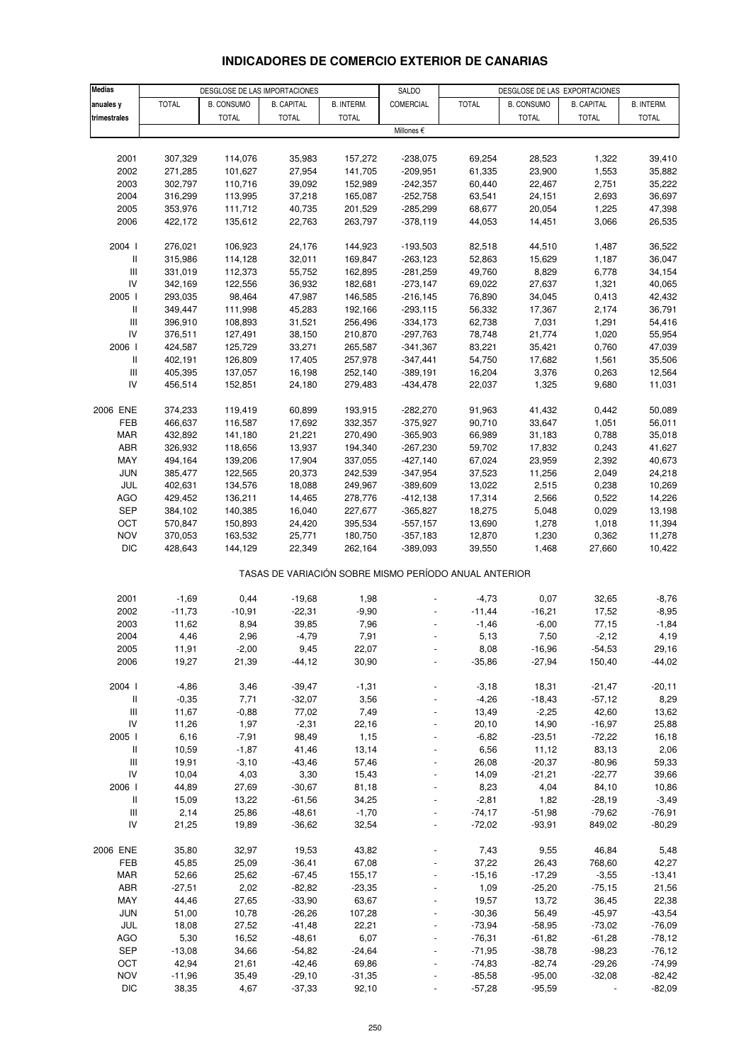# INDICADORES DE COMERCIO EXTERIOR DE CANARIAS

| Medias anuales y trimestrales | DESGLOSE DE LAS IMPORTACIONES | | | | SALDO | DESGLOSE DE LAS EXPORTACIONES | | | |
|---|---|---|---|---|---|---|---|---|---|
| | TOTAL | B. CONSUMO TOTAL | B. CAPITAL TOTAL | B. INTERM. TOTAL | COMERCIAL | TOTAL | B. CONSUMO TOTAL | B. CAPITAL TOTAL | B. INTERM. TOTAL |
| | | | | | Millones € | | | | |
| 2001 | 307,329 | 114,076 | 35,983 | 157,272 | -238,075 | 69,254 | 28,523 | 1,322 | 39,410 |
| 2002 | 271,285 | 101,627 | 27,954 | 141,705 | -209,951 | 61,335 | 23,900 | 1,553 | 35,882 |
| 2003 | 302,797 | 110,716 | 39,092 | 152,989 | -242,357 | 60,440 | 22,467 | 2,751 | 35,222 |
| 2004 | 316,299 | 113,995 | 37,218 | 165,087 | -252,758 | 63,541 | 24,151 | 2,693 | 36,697 |
| 2005 | 353,976 | 111,712 | 40,735 | 201,529 | -285,299 | 68,677 | 20,054 | 1,225 | 47,398 |
| 2006 | 422,172 | 135,612 | 22,763 | 263,797 | -378,119 | 44,053 | 14,451 | 3,066 | 26,535 |
| 2004 I | 276,021 | 106,923 | 24,176 | 144,923 | -193,503 | 82,518 | 44,510 | 1,487 | 36,522 |
| II | 315,986 | 114,128 | 32,011 | 169,847 | -263,123 | 52,863 | 15,629 | 1,187 | 36,047 |
| III | 331,019 | 112,373 | 55,752 | 162,895 | -281,259 | 49,760 | 8,829 | 6,778 | 34,154 |
| IV | 342,169 | 122,556 | 36,932 | 182,681 | -273,147 | 69,022 | 27,637 | 1,321 | 40,065 |
| 2005 I | 293,035 | 98,464 | 47,987 | 146,585 | -216,145 | 76,890 | 34,045 | 0,413 | 42,432 |
| II | 349,447 | 111,998 | 45,283 | 192,166 | -293,115 | 56,332 | 17,367 | 2,174 | 36,791 |
| III | 396,910 | 108,893 | 31,521 | 256,496 | -334,173 | 62,738 | 7,031 | 1,291 | 54,416 |
| IV | 376,511 | 127,491 | 38,150 | 210,870 | -297,763 | 78,748 | 21,774 | 1,020 | 55,954 |
| 2006 I | 424,587 | 125,729 | 33,271 | 265,587 | -341,367 | 83,221 | 35,421 | 0,760 | 47,039 |
| II | 402,191 | 126,809 | 17,405 | 257,978 | -347,441 | 54,750 | 17,682 | 1,561 | 35,506 |
| III | 405,395 | 137,057 | 16,198 | 252,140 | -389,191 | 16,204 | 3,376 | 0,263 | 12,564 |
| IV | 456,514 | 152,851 | 24,180 | 279,483 | -434,478 | 22,037 | 1,325 | 9,680 | 11,031 |
| 2006 ENE | 374,233 | 119,419 | 60,899 | 193,915 | -282,270 | 91,963 | 41,432 | 0,442 | 50,089 |
| FEB | 466,637 | 116,587 | 17,692 | 332,357 | -375,927 | 90,710 | 33,647 | 1,051 | 56,011 |
| MAR | 432,892 | 141,180 | 21,221 | 270,490 | -365,903 | 66,989 | 31,183 | 0,788 | 35,018 |
| ABR | 326,932 | 118,656 | 13,937 | 194,340 | -267,230 | 59,702 | 17,832 | 0,243 | 41,627 |
| MAY | 494,164 | 139,206 | 17,904 | 337,055 | -427,140 | 67,024 | 23,959 | 2,392 | 40,673 |
| JUN | 385,477 | 122,565 | 20,373 | 242,539 | -347,954 | 37,523 | 11,256 | 2,049 | 24,218 |
| JUL | 402,631 | 134,576 | 18,088 | 249,967 | -389,609 | 13,022 | 2,515 | 0,238 | 10,269 |
| AGO | 429,452 | 136,211 | 14,465 | 278,776 | -412,138 | 17,314 | 2,566 | 0,522 | 14,226 |
| SEP | 384,102 | 140,385 | 16,040 | 227,677 | -365,827 | 18,275 | 5,048 | 0,029 | 13,198 |
| OCT | 570,847 | 150,893 | 24,420 | 395,534 | -557,157 | 13,690 | 1,278 | 1,018 | 11,394 |
| NOV | 370,053 | 163,532 | 25,771 | 180,750 | -357,183 | 12,870 | 1,230 | 0,362 | 11,278 |
| DIC | 428,643 | 144,129 | 22,349 | 262,164 | -389,093 | 39,550 | 1,468 | 27,660 | 10,422 |
| | | | | | TASAS DE VARIACIÓN SOBRE MISMO PERÍODO ANUAL ANTERIOR | | | | |
| 2001 | -1,69 | 0,44 | -19,68 | 1,98 | - | -4,73 | 0,07 | 32,65 | -8,76 |
| 2002 | -11,73 | -10,91 | -22,31 | -9,90 | - | -11,44 | -16,21 | 17,52 | -8,95 |
| 2003 | 11,62 | 8,94 | 39,85 | 7,96 | - | -1,46 | -6,00 | 77,15 | -1,84 |
| 2004 | 4,46 | 2,96 | -4,79 | 7,91 | - | 5,13 | 7,50 | -2,12 | 4,19 |
| 2005 | 11,91 | -2,00 | 9,45 | 22,07 | - | 8,08 | -16,96 | -54,53 | 29,16 |
| 2006 | 19,27 | 21,39 | -44,12 | 30,90 | - | -35,86 | -27,94 | 150,40 | -44,02 |
| 2004 I | -4,86 | 3,46 | -39,47 | -1,31 | - | -3,18 | 18,31 | -21,47 | -20,11 |
| II | -0,35 | 7,71 | -32,07 | 3,56 | - | -4,26 | -18,43 | -57,12 | 8,29 |
| III | 11,67 | -0,88 | 77,02 | 7,49 | - | 13,49 | -2,25 | 42,60 | 13,62 |
| IV | 11,26 | 1,97 | -2,31 | 22,16 | - | 20,10 | 14,90 | -16,97 | 25,88 |
| 2005 I | 6,16 | -7,91 | 98,49 | 1,15 | - | -6,82 | -23,51 | -72,22 | 16,18 |
| II | 10,59 | -1,87 | 41,46 | 13,14 | - | 6,56 | 11,12 | 83,13 | 2,06 |
| III | 19,91 | -3,10 | -43,46 | 57,46 | - | 26,08 | -20,37 | -80,96 | 59,33 |
| IV | 10,04 | 4,03 | 3,30 | 15,43 | - | 14,09 | -21,21 | -22,77 | 39,66 |
| 2006 I | 44,89 | 27,69 | -30,67 | 81,18 | - | 8,23 | 4,04 | 84,10 | 10,86 |
| II | 15,09 | 13,22 | -61,56 | 34,25 | - | -2,81 | 1,82 | -28,19 | -3,49 |
| III | 2,14 | 25,86 | -48,61 | -1,70 | - | -74,17 | -51,98 | -79,62 | -76,91 |
| IV | 21,25 | 19,89 | -36,62 | 32,54 | - | -72,02 | -93,91 | 849,02 | -80,29 |
| 2006 ENE | 35,80 | 32,97 | 19,53 | 43,82 | - | 7,43 | 9,55 | 46,84 | 5,48 |
| FEB | 45,85 | 25,09 | -36,41 | 67,08 | - | 37,22 | 26,43 | 768,60 | 42,27 |
| MAR | 52,66 | 25,62 | -67,45 | 155,17 | - | -15,16 | -17,29 | -3,55 | -13,41 |
| ABR | -27,51 | 2,02 | -82,82 | -23,35 | - | 1,09 | -25,20 | -75,15 | 21,56 |
| MAY | 44,46 | 27,65 | -33,90 | 63,67 | - | 19,57 | 13,72 | 36,45 | 22,38 |
| JUN | 51,00 | 10,78 | -26,26 | 107,28 | - | -30,36 | 56,49 | -45,97 | -43,54 |
| JUL | 18,08 | 27,52 | -41,48 | 22,21 | - | -73,94 | -58,95 | -73,02 | -76,09 |
| AGO | 5,30 | 16,52 | -48,61 | 6,07 | - | -76,31 | -61,82 | -61,28 | -78,12 |
| SEP | -13,08 | 34,66 | -54,82 | -24,64 | - | -71,95 | -38,78 | -98,23 | -76,12 |
| OCT | 42,94 | 21,61 | -42,46 | 69,86 | - | -74,83 | -82,74 | -29,26 | -74,99 |
| NOV | -11,96 | 35,49 | -29,10 | -31,35 | - | -85,58 | -95,00 | -32,08 | -82,42 |
| DIC | 38,35 | 4,67 | -37,33 | 92,10 | - | -57,28 | -95,59 | - | -82,09 |